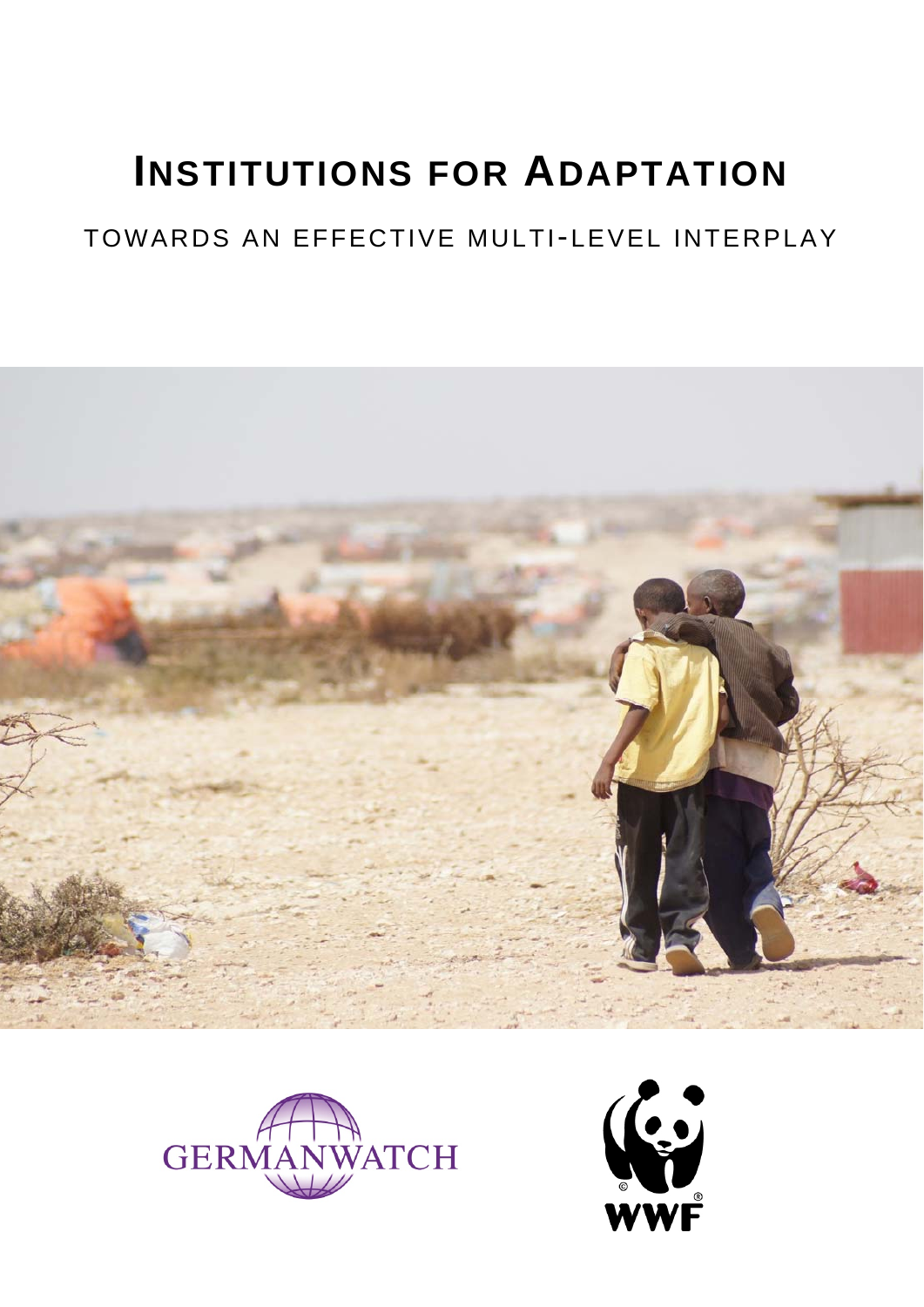# INSTITUTIONS FOR ADAPTATION

## TOWARDS AN EFFECTIVE MULTI-LEVEL INTERPLAY

GERMANWATCH

WWF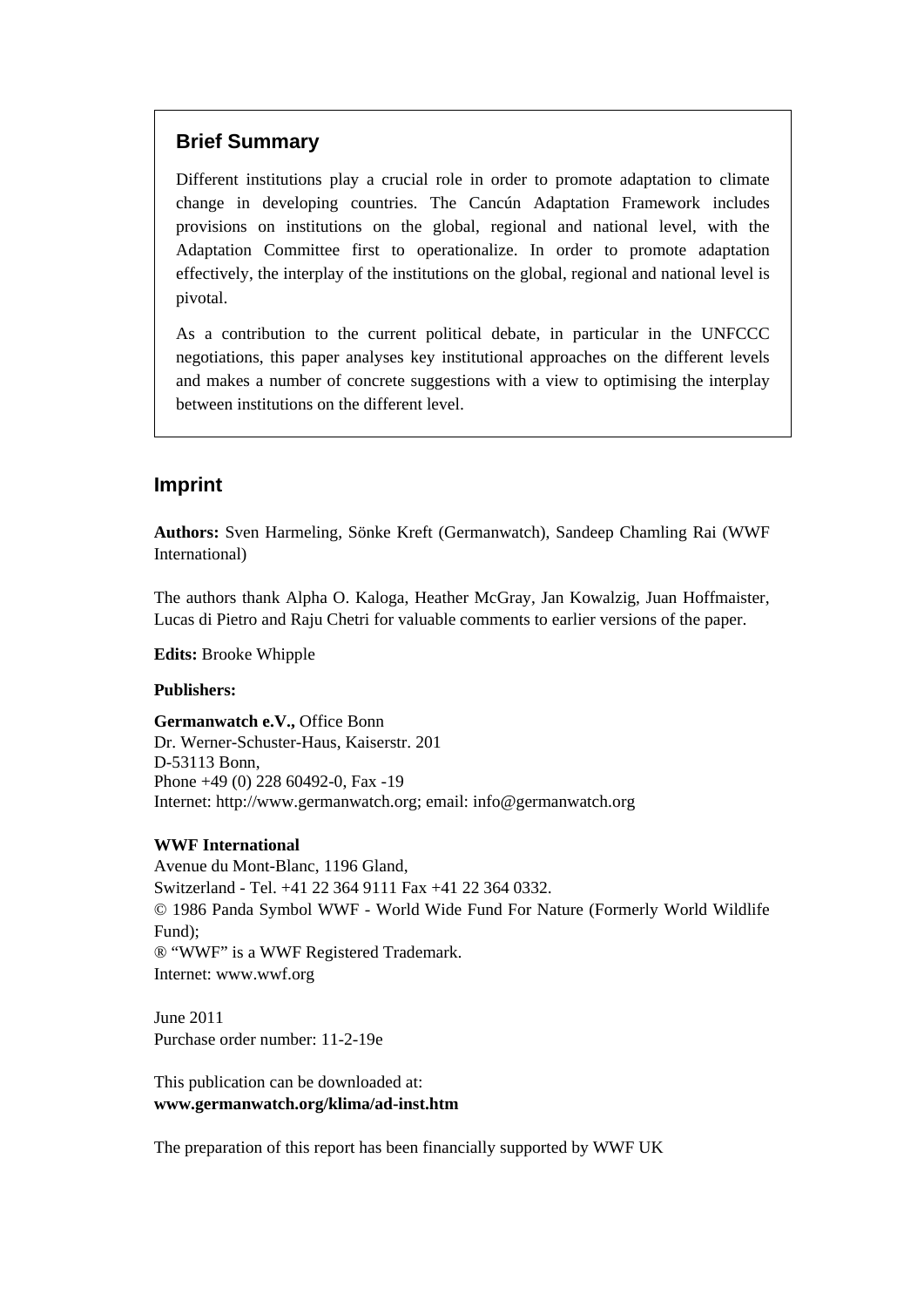## Brief Summary

Different institutions play a crucial role in order to promote adaptation to climate change in developing countries. The Cancún Adaptation Framework includes provisions on institutions on the global, regional and national level, with the Adaptation Committee first to operationalize. In order to promote adaptation effectively, the interplay of the institutions on the global, regional and national level is pivotal.

As a contribution to the current political debate, in particular in the UNFCCC negotiations, this paper analyses key institutional approaches on the different levels and makes a number of concrete suggestions with a view to optimising the interplay between institutions on the different level.

## Imprint

**Authors:** Sven Harmeling, Sönke Kreft (Germanwatch), Sandeep Chamling Rai (WWF International)

The authors thank Alpha O. Kaloga, Heather McGray, Jan Kowalzig, Juan Hoffmaister, Lucas di Pietro and Raju Chetri for valuable comments to earlier versions of the paper.

**Edits:** Brooke Whipple

**Publishers:**

**Germanwatch e.V.,** Office Bonn
Dr. Werner-Schuster-Haus, Kaiserstr. 201
D-53113 Bonn,
Phone +49 (0) 228 60492-0, Fax -19
Internet: http://www.germanwatch.org; email: info@germanwatch.org

**WWF International**
Avenue du Mont-Blanc, 1196 Gland,
Switzerland - Tel. +41 22 364 9111 Fax +41 22 364 0332.
© 1986 Panda Symbol WWF - World Wide Fund For Nature (Formerly World Wildlife Fund);
® "WWF" is a WWF Registered Trademark.
Internet: www.wwf.org

June 2011
Purchase order number: 11-2-19e

This publication can be downloaded at:
**www.germanwatch.org/klima/ad-inst.htm**

The preparation of this report has been financially supported by WWF UK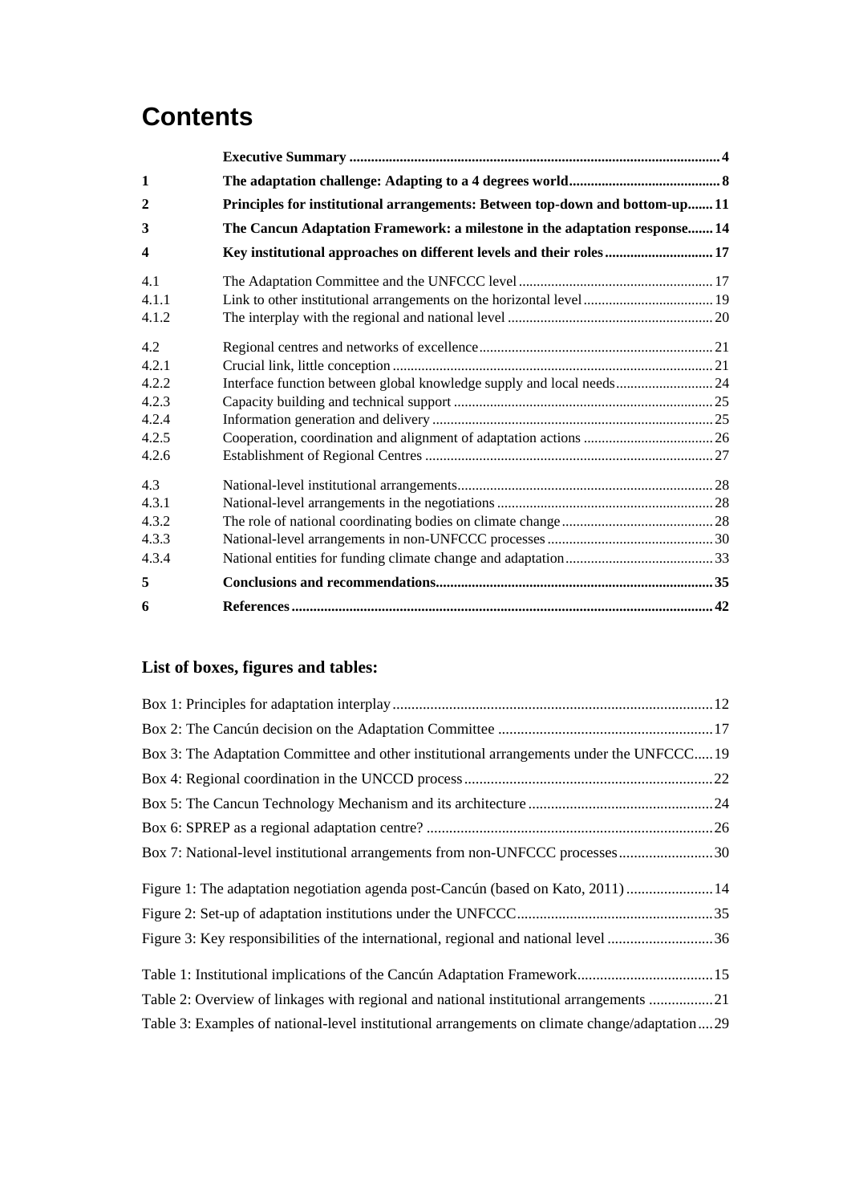# Contents

| | | |
|---|---|---|
| | **Executive Summary** | **4** |
| **1** | **The adaptation challenge: Adapting to a 4 degrees world** | **8** |
| **2** | **Principles for institutional arrangements: Between top-down and bottom-up** | **11** |
| **3** | **The Cancun Adaptation Framework: a milestone in the adaptation response** | **14** |
| **4** | **Key institutional approaches on different levels and their roles** | **17** |
| 4.1 | The Adaptation Committee and the UNFCCC level | 17 |
| 4.1.1 | Link to other institutional arrangements on the horizontal level | 19 |
| 4.1.2 | The interplay with the regional and national level | 20 |
| 4.2 | Regional centres and networks of excellence | 21 |
| 4.2.1 | Crucial link, little conception | 21 |
| 4.2.2 | Interface function between global knowledge supply and local needs | 24 |
| 4.2.3 | Capacity building and technical support | 25 |
| 4.2.4 | Information generation and delivery | 25 |
| 4.2.5 | Cooperation, coordination and alignment of adaptation actions | 26 |
| 4.2.6 | Establishment of Regional Centres | 27 |
| 4.3 | National-level institutional arrangements | 28 |
| 4.3.1 | National-level arrangements in the negotiations | 28 |
| 4.3.2 | The role of national coordinating bodies on climate change | 28 |
| 4.3.3 | National-level arrangements in non-UNFCCC processes | 30 |
| 4.3.4 | National entities for funding climate change and adaptation | 33 |
| **5** | **Conclusions and recommendations** | **35** |
| **6** | **References** | **42** |

## List of boxes, figures and tables:

| | |
|---|---|
| Box 1: Principles for adaptation interplay | 12 |
| Box 2: The Cancún decision on the Adaptation Committee | 17 |
| Box 3: The Adaptation Committee and other institutional arrangements under the UNFCCC | 19 |
| Box 4: Regional coordination in the UNCCD process | 22 |
| Box 5: The Cancun Technology Mechanism and its architecture | 24 |
| Box 6: SPREP as a regional adaptation centre? | 26 |
| Box 7: National-level institutional arrangements from non-UNFCCC processes | 30 |
| Figure 1: The adaptation negotiation agenda post-Cancún (based on Kato, 2011) | 14 |
| Figure 2: Set-up of adaptation institutions under the UNFCCC | 35 |
| Figure 3: Key responsibilities of the international, regional and national level | 36 |
| Table 1: Institutional implications of the Cancún Adaptation Framework | 15 |
| Table 2: Overview of linkages with regional and national institutional arrangements | 21 |
| Table 3: Examples of national-level institutional arrangements on climate change/adaptation | 29 |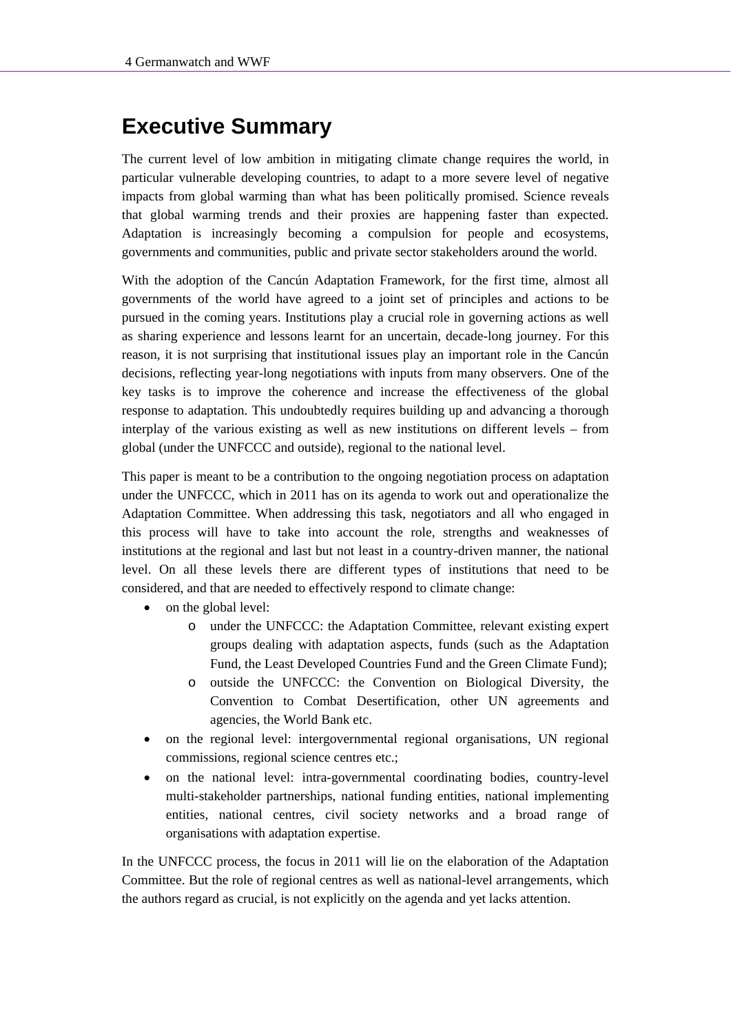# Executive Summary

The current level of low ambition in mitigating climate change requires the world, in particular vulnerable developing countries, to adapt to a more severe level of negative impacts from global warming than what has been politically promised. Science reveals that global warming trends and their proxies are happening faster than expected. Adaptation is increasingly becoming a compulsion for people and ecosystems, governments and communities, public and private sector stakeholders around the world.

With the adoption of the Cancún Adaptation Framework, for the first time, almost all governments of the world have agreed to a joint set of principles and actions to be pursued in the coming years. Institutions play a crucial role in governing actions as well as sharing experience and lessons learnt for an uncertain, decade-long journey. For this reason, it is not surprising that institutional issues play an important role in the Cancún decisions, reflecting year-long negotiations with inputs from many observers. One of the key tasks is to improve the coherence and increase the effectiveness of the global response to adaptation. This undoubtedly requires building up and advancing a thorough interplay of the various existing as well as new institutions on different levels – from global (under the UNFCCC and outside), regional to the national level.

This paper is meant to be a contribution to the ongoing negotiation process on adaptation under the UNFCCC, which in 2011 has on its agenda to work out and operationalize the Adaptation Committee. When addressing this task, negotiators and all who engaged in this process will have to take into account the role, strengths and weaknesses of institutions at the regional and last but not least in a country-driven manner, the national level. On all these levels there are different types of institutions that need to be considered, and that are needed to effectively respond to climate change:

- on the global level:
  - under the UNFCCC: the Adaptation Committee, relevant existing expert groups dealing with adaptation aspects, funds (such as the Adaptation Fund, the Least Developed Countries Fund and the Green Climate Fund);
  - outside the UNFCCC: the Convention on Biological Diversity, the Convention to Combat Desertification, other UN agreements and agencies, the World Bank etc.
- on the regional level: intergovernmental regional organisations, UN regional commissions, regional science centres etc.;
- on the national level: intra-governmental coordinating bodies, country-level multi-stakeholder partnerships, national funding entities, national implementing entities, national centres, civil society networks and a broad range of organisations with adaptation expertise.

In the UNFCCC process, the focus in 2011 will lie on the elaboration of the Adaptation Committee. But the role of regional centres as well as national-level arrangements, which the authors regard as crucial, is not explicitly on the agenda and yet lacks attention.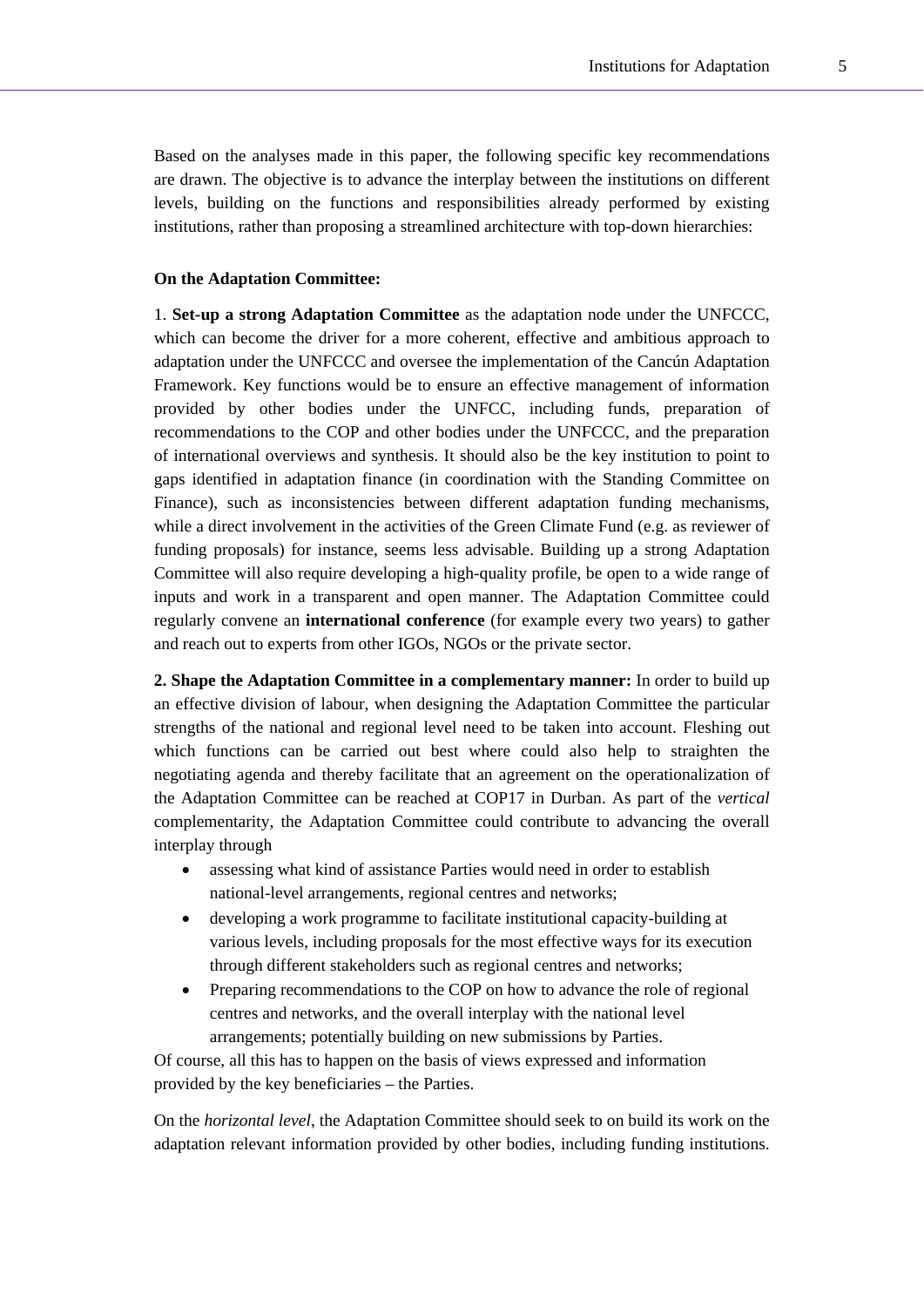Based on the analyses made in this paper, the following specific key recommendations are drawn. The objective is to advance the interplay between the institutions on different levels, building on the functions and responsibilities already performed by existing institutions, rather than proposing a streamlined architecture with top-down hierarchies:

**On the Adaptation Committee:**

1. **Set-up a strong Adaptation Committee** as the adaptation node under the UNFCCC, which can become the driver for a more coherent, effective and ambitious approach to adaptation under the UNFCCC and oversee the implementation of the Cancún Adaptation Framework. Key functions would be to ensure an effective management of information provided by other bodies under the UNFCC, including funds, preparation of recommendations to the COP and other bodies under the UNFCCC, and the preparation of international overviews and synthesis. It should also be the key institution to point to gaps identified in adaptation finance (in coordination with the Standing Committee on Finance), such as inconsistencies between different adaptation funding mechanisms, while a direct involvement in the activities of the Green Climate Fund (e.g. as reviewer of funding proposals) for instance, seems less advisable. Building up a strong Adaptation Committee will also require developing a high-quality profile, be open to a wide range of inputs and work in a transparent and open manner. The Adaptation Committee could regularly convene an **international conference** (for example every two years) to gather and reach out to experts from other IGOs, NGOs or the private sector.

**2. Shape the Adaptation Committee in a complementary manner:** In order to build up an effective division of labour, when designing the Adaptation Committee the particular strengths of the national and regional level need to be taken into account. Fleshing out which functions can be carried out best where could also help to straighten the negotiating agenda and thereby facilitate that an agreement on the operationalization of the Adaptation Committee can be reached at COP17 in Durban. As part of the *vertical* complementarity, the Adaptation Committee could contribute to advancing the overall interplay through

- assessing what kind of assistance Parties would need in order to establish national-level arrangements, regional centres and networks;
- developing a work programme to facilitate institutional capacity-building at various levels, including proposals for the most effective ways for its execution through different stakeholders such as regional centres and networks;
- Preparing recommendations to the COP on how to advance the role of regional centres and networks, and the overall interplay with the national level arrangements; potentially building on new submissions by Parties.

Of course, all this has to happen on the basis of views expressed and information provided by the key beneficiaries – the Parties.

On the *horizontal level*, the Adaptation Committee should seek to on build its work on the adaptation relevant information provided by other bodies, including funding institutions.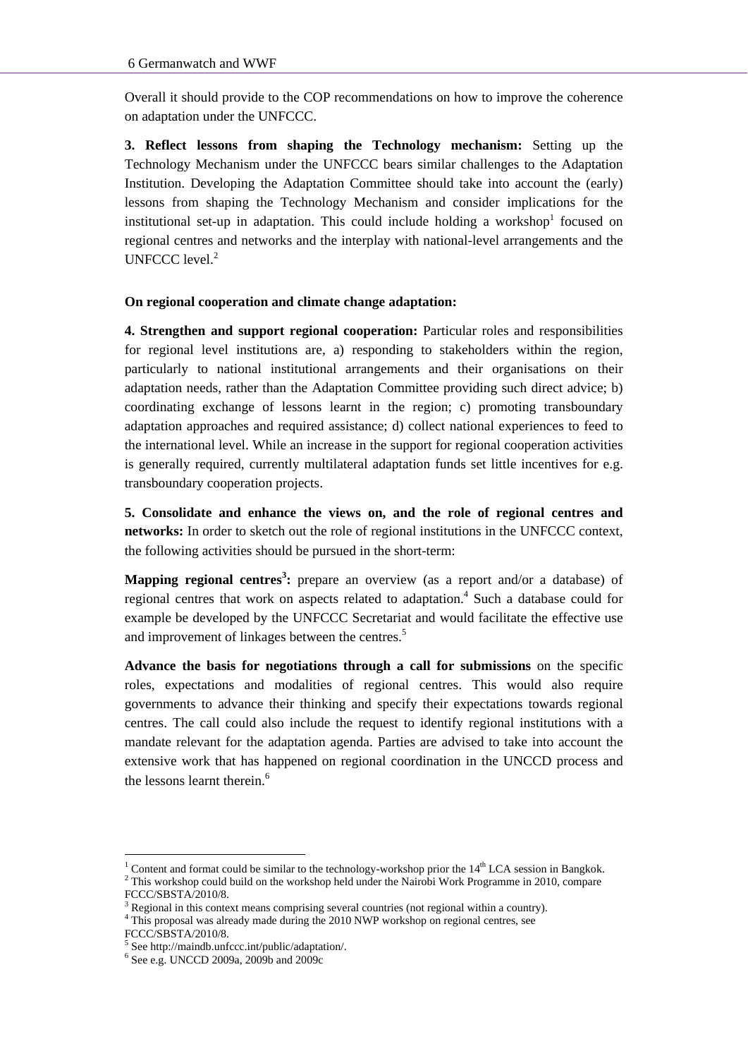Overall it should provide to the COP recommendations on how to improve the coherence on adaptation under the UNFCCC.

**3. Reflect lessons from shaping the Technology mechanism:** Setting up the Technology Mechanism under the UNFCCC bears similar challenges to the Adaptation Institution. Developing the Adaptation Committee should take into account the (early) lessons from shaping the Technology Mechanism and consider implications for the institutional set-up in adaptation. This could include holding a workshop[1] focused on regional centres and networks and the interplay with national-level arrangements and the UNFCCC level.[2]

**On regional cooperation and climate change adaptation:**

**4. Strengthen and support regional cooperation:** Particular roles and responsibilities for regional level institutions are, a) responding to stakeholders within the region, particularly to national institutional arrangements and their organisations on their adaptation needs, rather than the Adaptation Committee providing such direct advice; b) coordinating exchange of lessons learnt in the region; c) promoting transboundary adaptation approaches and required assistance; d) collect national experiences to feed to the international level. While an increase in the support for regional cooperation activities is generally required, currently multilateral adaptation funds set little incentives for e.g. transboundary cooperation projects.

**5. Consolidate and enhance the views on, and the role of regional centres and networks:** In order to sketch out the role of regional institutions in the UNFCCC context, the following activities should be pursued in the short-term:

**Mapping regional centres[3]:** prepare an overview (as a report and/or a database) of regional centres that work on aspects related to adaptation.[4] Such a database could for example be developed by the UNFCCC Secretariat and would facilitate the effective use and improvement of linkages between the centres.[5]

**Advance the basis for negotiations through a call for submissions** on the specific roles, expectations and modalities of regional centres. This would also require governments to advance their thinking and specify their expectations towards regional centres. The call could also include the request to identify regional institutions with a mandate relevant for the adaptation agenda. Parties are advised to take into account the extensive work that has happened on regional coordination in the UNCCD process and the lessons learnt therein.[6]

---

[1] Content and format could be similar to the technology-workshop prior the 14th LCA session in Bangkok.
[2] This workshop could build on the workshop held under the Nairobi Work Programme in 2010, compare FCCC/SBSTA/2010/8.
[3] Regional in this context means comprising several countries (not regional within a country).
[4] This proposal was already made during the 2010 NWP workshop on regional centres, see FCCC/SBSTA/2010/8.
[5] See http://maindb.unfccc.int/public/adaptation/.
[6] See e.g. UNCCD 2009a, 2009b and 2009c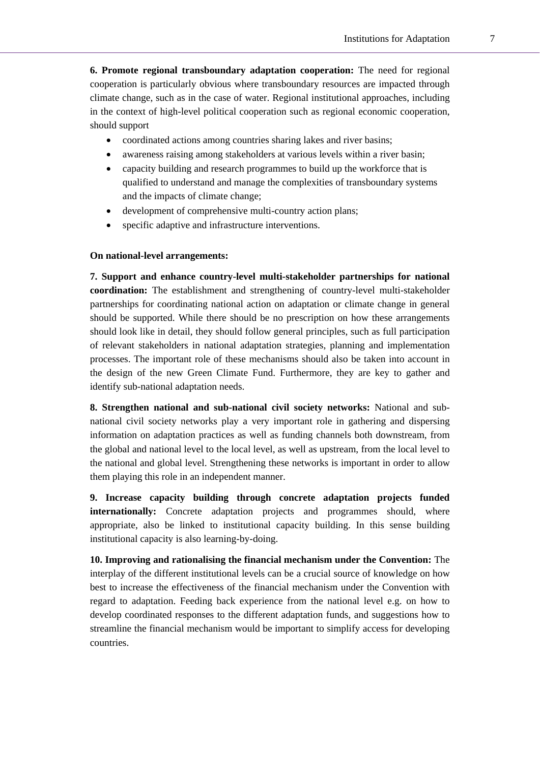**6. Promote regional transboundary adaptation cooperation:** The need for regional cooperation is particularly obvious where transboundary resources are impacted through climate change, such as in the case of water. Regional institutional approaches, including in the context of high-level political cooperation such as regional economic cooperation, should support

- coordinated actions among countries sharing lakes and river basins;
- awareness raising among stakeholders at various levels within a river basin;
- capacity building and research programmes to build up the workforce that is qualified to understand and manage the complexities of transboundary systems and the impacts of climate change;
- development of comprehensive multi-country action plans;
- specific adaptive and infrastructure interventions.

**On national-level arrangements:**

**7. Support and enhance country-level multi-stakeholder partnerships for national coordination:** The establishment and strengthening of country-level multi-stakeholder partnerships for coordinating national action on adaptation or climate change in general should be supported. While there should be no prescription on how these arrangements should look like in detail, they should follow general principles, such as full participation of relevant stakeholders in national adaptation strategies, planning and implementation processes. The important role of these mechanisms should also be taken into account in the design of the new Green Climate Fund. Furthermore, they are key to gather and identify sub-national adaptation needs.

**8. Strengthen national and sub-national civil society networks:** National and sub-national civil society networks play a very important role in gathering and dispersing information on adaptation practices as well as funding channels both downstream, from the global and national level to the local level, as well as upstream, from the local level to the national and global level. Strengthening these networks is important in order to allow them playing this role in an independent manner.

**9. Increase capacity building through concrete adaptation projects funded internationally:** Concrete adaptation projects and programmes should, where appropriate, also be linked to institutional capacity building. In this sense building institutional capacity is also learning-by-doing.

**10. Improving and rationalising the financial mechanism under the Convention:** The interplay of the different institutional levels can be a crucial source of knowledge on how best to increase the effectiveness of the financial mechanism under the Convention with regard to adaptation. Feeding back experience from the national level e.g. on how to develop coordinated responses to the different adaptation funds, and suggestions how to streamline the financial mechanism would be important to simplify access for developing countries.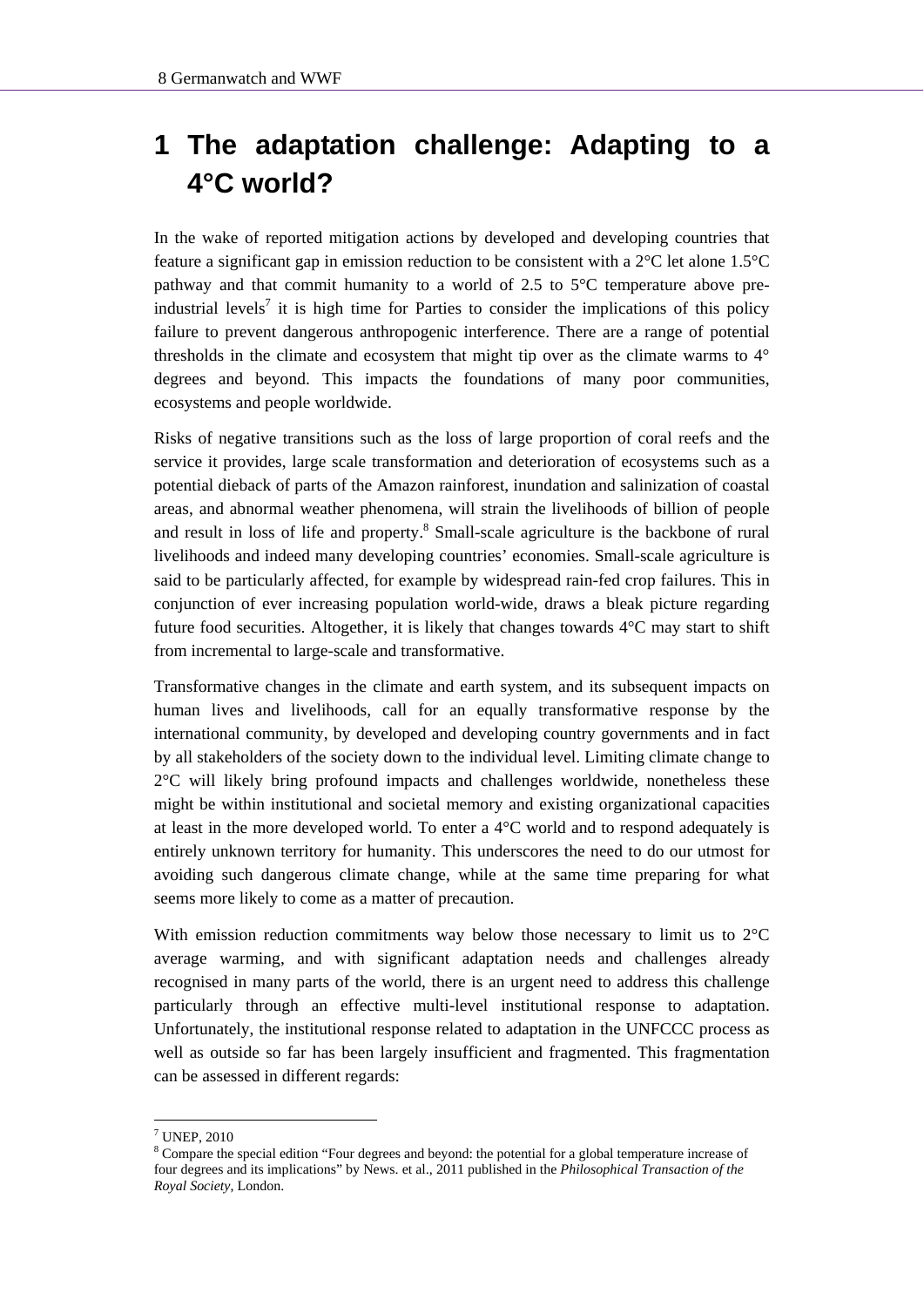# 1 The adaptation challenge: Adapting to a 4°C world?

In the wake of reported mitigation actions by developed and developing countries that feature a significant gap in emission reduction to be consistent with a 2°C let alone 1.5°C pathway and that commit humanity to a world of 2.5 to 5°C temperature above pre-industrial levels[7] it is high time for Parties to consider the implications of this policy failure to prevent dangerous anthropogenic interference. There are a range of potential thresholds in the climate and ecosystem that might tip over as the climate warms to 4° degrees and beyond. This impacts the foundations of many poor communities, ecosystems and people worldwide.

Risks of negative transitions such as the loss of large proportion of coral reefs and the service it provides, large scale transformation and deterioration of ecosystems such as a potential dieback of parts of the Amazon rainforest, inundation and salinization of coastal areas, and abnormal weather phenomena, will strain the livelihoods of billion of people and result in loss of life and property.[8] Small-scale agriculture is the backbone of rural livelihoods and indeed many developing countries' economies. Small-scale agriculture is said to be particularly affected, for example by widespread rain-fed crop failures. This in conjunction of ever increasing population world-wide, draws a bleak picture regarding future food securities. Altogether, it is likely that changes towards 4°C may start to shift from incremental to large-scale and transformative.

Transformative changes in the climate and earth system, and its subsequent impacts on human lives and livelihoods, call for an equally transformative response by the international community, by developed and developing country governments and in fact by all stakeholders of the society down to the individual level. Limiting climate change to 2°C will likely bring profound impacts and challenges worldwide, nonetheless these might be within institutional and societal memory and existing organizational capacities at least in the more developed world. To enter a 4°C world and to respond adequately is entirely unknown territory for humanity. This underscores the need to do our utmost for avoiding such dangerous climate change, while at the same time preparing for what seems more likely to come as a matter of precaution.

With emission reduction commitments way below those necessary to limit us to 2°C average warming, and with significant adaptation needs and challenges already recognised in many parts of the world, there is an urgent need to address this challenge particularly through an effective multi-level institutional response to adaptation. Unfortunately, the institutional response related to adaptation in the UNFCCC process as well as outside so far has been largely insufficient and fragmented. This fragmentation can be assessed in different regards:

---

[7] UNEP, 2010

[8] Compare the special edition "Four degrees and beyond: the potential for a global temperature increase of four degrees and its implications" by News. et al., 2011 published in the *Philosophical Transaction of the Royal Society*, London.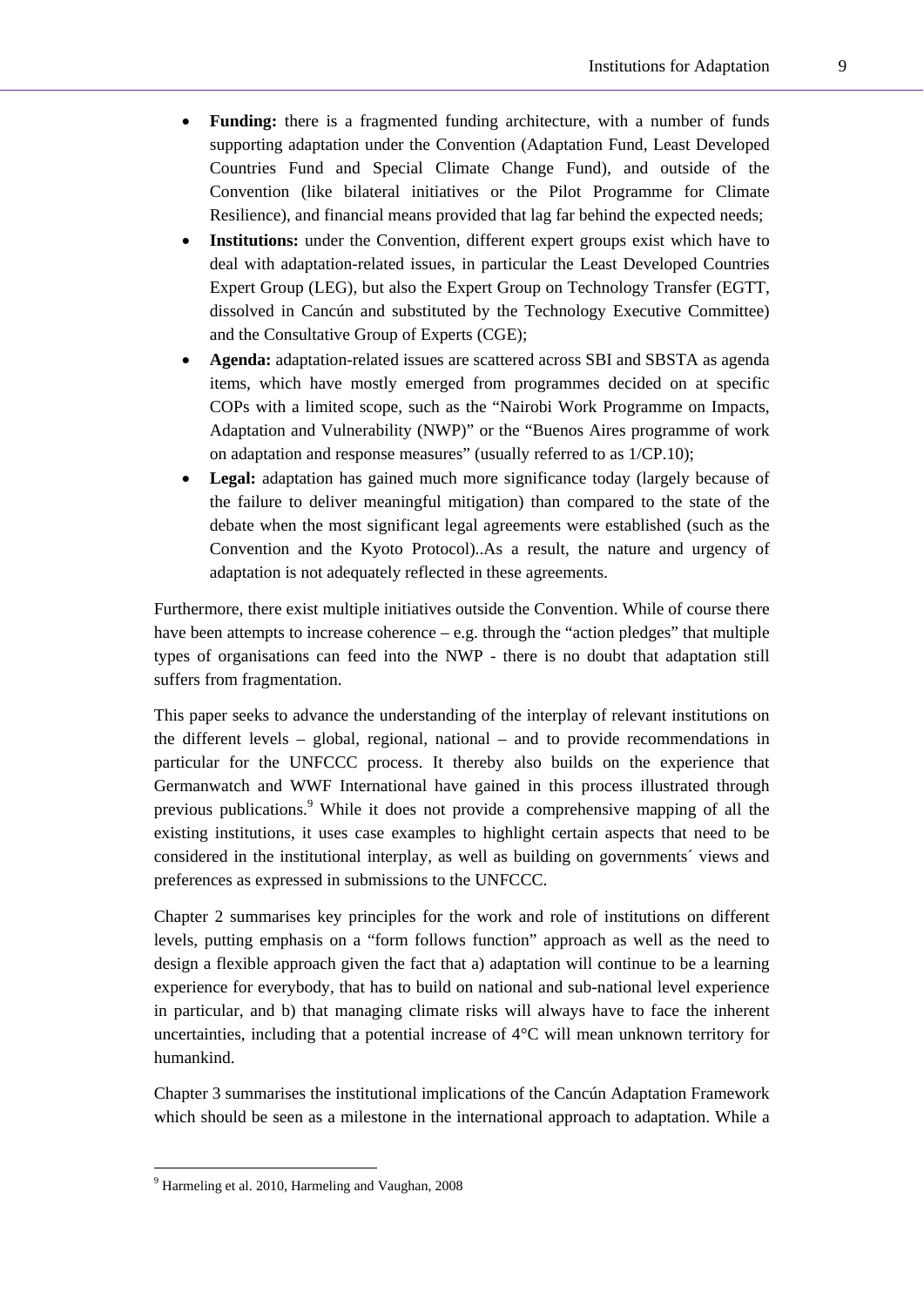- **Funding:** there is a fragmented funding architecture, with a number of funds supporting adaptation under the Convention (Adaptation Fund, Least Developed Countries Fund and Special Climate Change Fund), and outside of the Convention (like bilateral initiatives or the Pilot Programme for Climate Resilience), and financial means provided that lag far behind the expected needs;
- **Institutions:** under the Convention, different expert groups exist which have to deal with adaptation-related issues, in particular the Least Developed Countries Expert Group (LEG), but also the Expert Group on Technology Transfer (EGTT, dissolved in Cancún and substituted by the Technology Executive Committee) and the Consultative Group of Experts (CGE);
- **Agenda:** adaptation-related issues are scattered across SBI and SBSTA as agenda items, which have mostly emerged from programmes decided on at specific COPs with a limited scope, such as the "Nairobi Work Programme on Impacts, Adaptation and Vulnerability (NWP)" or the "Buenos Aires programme of work on adaptation and response measures" (usually referred to as 1/CP.10);
- **Legal:** adaptation has gained much more significance today (largely because of the failure to deliver meaningful mitigation) than compared to the state of the debate when the most significant legal agreements were established (such as the Convention and the Kyoto Protocol)..As a result, the nature and urgency of adaptation is not adequately reflected in these agreements.

Furthermore, there exist multiple initiatives outside the Convention. While of course there have been attempts to increase coherence – e.g. through the "action pledges" that multiple types of organisations can feed into the NWP - there is no doubt that adaptation still suffers from fragmentation.

This paper seeks to advance the understanding of the interplay of relevant institutions on the different levels – global, regional, national – and to provide recommendations in particular for the UNFCCC process. It thereby also builds on the experience that Germanwatch and WWF International have gained in this process illustrated through previous publications.[9] While it does not provide a comprehensive mapping of all the existing institutions, it uses case examples to highlight certain aspects that need to be considered in the institutional interplay, as well as building on governments´ views and preferences as expressed in submissions to the UNFCCC.

Chapter 2 summarises key principles for the work and role of institutions on different levels, putting emphasis on a "form follows function" approach as well as the need to design a flexible approach given the fact that a) adaptation will continue to be a learning experience for everybody, that has to build on national and sub-national level experience in particular, and b) that managing climate risks will always have to face the inherent uncertainties, including that a potential increase of 4°C will mean unknown territory for humankind.

Chapter 3 summarises the institutional implications of the Cancún Adaptation Framework which should be seen as a milestone in the international approach to adaptation. While a

[9] Harmeling et al. 2010, Harmeling and Vaughan, 2008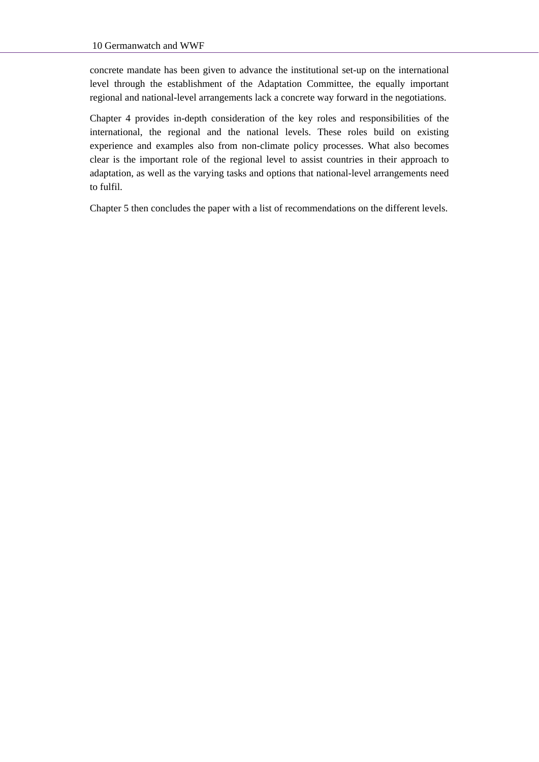concrete mandate has been given to advance the institutional set-up on the international level through the establishment of the Adaptation Committee, the equally important regional and national-level arrangements lack a concrete way forward in the negotiations.

Chapter 4 provides in-depth consideration of the key roles and responsibilities of the international, the regional and the national levels. These roles build on existing experience and examples also from non-climate policy processes. What also becomes clear is the important role of the regional level to assist countries in their approach to adaptation, as well as the varying tasks and options that national-level arrangements need to fulfil.

Chapter 5 then concludes the paper with a list of recommendations on the different levels.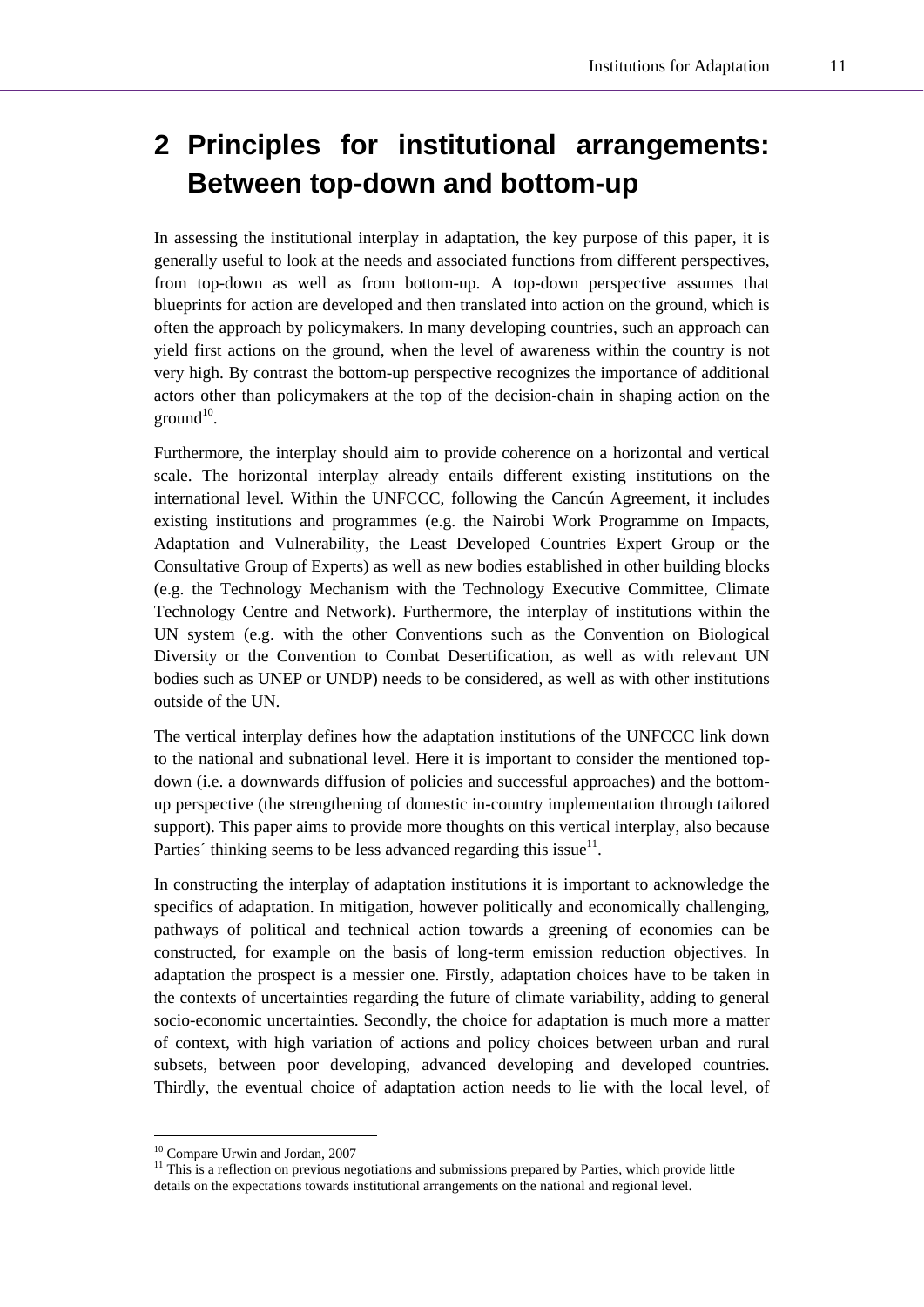# 2 Principles for institutional arrangements: Between top-down and bottom-up

In assessing the institutional interplay in adaptation, the key purpose of this paper, it is generally useful to look at the needs and associated functions from different perspectives, from top-down as well as from bottom-up. A top-down perspective assumes that blueprints for action are developed and then translated into action on the ground, which is often the approach by policymakers. In many developing countries, such an approach can yield first actions on the ground, when the level of awareness within the country is not very high. By contrast the bottom-up perspective recognizes the importance of additional actors other than policymakers at the top of the decision-chain in shaping action on the ground[10].

Furthermore, the interplay should aim to provide coherence on a horizontal and vertical scale. The horizontal interplay already entails different existing institutions on the international level. Within the UNFCCC, following the Cancún Agreement, it includes existing institutions and programmes (e.g. the Nairobi Work Programme on Impacts, Adaptation and Vulnerability, the Least Developed Countries Expert Group or the Consultative Group of Experts) as well as new bodies established in other building blocks (e.g. the Technology Mechanism with the Technology Executive Committee, Climate Technology Centre and Network). Furthermore, the interplay of institutions within the UN system (e.g. with the other Conventions such as the Convention on Biological Diversity or the Convention to Combat Desertification, as well as with relevant UN bodies such as UNEP or UNDP) needs to be considered, as well as with other institutions outside of the UN.

The vertical interplay defines how the adaptation institutions of the UNFCCC link down to the national and subnational level. Here it is important to consider the mentioned top-down (i.e. a downwards diffusion of policies and successful approaches) and the bottom-up perspective (the strengthening of domestic in-country implementation through tailored support). This paper aims to provide more thoughts on this vertical interplay, also because Parties´ thinking seems to be less advanced regarding this issue[11].

In constructing the interplay of adaptation institutions it is important to acknowledge the specifics of adaptation. In mitigation, however politically and economically challenging, pathways of political and technical action towards a greening of economies can be constructed, for example on the basis of long-term emission reduction objectives. In adaptation the prospect is a messier one. Firstly, adaptation choices have to be taken in the contexts of uncertainties regarding the future of climate variability, adding to general socio-economic uncertainties. Secondly, the choice for adaptation is much more a matter of context, with high variation of actions and policy choices between urban and rural subsets, between poor developing, advanced developing and developed countries. Thirdly, the eventual choice of adaptation action needs to lie with the local level, of

---

[10] Compare Urwin and Jordan, 2007

[11] This is a reflection on previous negotiations and submissions prepared by Parties, which provide little details on the expectations towards institutional arrangements on the national and regional level.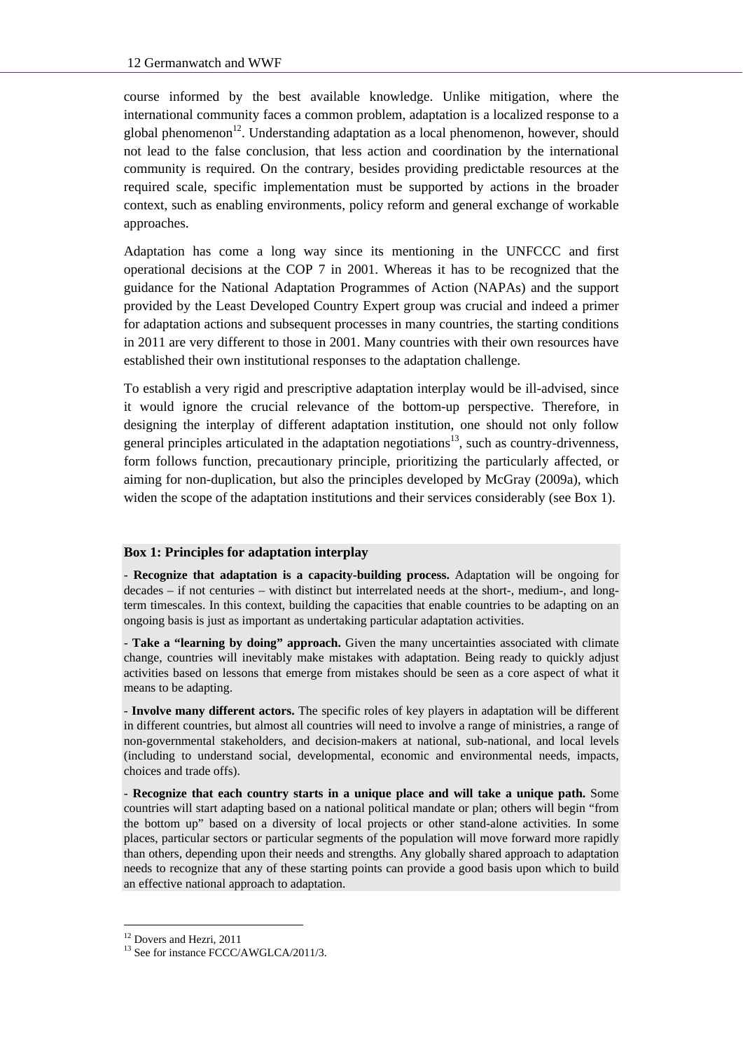course informed by the best available knowledge. Unlike mitigation, where the international community faces a common problem, adaptation is a localized response to a global phenomenon[12]. Understanding adaptation as a local phenomenon, however, should not lead to the false conclusion, that less action and coordination by the international community is required. On the contrary, besides providing predictable resources at the required scale, specific implementation must be supported by actions in the broader context, such as enabling environments, policy reform and general exchange of workable approaches.

Adaptation has come a long way since its mentioning in the UNFCCC and first operational decisions at the COP 7 in 2001. Whereas it has to be recognized that the guidance for the National Adaptation Programmes of Action (NAPAs) and the support provided by the Least Developed Country Expert group was crucial and indeed a primer for adaptation actions and subsequent processes in many countries, the starting conditions in 2011 are very different to those in 2001. Many countries with their own resources have established their own institutional responses to the adaptation challenge.

To establish a very rigid and prescriptive adaptation interplay would be ill-advised, since it would ignore the crucial relevance of the bottom-up perspective. Therefore, in designing the interplay of different adaptation institution, one should not only follow general principles articulated in the adaptation negotiations[13], such as country-drivenness, form follows function, precautionary principle, prioritizing the particularly affected, or aiming for non-duplication, but also the principles developed by McGray (2009a), which widen the scope of the adaptation institutions and their services considerably (see Box 1).

**Box 1: Principles for adaptation interplay**

- **Recognize that adaptation is a capacity-building process.** Adaptation will be ongoing for decades – if not centuries – with distinct but interrelated needs at the short-, medium-, and long-term timescales. In this context, building the capacities that enable countries to be adapting on an ongoing basis is just as important as undertaking particular adaptation activities.

- **Take a "learning by doing" approach.** Given the many uncertainties associated with climate change, countries will inevitably make mistakes with adaptation. Being ready to quickly adjust activities based on lessons that emerge from mistakes should be seen as a core aspect of what it means to be adapting.

- **Involve many different actors.** The specific roles of key players in adaptation will be different in different countries, but almost all countries will need to involve a range of ministries, a range of non-governmental stakeholders, and decision-makers at national, sub-national, and local levels (including to understand social, developmental, economic and environmental needs, impacts, choices and trade offs).

- **Recognize that each country starts in a unique place and will take a unique path.** Some countries will start adapting based on a national political mandate or plan; others will begin "from the bottom up" based on a diversity of local projects or other stand-alone activities. In some places, particular sectors or particular segments of the population will move forward more rapidly than others, depending upon their needs and strengths. Any globally shared approach to adaptation needs to recognize that any of these starting points can provide a good basis upon which to build an effective national approach to adaptation.

[12] Dovers and Hezri, 2011

[13] See for instance FCCC/AWGLCA/2011/3.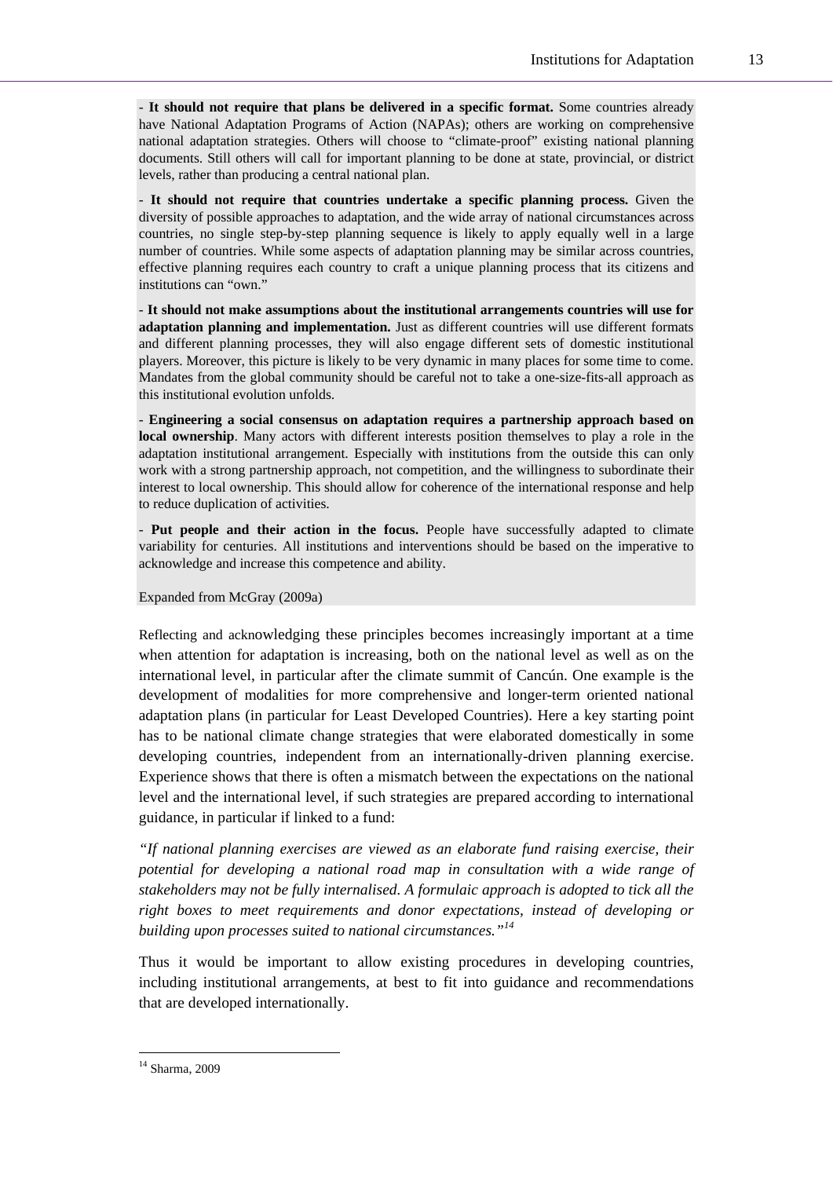- **It should not require that plans be delivered in a specific format.** Some countries already have National Adaptation Programs of Action (NAPAs); others are working on comprehensive national adaptation strategies. Others will choose to “climate-proof” existing national planning documents. Still others will call for important planning to be done at state, provincial, or district levels, rather than producing a central national plan.

- **It should not require that countries undertake a specific planning process.** Given the diversity of possible approaches to adaptation, and the wide array of national circumstances across countries, no single step-by-step planning sequence is likely to apply equally well in a large number of countries. While some aspects of adaptation planning may be similar across countries, effective planning requires each country to craft a unique planning process that its citizens and institutions can “own.”

- **It should not make assumptions about the institutional arrangements countries will use for adaptation planning and implementation.** Just as different countries will use different formats and different planning processes, they will also engage different sets of domestic institutional players. Moreover, this picture is likely to be very dynamic in many places for some time to come. Mandates from the global community should be careful not to take a one-size-fits-all approach as this institutional evolution unfolds.

- **Engineering a social consensus on adaptation requires a partnership approach based on local ownership**. Many actors with different interests position themselves to play a role in the adaptation institutional arrangement. Especially with institutions from the outside this can only work with a strong partnership approach, not competition, and the willingness to subordinate their interest to local ownership. This should allow for coherence of the international response and help to reduce duplication of activities.

- **Put people and their action in the focus.** People have successfully adapted to climate variability for centuries. All institutions and interventions should be based on the imperative to acknowledge and increase this competence and ability.

Expanded from McGray (2009a)

Reflecting and acknowledging these principles becomes increasingly important at a time when attention for adaptation is increasing, both on the national level as well as on the international level, in particular after the climate summit of Cancún. One example is the development of modalities for more comprehensive and longer-term oriented national adaptation plans (in particular for Least Developed Countries). Here a key starting point has to be national climate change strategies that were elaborated domestically in some developing countries, independent from an internationally-driven planning exercise. Experience shows that there is often a mismatch between the expectations on the national level and the international level, if such strategies are prepared according to international guidance, in particular if linked to a fund:

*“If national planning exercises are viewed as an elaborate fund raising exercise, their potential for developing a national road map in consultation with a wide range of stakeholders may not be fully internalised. A formulaic approach is adopted to tick all the right boxes to meet requirements and donor expectations, instead of developing or building upon processes suited to national circumstances.”*[14]

Thus it would be important to allow existing procedures in developing countries, including institutional arrangements, at best to fit into guidance and recommendations that are developed internationally.

[14] Sharma, 2009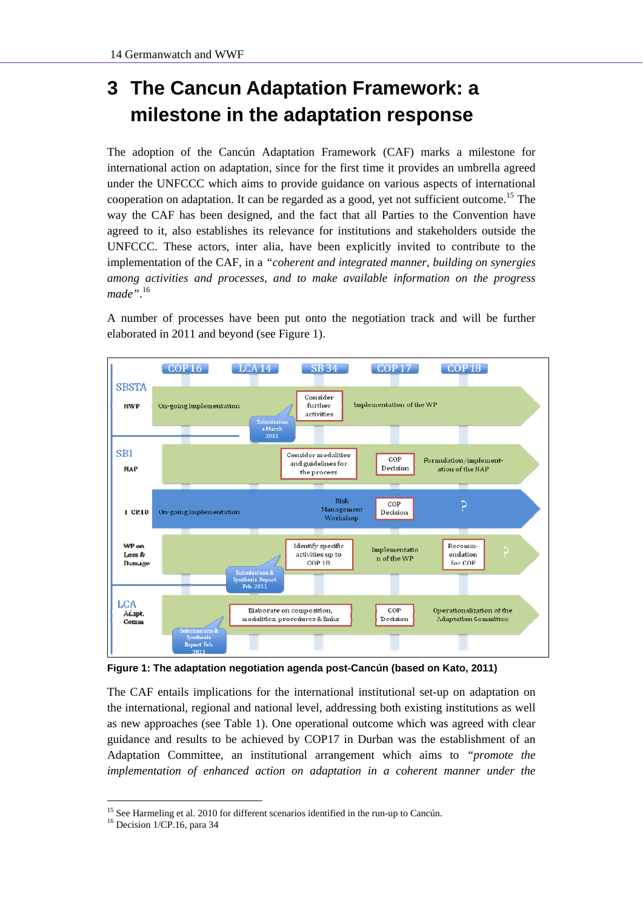# 3 The Cancun Adaptation Framework: a milestone in the adaptation response

The adoption of the Cancún Adaptation Framework (CAF) marks a milestone for international action on adaptation, since for the first time it provides an umbrella agreed under the UNFCCC which aims to provide guidance on various aspects of international cooperation on adaptation. It can be regarded as a good, yet not sufficient outcome.[15] The way the CAF has been designed, and the fact that all Parties to the Convention have agreed to it, also establishes its relevance for institutions and stakeholders outside the UNFCCC. These actors, inter alia, have been explicitly invited to contribute to the implementation of the CAF, in a *"coherent and integrated manner, building on synergies among activities and processes, and to make available information on the progress made"*.[16]

A number of processes have been put onto the negotiation track and will be further elaborated in 2011 and beyond (see Figure 1).

**Figure 1: The adaptation negotiation agenda post-Cancún (based on Kato, 2011)**

The CAF entails implications for the international institutional set-up on adaptation on the international, regional and national level, addressing both existing institutions as well as new approaches (see Table 1). One operational outcome which was agreed with clear guidance and results to be achieved by COP17 in Durban was the establishment of an Adaptation Committee, an institutional arrangement which aims to *"promote the implementation of enhanced action on adaptation in a coherent manner under the*

[15] See Harmeling et al. 2010 for different scenarios identified in the run-up to Cancún.

[16] Decision 1/CP.16, para 34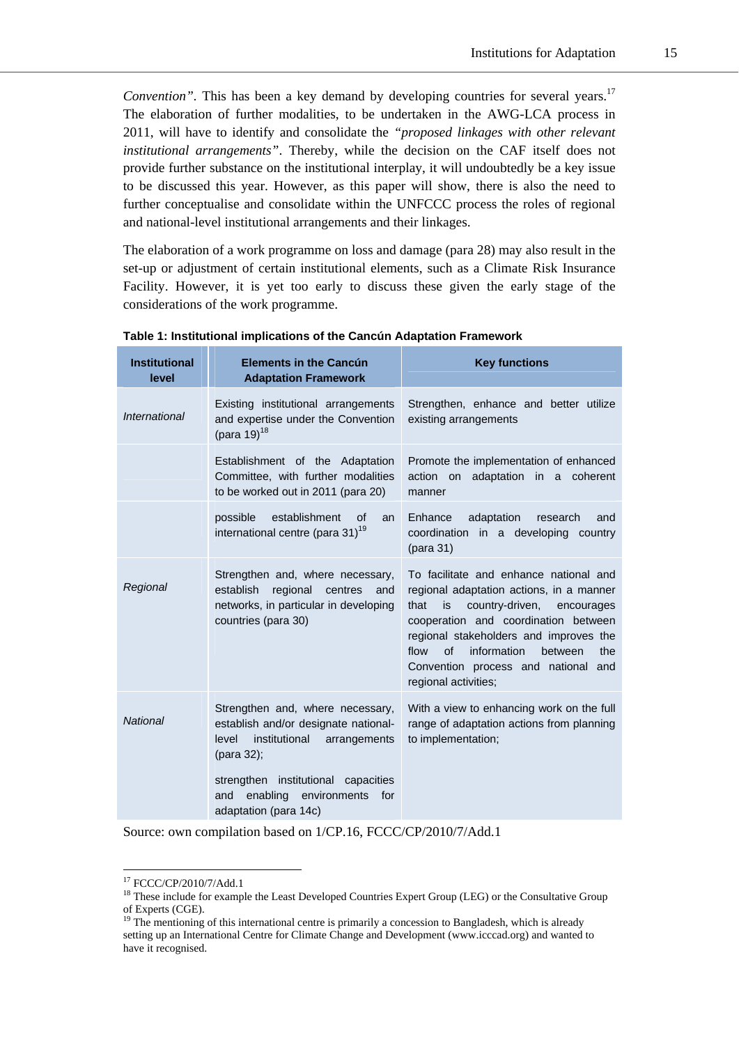*Convention"*. This has been a key demand by developing countries for several years.[17] The elaboration of further modalities, to be undertaken in the AWG-LCA process in 2011, will have to identify and consolidate the *"proposed linkages with other relevant institutional arrangements"*. Thereby, while the decision on the CAF itself does not provide further substance on the institutional interplay, it will undoubtedly be a key issue to be discussed this year. However, as this paper will show, there is also the need to further conceptualise and consolidate within the UNFCCC process the roles of regional and national-level institutional arrangements and their linkages.

The elaboration of a work programme on loss and damage (para 28) may also result in the set-up or adjustment of certain institutional elements, such as a Climate Risk Insurance Facility. However, it is yet too early to discuss these given the early stage of the considerations of the work programme.

**Table 1: Institutional implications of the Cancún Adaptation Framework**

| Institutional level | Elements in the Cancún Adaptation Framework | Key functions |
|---|---|---|
| *International* | Existing institutional arrangements and expertise under the Convention (para 19)[18] | Strengthen, enhance and better utilize existing arrangements |
| | Establishment of the Adaptation Committee, with further modalities to be worked out in 2011 (para 20) | Promote the implementation of enhanced action on adaptation in a coherent manner |
| | possible establishment of an international centre (para 31)[19] | Enhance adaptation research and coordination in a developing country (para 31) |
| *Regional* | Strengthen and, where necessary, establish regional centres and networks, in particular in developing countries (para 30) | To facilitate and enhance national and regional adaptation actions, in a manner that is country-driven, encourages cooperation and coordination between regional stakeholders and improves the flow of information between the Convention process and national and regional activities; |
| *National* | Strengthen and, where necessary, establish and/or designate national-level institutional arrangements (para 32); strengthen institutional capacities and enabling environments for adaptation (para 14c) | With a view to enhancing work on the full range of adaptation actions from planning to implementation; |

Source: own compilation based on 1/CP.16, FCCC/CP/2010/7/Add.1

[17] FCCC/CP/2010/7/Add.1

[18] These include for example the Least Developed Countries Expert Group (LEG) or the Consultative Group of Experts (CGE).

[19] The mentioning of this international centre is primarily a concession to Bangladesh, which is already setting up an International Centre for Climate Change and Development (www.icccad.org) and wanted to have it recognised.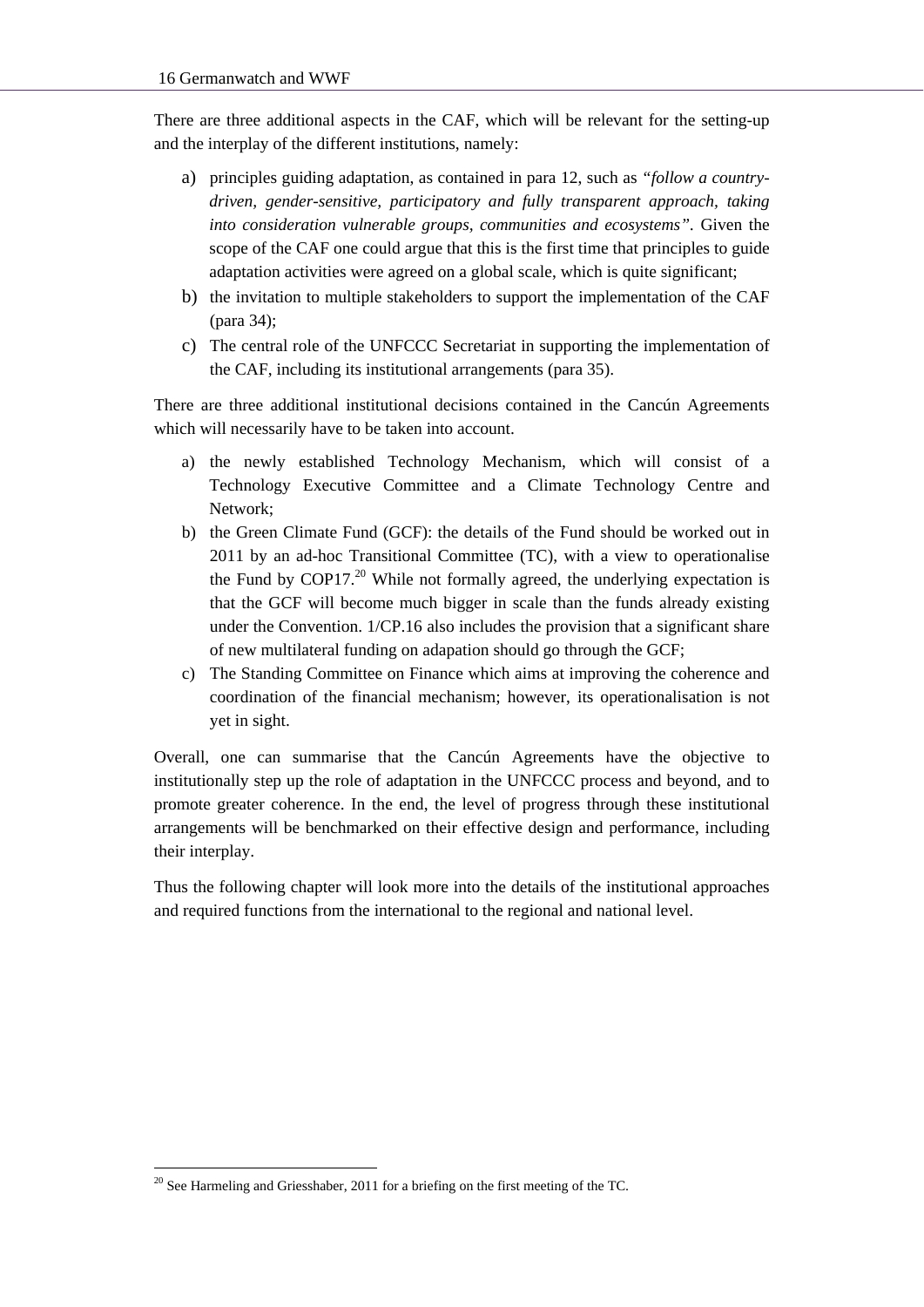There are three additional aspects in the CAF, which will be relevant for the setting-up and the interplay of the different institutions, namely:

a) principles guiding adaptation, as contained in para 12, such as *"follow a country-driven, gender-sensitive, participatory and fully transparent approach, taking into consideration vulnerable groups, communities and ecosystems"*. Given the scope of the CAF one could argue that this is the first time that principles to guide adaptation activities were agreed on a global scale, which is quite significant;
b) the invitation to multiple stakeholders to support the implementation of the CAF (para 34);
c) The central role of the UNFCCC Secretariat in supporting the implementation of the CAF, including its institutional arrangements (para 35).

There are three additional institutional decisions contained in the Cancún Agreements which will necessarily have to be taken into account.

a) the newly established Technology Mechanism, which will consist of a Technology Executive Committee and a Climate Technology Centre and Network;
b) the Green Climate Fund (GCF): the details of the Fund should be worked out in 2011 by an ad-hoc Transitional Committee (TC), with a view to operationalise the Fund by COP17.[20] While not formally agreed, the underlying expectation is that the GCF will become much bigger in scale than the funds already existing under the Convention. 1/CP.16 also includes the provision that a significant share of new multilateral funding on adapation should go through the GCF;
c) The Standing Committee on Finance which aims at improving the coherence and coordination of the financial mechanism; however, its operationalisation is not yet in sight.

Overall, one can summarise that the Cancún Agreements have the objective to institutionally step up the role of adaptation in the UNFCCC process and beyond, and to promote greater coherence. In the end, the level of progress through these institutional arrangements will be benchmarked on their effective design and performance, including their interplay.

Thus the following chapter will look more into the details of the institutional approaches and required functions from the international to the regional and national level.

[20] See Harmeling and Griesshaber, 2011 for a briefing on the first meeting of the TC.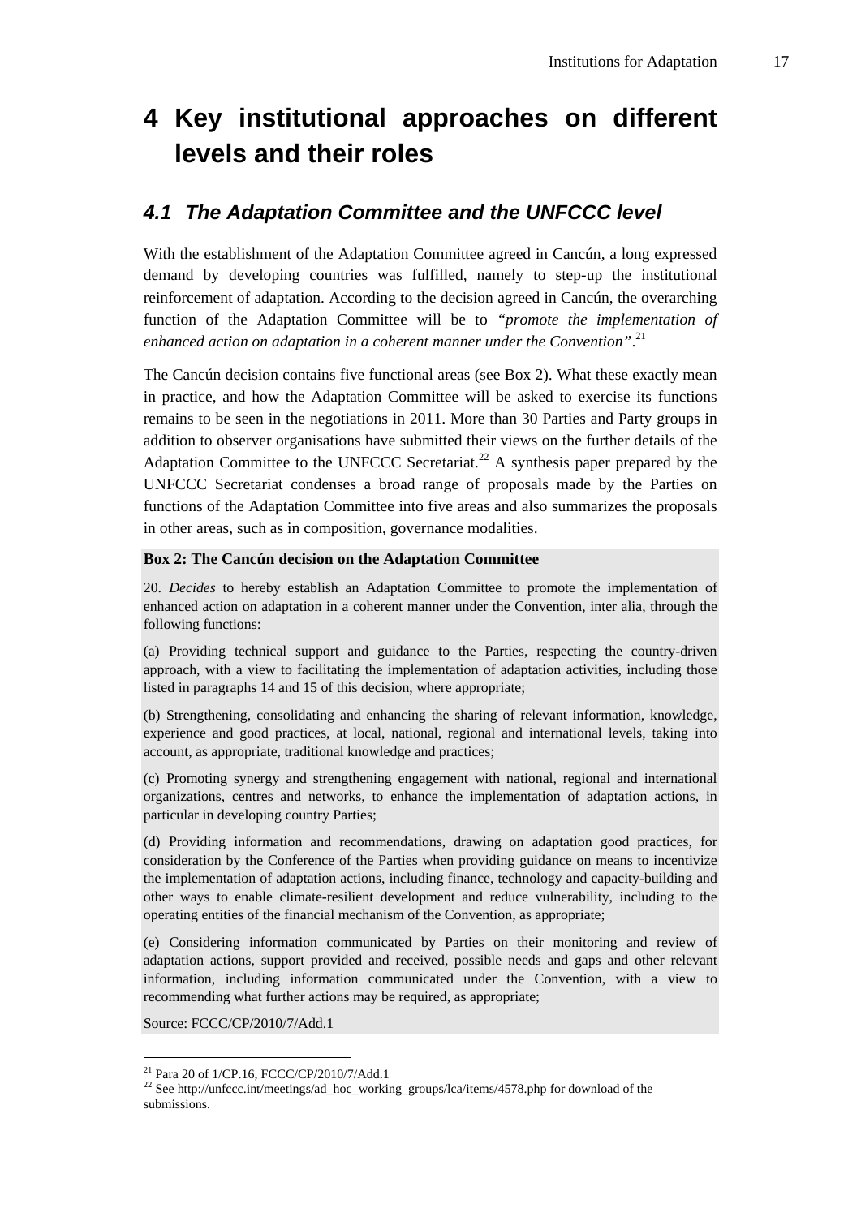# 4 Key institutional approaches on different levels and their roles

## 4.1 The Adaptation Committee and the UNFCCC level

With the establishment of the Adaptation Committee agreed in Cancún, a long expressed demand by developing countries was fulfilled, namely to step-up the institutional reinforcement of adaptation. According to the decision agreed in Cancún, the overarching function of the Adaptation Committee will be to *"promote the implementation of enhanced action on adaptation in a coherent manner under the Convention"*.[21]

The Cancún decision contains five functional areas (see Box 2). What these exactly mean in practice, and how the Adaptation Committee will be asked to exercise its functions remains to be seen in the negotiations in 2011. More than 30 Parties and Party groups in addition to observer organisations have submitted their views on the further details of the Adaptation Committee to the UNFCCC Secretariat.[22] A synthesis paper prepared by the UNFCCC Secretariat condenses a broad range of proposals made by the Parties on functions of the Adaptation Committee into five areas and also summarizes the proposals in other areas, such as in composition, governance modalities.

**Box 2: The Cancún decision on the Adaptation Committee**

20. *Decides* to hereby establish an Adaptation Committee to promote the implementation of enhanced action on adaptation in a coherent manner under the Convention, inter alia, through the following functions:

(a) Providing technical support and guidance to the Parties, respecting the country-driven approach, with a view to facilitating the implementation of adaptation activities, including those listed in paragraphs 14 and 15 of this decision, where appropriate;

(b) Strengthening, consolidating and enhancing the sharing of relevant information, knowledge, experience and good practices, at local, national, regional and international levels, taking into account, as appropriate, traditional knowledge and practices;

(c) Promoting synergy and strengthening engagement with national, regional and international organizations, centres and networks, to enhance the implementation of adaptation actions, in particular in developing country Parties;

(d) Providing information and recommendations, drawing on adaptation good practices, for consideration by the Conference of the Parties when providing guidance on means to incentivize the implementation of adaptation actions, including finance, technology and capacity-building and other ways to enable climate-resilient development and reduce vulnerability, including to the operating entities of the financial mechanism of the Convention, as appropriate;

(e) Considering information communicated by Parties on their monitoring and review of adaptation actions, support provided and received, possible needs and gaps and other relevant information, including information communicated under the Convention, with a view to recommending what further actions may be required, as appropriate;

Source: FCCC/CP/2010/7/Add.1

[21] Para 20 of 1/CP.16, FCCC/CP/2010/7/Add.1

[22] See http://unfccc.int/meetings/ad_hoc_working_groups/lca/items/4578.php for download of the submissions.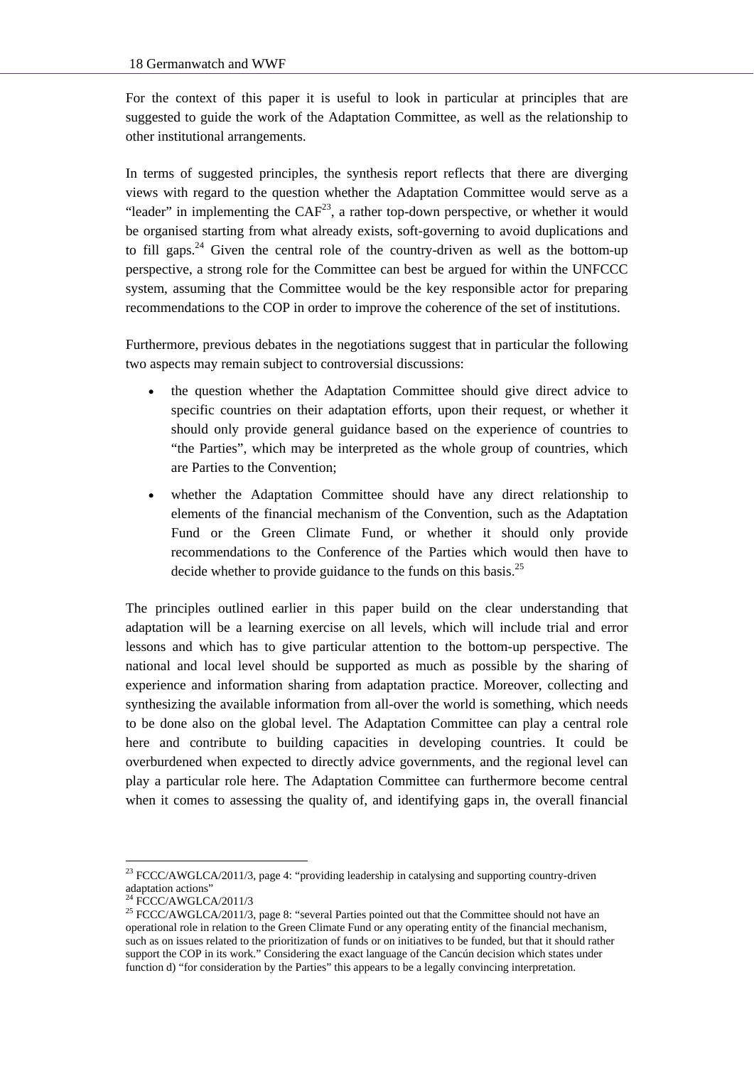For the context of this paper it is useful to look in particular at principles that are suggested to guide the work of the Adaptation Committee, as well as the relationship to other institutional arrangements.

In terms of suggested principles, the synthesis report reflects that there are diverging views with regard to the question whether the Adaptation Committee would serve as a "leader" in implementing the CAF[23], a rather top-down perspective, or whether it would be organised starting from what already exists, soft-governing to avoid duplications and to fill gaps.[24] Given the central role of the country-driven as well as the bottom-up perspective, a strong role for the Committee can best be argued for within the UNFCCC system, assuming that the Committee would be the key responsible actor for preparing recommendations to the COP in order to improve the coherence of the set of institutions.

Furthermore, previous debates in the negotiations suggest that in particular the following two aspects may remain subject to controversial discussions:

- the question whether the Adaptation Committee should give direct advice to specific countries on their adaptation efforts, upon their request, or whether it should only provide general guidance based on the experience of countries to "the Parties", which may be interpreted as the whole group of countries, which are Parties to the Convention;
- whether the Adaptation Committee should have any direct relationship to elements of the financial mechanism of the Convention, such as the Adaptation Fund or the Green Climate Fund, or whether it should only provide recommendations to the Conference of the Parties which would then have to decide whether to provide guidance to the funds on this basis.[25]

The principles outlined earlier in this paper build on the clear understanding that adaptation will be a learning exercise on all levels, which will include trial and error lessons and which has to give particular attention to the bottom-up perspective. The national and local level should be supported as much as possible by the sharing of experience and information sharing from adaptation practice. Moreover, collecting and synthesizing the available information from all-over the world is something, which needs to be done also on the global level. The Adaptation Committee can play a central role here and contribute to building capacities in developing countries. It could be overburdened when expected to directly advice governments, and the regional level can play a particular role here. The Adaptation Committee can furthermore become central when it comes to assessing the quality of, and identifying gaps in, the overall financial

---

[23] FCCC/AWGLCA/2011/3, page 4: "providing leadership in catalysing and supporting country-driven adaptation actions"

[24] FCCC/AWGLCA/2011/3

[25] FCCC/AWGLCA/2011/3, page 8: "several Parties pointed out that the Committee should not have an operational role in relation to the Green Climate Fund or any operating entity of the financial mechanism, such as on issues related to the prioritization of funds or on initiatives to be funded, but that it should rather support the COP in its work." Considering the exact language of the Cancún decision which states under function d) "for consideration by the Parties" this appears to be a legally convincing interpretation.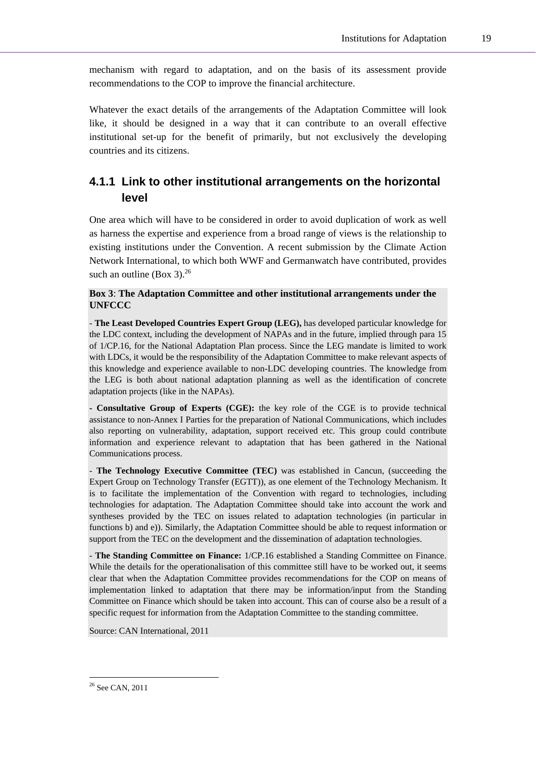mechanism with regard to adaptation, and on the basis of its assessment provide recommendations to the COP to improve the financial architecture.

Whatever the exact details of the arrangements of the Adaptation Committee will look like, it should be designed in a way that it can contribute to an overall effective institutional set-up for the benefit of primarily, but not exclusively the developing countries and its citizens.

### 4.1.1 Link to other institutional arrangements on the horizontal level

One area which will have to be considered in order to avoid duplication of work as well as harness the expertise and experience from a broad range of views is the relationship to existing institutions under the Convention. A recent submission by the Climate Action Network International, to which both WWF and Germanwatch have contributed, provides such an outline (Box 3).[26]

**Box 3**: **The Adaptation Committee and other institutional arrangements under the UNFCCC**

- **The Least Developed Countries Expert Group (LEG),** has developed particular knowledge for the LDC context, including the development of NAPAs and in the future, implied through para 15 of 1/CP.16, for the National Adaptation Plan process. Since the LEG mandate is limited to work with LDCs, it would be the responsibility of the Adaptation Committee to make relevant aspects of this knowledge and experience available to non-LDC developing countries. The knowledge from the LEG is both about national adaptation planning as well as the identification of concrete adaptation projects (like in the NAPAs).

- **Consultative Group of Experts (CGE):** the key role of the CGE is to provide technical assistance to non-Annex I Parties for the preparation of National Communications, which includes also reporting on vulnerability, adaptation, support received etc. This group could contribute information and experience relevant to adaptation that has been gathered in the National Communications process.

- **The Technology Executive Committee (TEC)** was established in Cancun, (succeeding the Expert Group on Technology Transfer (EGTT)), as one element of the Technology Mechanism. It is to facilitate the implementation of the Convention with regard to technologies, including technologies for adaptation. The Adaptation Committee should take into account the work and syntheses provided by the TEC on issues related to adaptation technologies (in particular in functions b) and e)). Similarly, the Adaptation Committee should be able to request information or support from the TEC on the development and the dissemination of adaptation technologies.

- **The Standing Committee on Finance:** 1/CP.16 established a Standing Committee on Finance. While the details for the operationalisation of this committee still have to be worked out, it seems clear that when the Adaptation Committee provides recommendations for the COP on means of implementation linked to adaptation that there may be information/input from the Standing Committee on Finance which should be taken into account. This can of course also be a result of a specific request for information from the Adaptation Committee to the standing committee.

Source: CAN International, 2011

[26] See CAN, 2011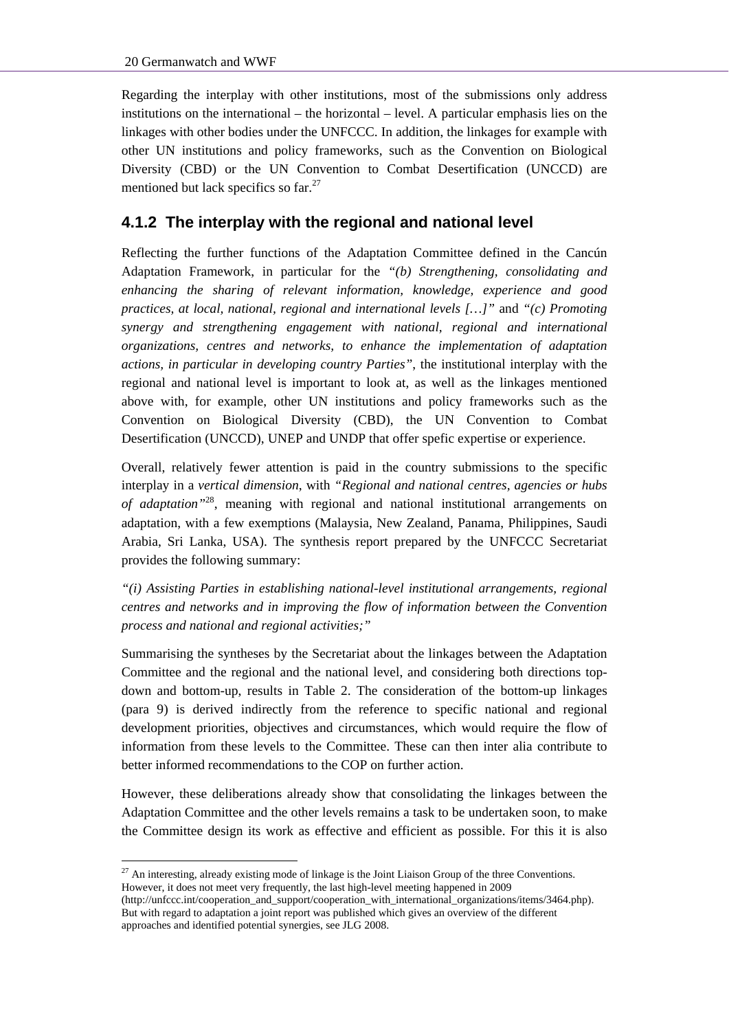Regarding the interplay with other institutions, most of the submissions only address institutions on the international – the horizontal – level. A particular emphasis lies on the linkages with other bodies under the UNFCCC. In addition, the linkages for example with other UN institutions and policy frameworks, such as the Convention on Biological Diversity (CBD) or the UN Convention to Combat Desertification (UNCCD) are mentioned but lack specifics so far.[27]

### 4.1.2 The interplay with the regional and national level

Reflecting the further functions of the Adaptation Committee defined in the Cancún Adaptation Framework, in particular for the *"(b) Strengthening, consolidating and enhancing the sharing of relevant information, knowledge, experience and good practices, at local, national, regional and international levels […]"* and *"(c) Promoting synergy and strengthening engagement with national, regional and international organizations, centres and networks, to enhance the implementation of adaptation actions, in particular in developing country Parties"*, the institutional interplay with the regional and national level is important to look at, as well as the linkages mentioned above with, for example, other UN institutions and policy frameworks such as the Convention on Biological Diversity (CBD), the UN Convention to Combat Desertification (UNCCD), UNEP and UNDP that offer spefic expertise or experience.

Overall, relatively fewer attention is paid in the country submissions to the specific interplay in a *vertical dimension*, with *"Regional and national centres, agencies or hubs of adaptation"*[28], meaning with regional and national institutional arrangements on adaptation, with a few exemptions (Malaysia, New Zealand, Panama, Philippines, Saudi Arabia, Sri Lanka, USA). The synthesis report prepared by the UNFCCC Secretariat provides the following summary:

*"(i) Assisting Parties in establishing national-level institutional arrangements, regional centres and networks and in improving the flow of information between the Convention process and national and regional activities;"*

Summarising the syntheses by the Secretariat about the linkages between the Adaptation Committee and the regional and the national level, and considering both directions top-down and bottom-up, results in Table 2. The consideration of the bottom-up linkages (para 9) is derived indirectly from the reference to specific national and regional development priorities, objectives and circumstances, which would require the flow of information from these levels to the Committee. These can then inter alia contribute to better informed recommendations to the COP on further action.

However, these deliberations already show that consolidating the linkages between the Adaptation Committee and the other levels remains a task to be undertaken soon, to make the Committee design its work as effective and efficient as possible. For this it is also

[27] An interesting, already existing mode of linkage is the Joint Liaison Group of the three Conventions. However, it does not meet very frequently, the last high-level meeting happened in 2009 (http://unfccc.int/cooperation_and_support/cooperation_with_international_organizations/items/3464.php). But with regard to adaptation a joint report was published which gives an overview of the different approaches and identified potential synergies, see JLG 2008.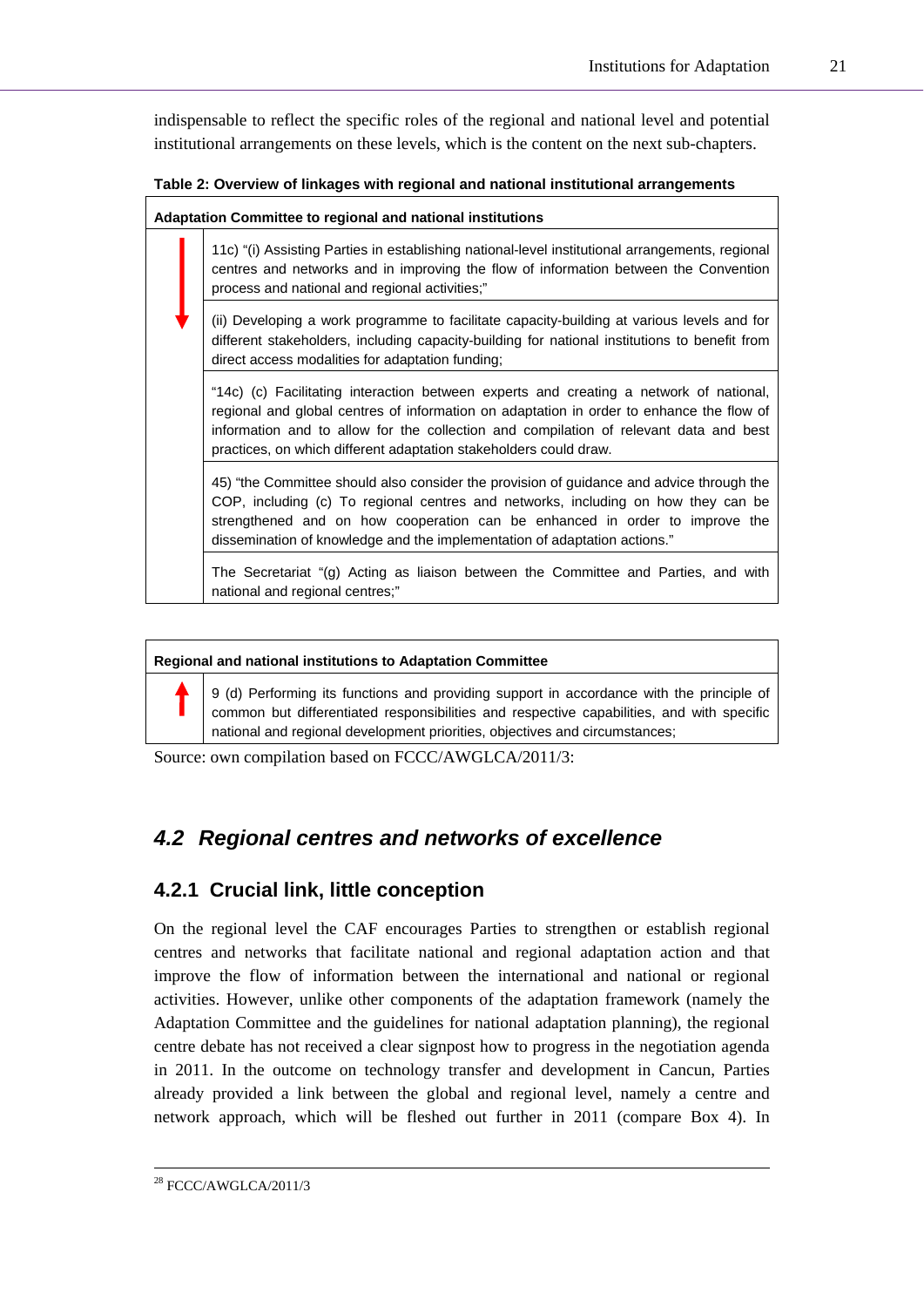indispensable to reflect the specific roles of the regional and national level and potential institutional arrangements on these levels, which is the content on the next sub-chapters.

**Table 2: Overview of linkages with regional and national institutional arrangements**

| Adaptation Committee to regional and national institutions | |
|---|---|
| ↓ | 11c) "(i) Assisting Parties in establishing national-level institutional arrangements, regional centres and networks and in improving the flow of information between the Convention process and national and regional activities;" |
| | (ii) Developing a work programme to facilitate capacity-building at various levels and for different stakeholders, including capacity-building for national institutions to benefit from direct access modalities for adaptation funding; |
| | "14c) (c) Facilitating interaction between experts and creating a network of national, regional and global centres of information on adaptation in order to enhance the flow of information and to allow for the collection and compilation of relevant data and best practices, on which different adaptation stakeholders could draw. |
| | 45) "the Committee should also consider the provision of guidance and advice through the COP, including (c) To regional centres and networks, including on how they can be strengthened and on how cooperation can be enhanced in order to improve the dissemination of knowledge and the implementation of adaptation actions." |
| | The Secretariat "(g) Acting as liaison between the Committee and Parties, and with national and regional centres;" |

| Regional and national institutions to Adaptation Committee | |
|---|---|
| ↑ | 9 (d) Performing its functions and providing support in accordance with the principle of common but differentiated responsibilities and respective capabilities, and with specific national and regional development priorities, objectives and circumstances; |

Source: own compilation based on FCCC/AWGLCA/2011/3:

## 4.2 *Regional centres and networks of excellence*

### 4.2.1 Crucial link, little conception

On the regional level the CAF encourages Parties to strengthen or establish regional centres and networks that facilitate national and regional adaptation action and that improve the flow of information between the international and national or regional activities. However, unlike other components of the adaptation framework (namely the Adaptation Committee and the guidelines for national adaptation planning), the regional centre debate has not received a clear signpost how to progress in the negotiation agenda in 2011. In the outcome on technology transfer and development in Cancun, Parties already provided a link between the global and regional level, namely a centre and network approach, which will be fleshed out further in 2011 (compare Box 4). In

[28] FCCC/AWGLCA/2011/3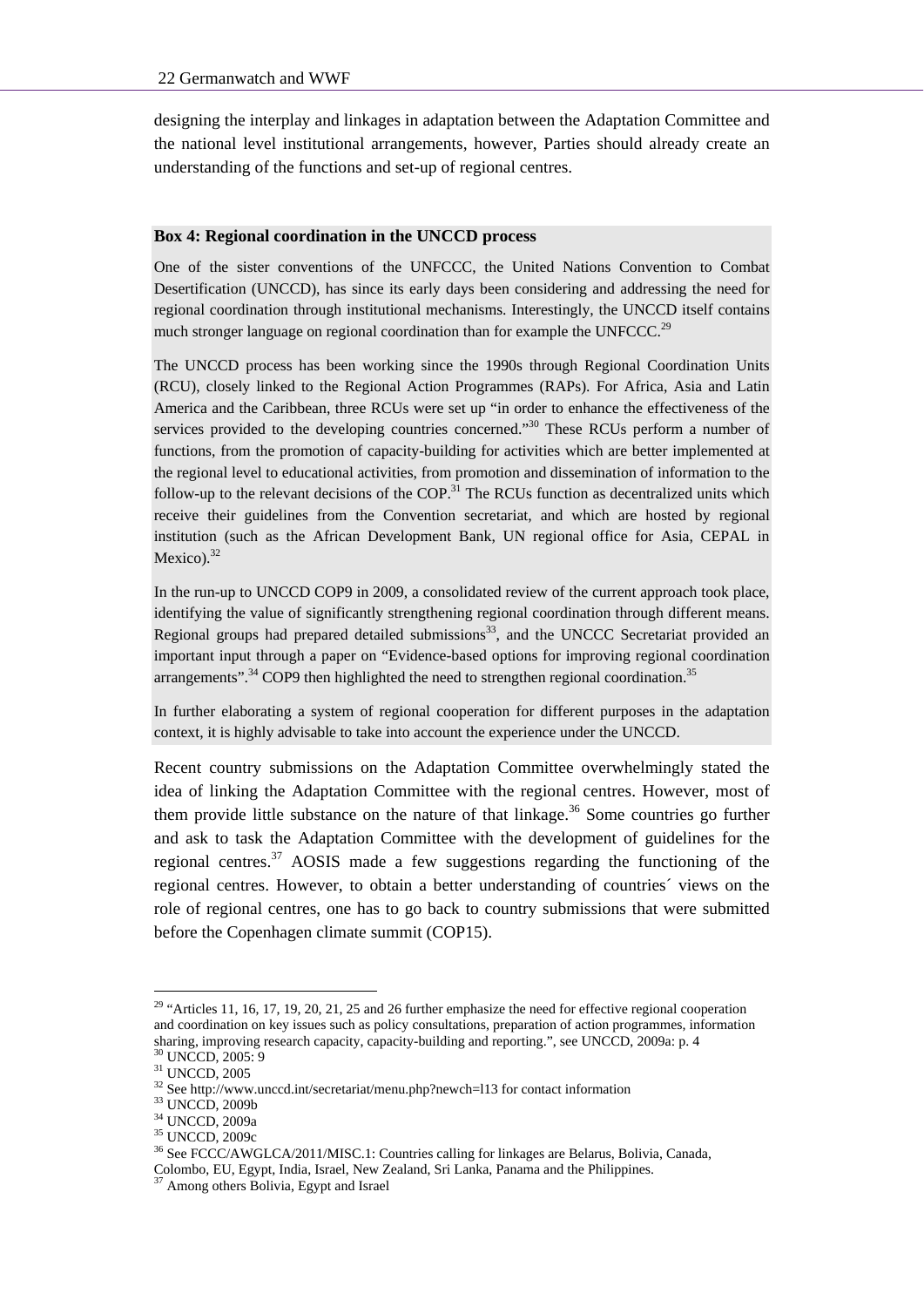designing the interplay and linkages in adaptation between the Adaptation Committee and the national level institutional arrangements, however, Parties should already create an understanding of the functions and set-up of regional centres.

**Box 4: Regional coordination in the UNCCD process**

One of the sister conventions of the UNFCCC, the United Nations Convention to Combat Desertification (UNCCD), has since its early days been considering and addressing the need for regional coordination through institutional mechanisms. Interestingly, the UNCCD itself contains much stronger language on regional coordination than for example the UNFCCC.[29]

The UNCCD process has been working since the 1990s through Regional Coordination Units (RCU), closely linked to the Regional Action Programmes (RAPs). For Africa, Asia and Latin America and the Caribbean, three RCUs were set up "in order to enhance the effectiveness of the services provided to the developing countries concerned."[30] These RCUs perform a number of functions, from the promotion of capacity-building for activities which are better implemented at the regional level to educational activities, from promotion and dissemination of information to the follow-up to the relevant decisions of the COP.[31] The RCUs function as decentralized units which receive their guidelines from the Convention secretariat, and which are hosted by regional institution (such as the African Development Bank, UN regional office for Asia, CEPAL in Mexico).[32]

In the run-up to UNCCD COP9 in 2009, a consolidated review of the current approach took place, identifying the value of significantly strengthening regional coordination through different means. Regional groups had prepared detailed submissions[33], and the UNCCC Secretariat provided an important input through a paper on "Evidence-based options for improving regional coordination arrangements".[34] COP9 then highlighted the need to strengthen regional coordination.[35]

In further elaborating a system of regional cooperation for different purposes in the adaptation context, it is highly advisable to take into account the experience under the UNCCD.

Recent country submissions on the Adaptation Committee overwhelmingly stated the idea of linking the Adaptation Committee with the regional centres. However, most of them provide little substance on the nature of that linkage.[36] Some countries go further and ask to task the Adaptation Committee with the development of guidelines for the regional centres.[37] AOSIS made a few suggestions regarding the functioning of the regional centres. However, to obtain a better understanding of countries´ views on the role of regional centres, one has to go back to country submissions that were submitted before the Copenhagen climate summit (COP15).

---

[29] "Articles 11, 16, 17, 19, 20, 21, 25 and 26 further emphasize the need for effective regional cooperation and coordination on key issues such as policy consultations, preparation of action programmes, information sharing, improving research capacity, capacity-building and reporting.", see UNCCD, 2009a: p. 4

[30] UNCCD, 2005: 9

[31] UNCCD, 2005

[32] See http://www.unccd.int/secretariat/menu.php?newch=l13 for contact information

[33] UNCCD, 2009b

[34] UNCCD, 2009a

[35] UNCCD, 2009c

[36] See FCCC/AWGLCA/2011/MISC.1: Countries calling for linkages are Belarus, Bolivia, Canada, Colombo, EU, Egypt, India, Israel, New Zealand, Sri Lanka, Panama and the Philippines.

[37] Among others Bolivia, Egypt and Israel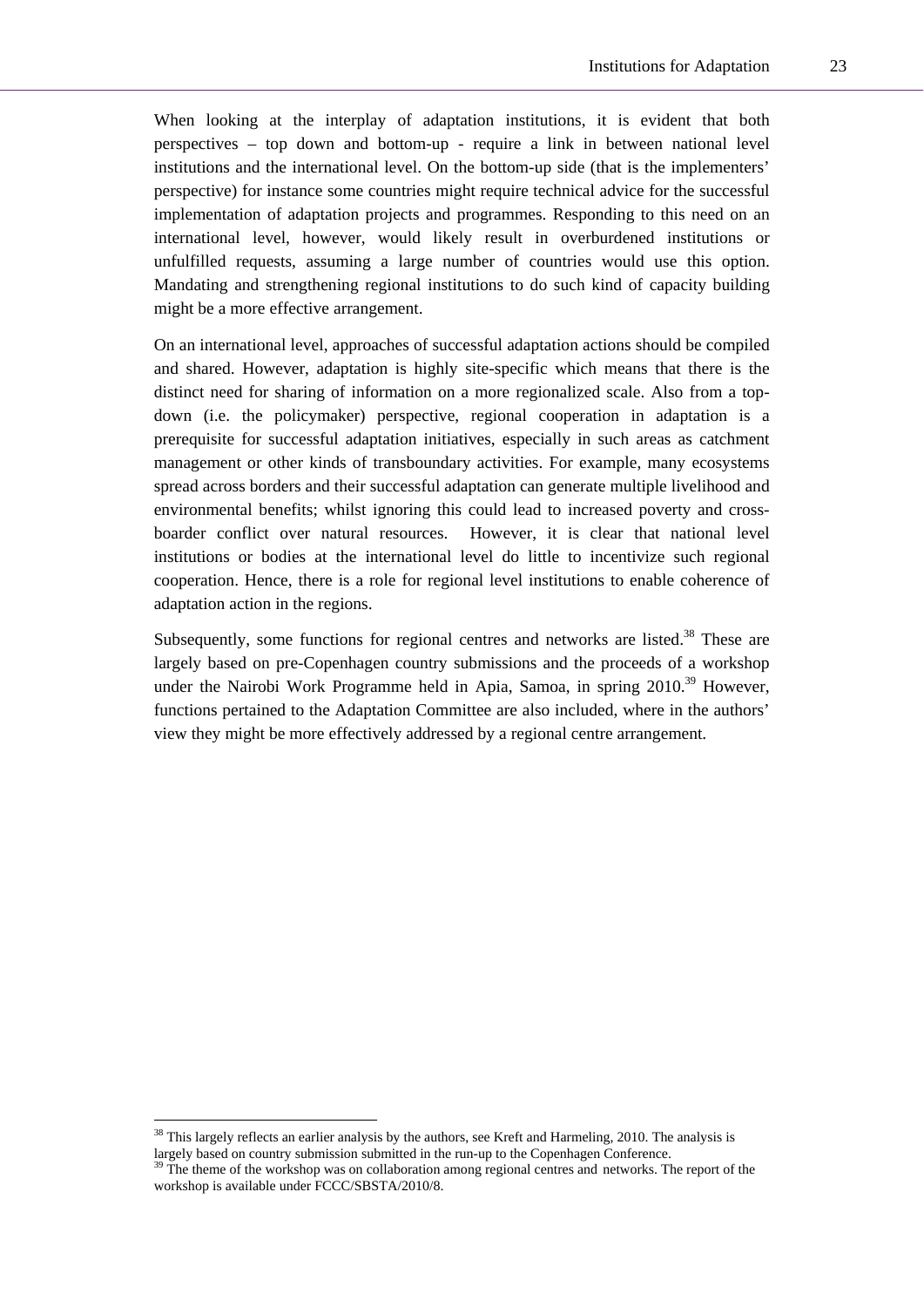When looking at the interplay of adaptation institutions, it is evident that both perspectives – top down and bottom-up - require a link in between national level institutions and the international level. On the bottom-up side (that is the implementers' perspective) for instance some countries might require technical advice for the successful implementation of adaptation projects and programmes. Responding to this need on an international level, however, would likely result in overburdened institutions or unfulfilled requests, assuming a large number of countries would use this option. Mandating and strengthening regional institutions to do such kind of capacity building might be a more effective arrangement.

On an international level, approaches of successful adaptation actions should be compiled and shared. However, adaptation is highly site-specific which means that there is the distinct need for sharing of information on a more regionalized scale. Also from a top-down (i.e. the policymaker) perspective, regional cooperation in adaptation is a prerequisite for successful adaptation initiatives, especially in such areas as catchment management or other kinds of transboundary activities. For example, many ecosystems spread across borders and their successful adaptation can generate multiple livelihood and environmental benefits; whilst ignoring this could lead to increased poverty and cross-boarder conflict over natural resources. However, it is clear that national level institutions or bodies at the international level do little to incentivize such regional cooperation. Hence, there is a role for regional level institutions to enable coherence of adaptation action in the regions.

Subsequently, some functions for regional centres and networks are listed.[38] These are largely based on pre-Copenhagen country submissions and the proceeds of a workshop under the Nairobi Work Programme held in Apia, Samoa, in spring 2010.[39] However, functions pertained to the Adaptation Committee are also included, where in the authors' view they might be more effectively addressed by a regional centre arrangement.

[38] This largely reflects an earlier analysis by the authors, see Kreft and Harmeling, 2010. The analysis is largely based on country submission submitted in the run-up to the Copenhagen Conference.

[39] The theme of the workshop was on collaboration among regional centres and networks. The report of the workshop is available under FCCC/SBSTA/2010/8.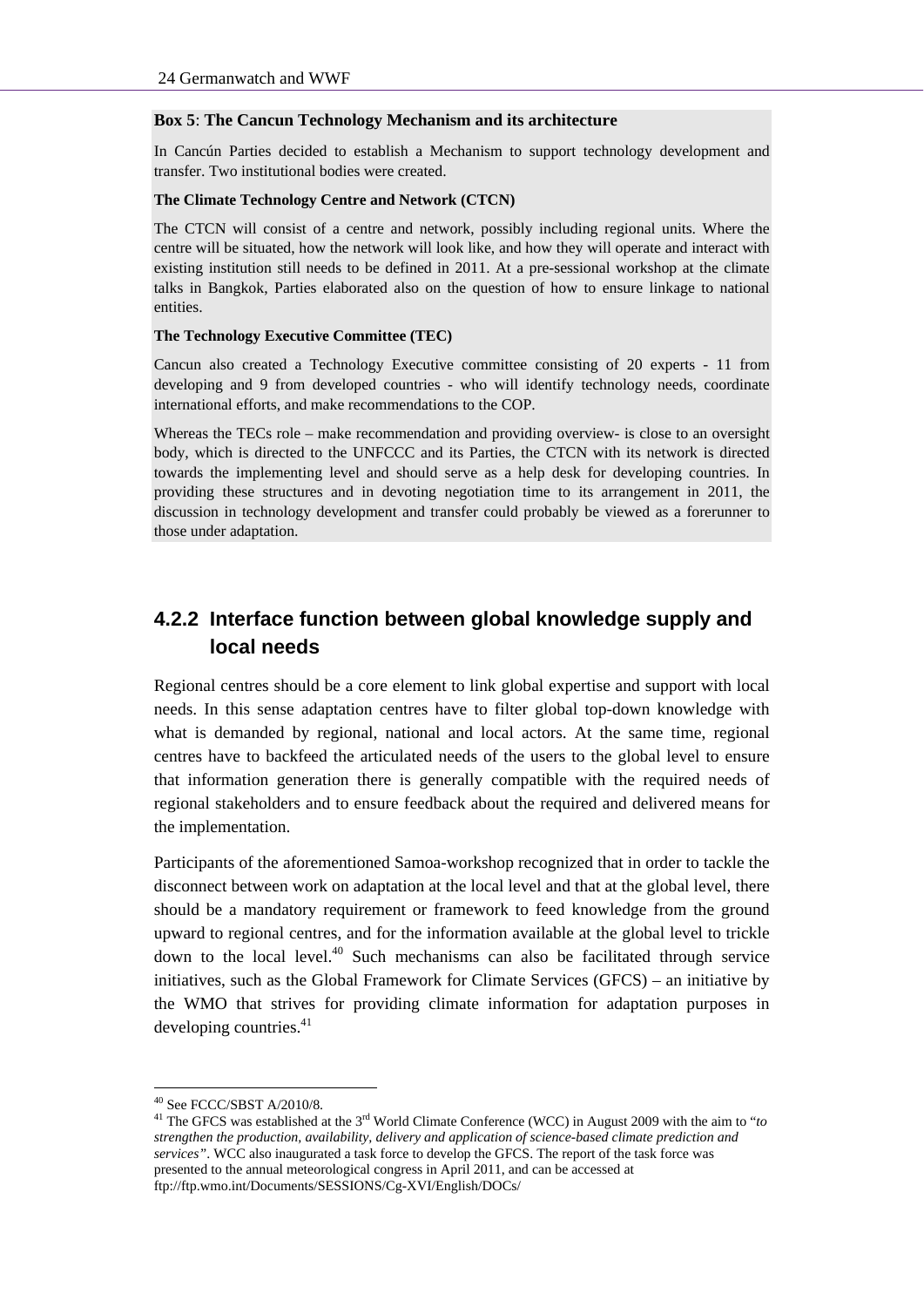**Box 5**: **The Cancun Technology Mechanism and its architecture**

In Cancún Parties decided to establish a Mechanism to support technology development and transfer. Two institutional bodies were created.

**The Climate Technology Centre and Network (CTCN)**

The CTCN will consist of a centre and network, possibly including regional units. Where the centre will be situated, how the network will look like, and how they will operate and interact with existing institution still needs to be defined in 2011. At a pre-sessional workshop at the climate talks in Bangkok, Parties elaborated also on the question of how to ensure linkage to national entities.

**The Technology Executive Committee (TEC)**

Cancun also created a Technology Executive committee consisting of 20 experts - 11 from developing and 9 from developed countries - who will identify technology needs, coordinate international efforts, and make recommendations to the COP.

Whereas the TECs role – make recommendation and providing overview- is close to an oversight body, which is directed to the UNFCCC and its Parties, the CTCN with its network is directed towards the implementing level and should serve as a help desk for developing countries. In providing these structures and in devoting negotiation time to its arrangement in 2011, the discussion in technology development and transfer could probably be viewed as a forerunner to those under adaptation.

### 4.2.2 Interface function between global knowledge supply and local needs

Regional centres should be a core element to link global expertise and support with local needs. In this sense adaptation centres have to filter global top-down knowledge with what is demanded by regional, national and local actors. At the same time, regional centres have to backfeed the articulated needs of the users to the global level to ensure that information generation there is generally compatible with the required needs of regional stakeholders and to ensure feedback about the required and delivered means for the implementation.

Participants of the aforementioned Samoa-workshop recognized that in order to tackle the disconnect between work on adaptation at the local level and that at the global level, there should be a mandatory requirement or framework to feed knowledge from the ground upward to regional centres, and for the information available at the global level to trickle down to the local level.[40] Such mechanisms can also be facilitated through service initiatives, such as the Global Framework for Climate Services (GFCS) – an initiative by the WMO that strives for providing climate information for adaptation purposes in developing countries.[41]

---

[40] See FCCC/SBST A/2010/8.

[41] The GFCS was established at the 3rd World Climate Conference (WCC) in August 2009 with the aim to "*to strengthen the production, availability, delivery and application of science-based climate prediction and services*". WCC also inaugurated a task force to develop the GFCS. The report of the task force was presented to the annual meteorological congress in April 2011, and can be accessed at ftp://ftp.wmo.int/Documents/SESSIONS/Cg-XVI/English/DOCs/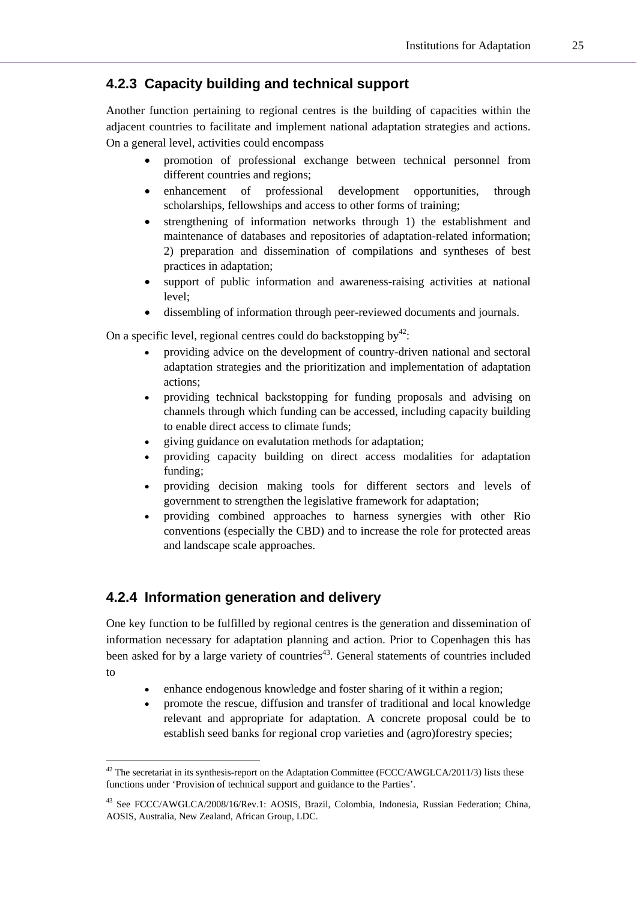### 4.2.3 Capacity building and technical support

Another function pertaining to regional centres is the building of capacities within the adjacent countries to facilitate and implement national adaptation strategies and actions. On a general level, activities could encompass

- promotion of professional exchange between technical personnel from different countries and regions;
- enhancement of professional development opportunities, through scholarships, fellowships and access to other forms of training;
- strengthening of information networks through 1) the establishment and maintenance of databases and repositories of adaptation-related information; 2) preparation and dissemination of compilations and syntheses of best practices in adaptation;
- support of public information and awareness-raising activities at national level;
- dissembling of information through peer-reviewed documents and journals.

On a specific level, regional centres could do backstopping by[42]:

- providing advice on the development of country-driven national and sectoral adaptation strategies and the prioritization and implementation of adaptation actions;
- providing technical backstopping for funding proposals and advising on channels through which funding can be accessed, including capacity building to enable direct access to climate funds;
- giving guidance on evalutation methods for adaptation;
- providing capacity building on direct access modalities for adaptation funding;
- providing decision making tools for different sectors and levels of government to strengthen the legislative framework for adaptation;
- providing combined approaches to harness synergies with other Rio conventions (especially the CBD) and to increase the role for protected areas and landscape scale approaches.

### 4.2.4 Information generation and delivery

One key function to be fulfilled by regional centres is the generation and dissemination of information necessary for adaptation planning and action. Prior to Copenhagen this has been asked for by a large variety of countries[43]. General statements of countries included to

- enhance endogenous knowledge and foster sharing of it within a region;
- promote the rescue, diffusion and transfer of traditional and local knowledge relevant and appropriate for adaptation. A concrete proposal could be to establish seed banks for regional crop varieties and (agro)forestry species;

---

[42] The secretariat in its synthesis-report on the Adaptation Committee (FCCC/AWGLCA/2011/3) lists these functions under 'Provision of technical support and guidance to the Parties'.

[43] See FCCC/AWGLCA/2008/16/Rev.1: AOSIS, Brazil, Colombia, Indonesia, Russian Federation; China, AOSIS, Australia, New Zealand, African Group, LDC.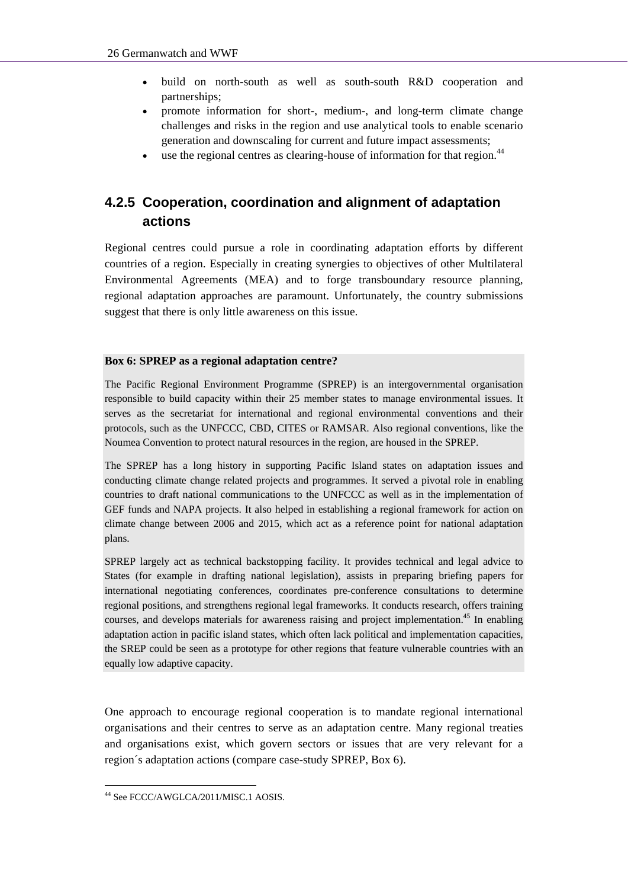- build on north-south as well as south-south R&D cooperation and partnerships;
- promote information for short-, medium-, and long-term climate change challenges and risks in the region and use analytical tools to enable scenario generation and downscaling for current and future impact assessments;
- use the regional centres as clearing-house of information for that region.[44]

### 4.2.5 Cooperation, coordination and alignment of adaptation actions

Regional centres could pursue a role in coordinating adaptation efforts by different countries of a region. Especially in creating synergies to objectives of other Multilateral Environmental Agreements (MEA) and to forge transboundary resource planning, regional adaptation approaches are paramount. Unfortunately, the country submissions suggest that there is only little awareness on this issue.

**Box 6: SPREP as a regional adaptation centre?**

The Pacific Regional Environment Programme (SPREP) is an intergovernmental organisation responsible to build capacity within their 25 member states to manage environmental issues. It serves as the secretariat for international and regional environmental conventions and their protocols, such as the UNFCCC, CBD, CITES or RAMSAR. Also regional conventions, like the Noumea Convention to protect natural resources in the region, are housed in the SPREP.

The SPREP has a long history in supporting Pacific Island states on adaptation issues and conducting climate change related projects and programmes. It served a pivotal role in enabling countries to draft national communications to the UNFCCC as well as in the implementation of GEF funds and NAPA projects. It also helped in establishing a regional framework for action on climate change between 2006 and 2015, which act as a reference point for national adaptation plans.

SPREP largely act as technical backstopping facility. It provides technical and legal advice to States (for example in drafting national legislation), assists in preparing briefing papers for international negotiating conferences, coordinates pre-conference consultations to determine regional positions, and strengthens regional legal frameworks. It conducts research, offers training courses, and develops materials for awareness raising and project implementation.[45] In enabling adaptation action in pacific island states, which often lack political and implementation capacities, the SREP could be seen as a prototype for other regions that feature vulnerable countries with an equally low adaptive capacity.

One approach to encourage regional cooperation is to mandate regional international organisations and their centres to serve as an adaptation centre. Many regional treaties and organisations exist, which govern sectors or issues that are very relevant for a region´s adaptation actions (compare case-study SPREP, Box 6).

---

[44] See FCCC/AWGLCA/2011/MISC.1 AOSIS.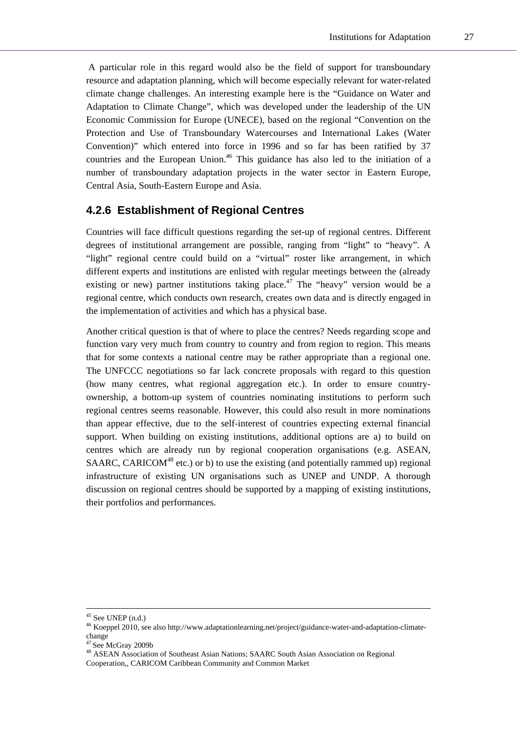A particular role in this regard would also be the field of support for transboundary resource and adaptation planning, which will become especially relevant for water-related climate change challenges. An interesting example here is the "Guidance on Water and Adaptation to Climate Change", which was developed under the leadership of the UN Economic Commission for Europe (UNECE), based on the regional "Convention on the Protection and Use of Transboundary Watercourses and International Lakes (Water Convention)" which entered into force in 1996 and so far has been ratified by 37 countries and the European Union.[46] This guidance has also led to the initiation of a number of transboundary adaptation projects in the water sector in Eastern Europe, Central Asia, South-Eastern Europe and Asia.

### 4.2.6 Establishment of Regional Centres

Countries will face difficult questions regarding the set-up of regional centres. Different degrees of institutional arrangement are possible, ranging from "light" to "heavy". A "light" regional centre could build on a "virtual" roster like arrangement, in which different experts and institutions are enlisted with regular meetings between the (already existing or new) partner institutions taking place.[47] The "heavy" version would be a regional centre, which conducts own research, creates own data and is directly engaged in the implementation of activities and which has a physical base.

Another critical question is that of where to place the centres? Needs regarding scope and function vary very much from country to country and from region to region. This means that for some contexts a national centre may be rather appropriate than a regional one. The UNFCCC negotiations so far lack concrete proposals with regard to this question (how many centres, what regional aggregation etc.). In order to ensure country-ownership, a bottom-up system of countries nominating institutions to perform such regional centres seems reasonable. However, this could also result in more nominations than appear effective, due to the self-interest of countries expecting external financial support. When building on existing institutions, additional options are a) to build on centres which are already run by regional cooperation organisations (e.g. ASEAN, SAARC, CARICOM[48] etc.) or b) to use the existing (and potentially rammed up) regional infrastructure of existing UN organisations such as UNEP and UNDP. A thorough discussion on regional centres should be supported by a mapping of existing institutions, their portfolios and performances.

---

[45] See UNEP (n.d.)

[46] Koeppel 2010, see also http://www.adaptationlearning.net/project/guidance-water-and-adaptation-climate-change

[47] See McGray 2009b

[48] ASEAN Association of Southeast Asian Nations; SAARC South Asian Association on Regional Cooperation,, CARICOM Caribbean Community and Common Market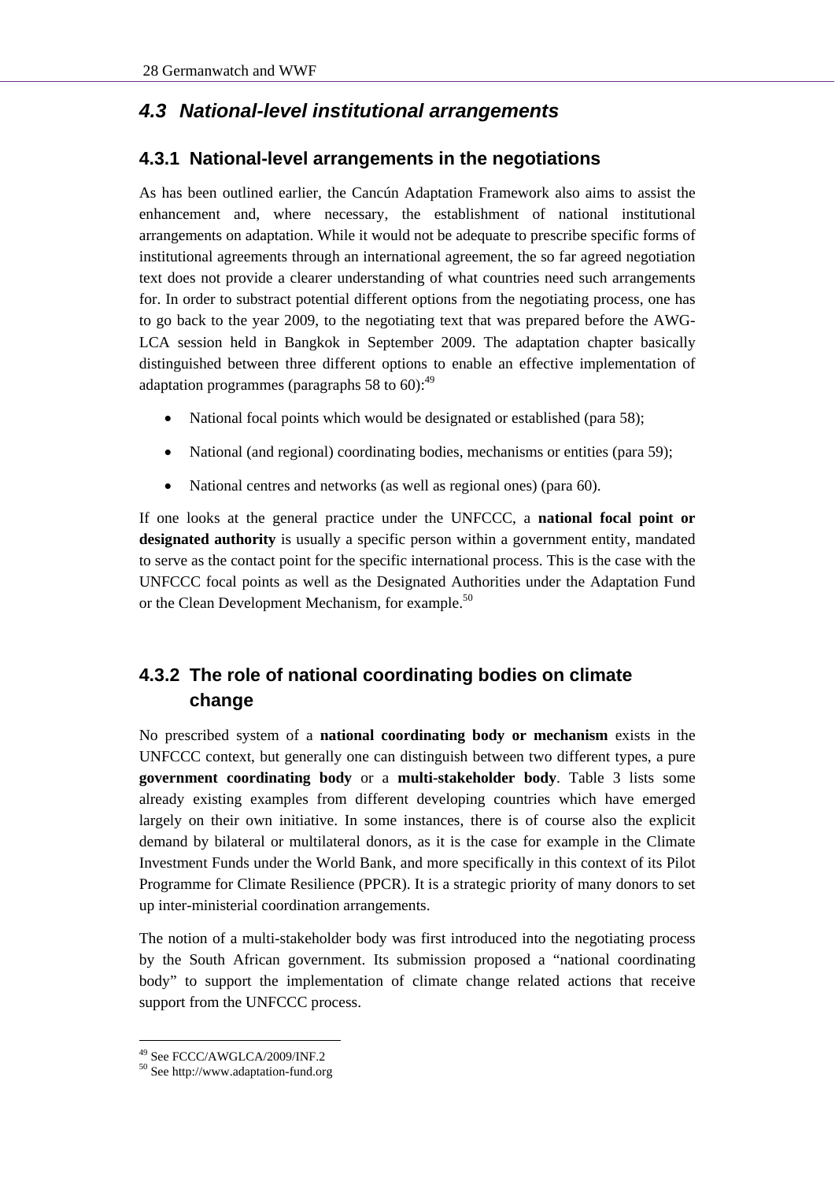## *4.3 National-level institutional arrangements*

### 4.3.1 National-level arrangements in the negotiations

As has been outlined earlier, the Cancún Adaptation Framework also aims to assist the enhancement and, where necessary, the establishment of national institutional arrangements on adaptation. While it would not be adequate to prescribe specific forms of institutional agreements through an international agreement, the so far agreed negotiation text does not provide a clearer understanding of what countries need such arrangements for. In order to substract potential different options from the negotiating process, one has to go back to the year 2009, to the negotiating text that was prepared before the AWG-LCA session held in Bangkok in September 2009. The adaptation chapter basically distinguished between three different options to enable an effective implementation of adaptation programmes (paragraphs 58 to 60):[49]

- National focal points which would be designated or established (para 58);
- National (and regional) coordinating bodies, mechanisms or entities (para 59);
- National centres and networks (as well as regional ones) (para 60).

If one looks at the general practice under the UNFCCC, a **national focal point or designated authority** is usually a specific person within a government entity, mandated to serve as the contact point for the specific international process. This is the case with the UNFCCC focal points as well as the Designated Authorities under the Adaptation Fund or the Clean Development Mechanism, for example.[50]

### 4.3.2 The role of national coordinating bodies on climate change

No prescribed system of a **national coordinating body or mechanism** exists in the UNFCCC context, but generally one can distinguish between two different types, a pure **government coordinating body** or a **multi-stakeholder body**. Table 3 lists some already existing examples from different developing countries which have emerged largely on their own initiative. In some instances, there is of course also the explicit demand by bilateral or multilateral donors, as it is the case for example in the Climate Investment Funds under the World Bank, and more specifically in this context of its Pilot Programme for Climate Resilience (PPCR). It is a strategic priority of many donors to set up inter-ministerial coordination arrangements.

The notion of a multi-stakeholder body was first introduced into the negotiating process by the South African government. Its submission proposed a "national coordinating body" to support the implementation of climate change related actions that receive support from the UNFCCC process.

---

[49] See FCCC/AWGLCA/2009/INF.2

[50] See http://www.adaptation-fund.org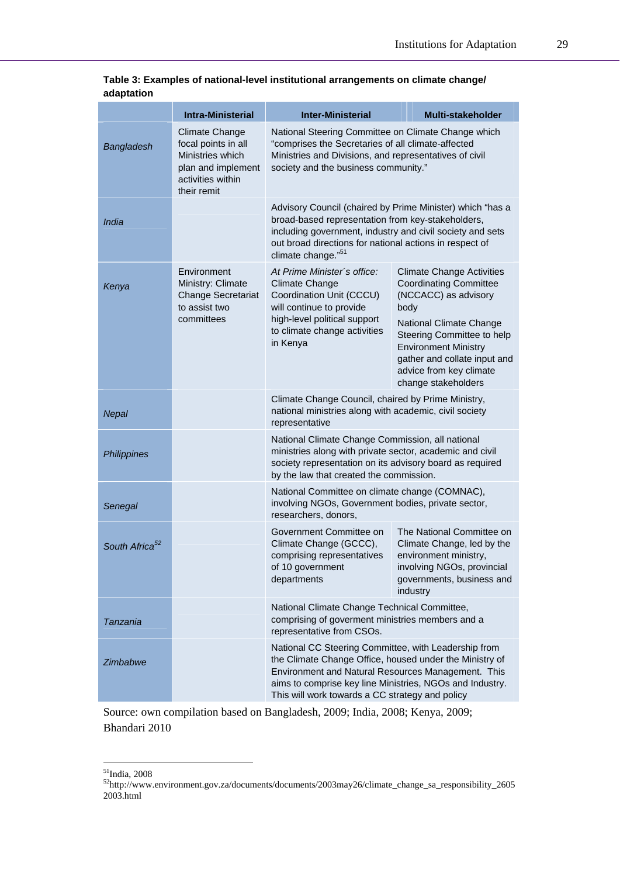**Table 3: Examples of national-level institutional arrangements on climate change/ adaptation**

| | Intra-Ministerial | Inter-Ministerial | Multi-stakeholder |
|---|---|---|---|
| *Bangladesh* | Climate Change focal points in all Ministries which plan and implement activities within their remit | National Steering Committee on Climate Change which "comprises the Secretaries of all climate-affected Ministries and Divisions, and representatives of civil society and the business community." | |
| *India* | | Advisory Council (chaired by Prime Minister) which "has a broad-based representation from key-stakeholders, including government, industry and civil society and sets out broad directions for national actions in respect of climate change."[51] | |
| *Kenya* | Environment Ministry: Climate Change Secretariat to assist two committees | *At Prime Minister´s office:* Climate Change Coordination Unit (CCCU) will continue to provide high-level political support to climate change activities in Kenya | Climate Change Activities Coordinating Committee (NCCACC) as advisory body<br>National Climate Change Steering Committee to help Environment Ministry gather and collate input and advice from key climate change stakeholders |
| *Nepal* | | Climate Change Council, chaired by Prime Ministry, national ministries along with academic, civil society representative | |
| *Philippines* | | National Climate Change Commission, all national ministries along with private sector, academic and civil society representation on its advisory board as required by the law that created the commission. | |
| *Senegal* | | National Committee on climate change (COMNAC), involving NGOs, Government bodies, private sector, researchers, donors, | |
| *South Africa*[52] | | Government Committee on Climate Change (GCCC), comprising representatives of 10 government departments | The National Committee on Climate Change, led by the environment ministry, involving NGOs, provincial governments, business and industry |
| *Tanzania* | | National Climate Change Technical Committee, comprising of goverment ministries members and a representative from CSOs. | |
| *Zimbabwe* | | National CC Steering Committee, with Leadership from the Climate Change Office, housed under the Ministry of Environment and Natural Resources Management. This aims to comprise key line Ministries, NGOs and Industry. This will work towards a CC strategy and policy | |

Source: own compilation based on Bangladesh, 2009; India, 2008; Kenya, 2009; Bhandari 2010

---

[51] India, 2008

[52] http://www.environment.gov.za/documents/documents/2003may26/climate_change_sa_responsibility_26052003.html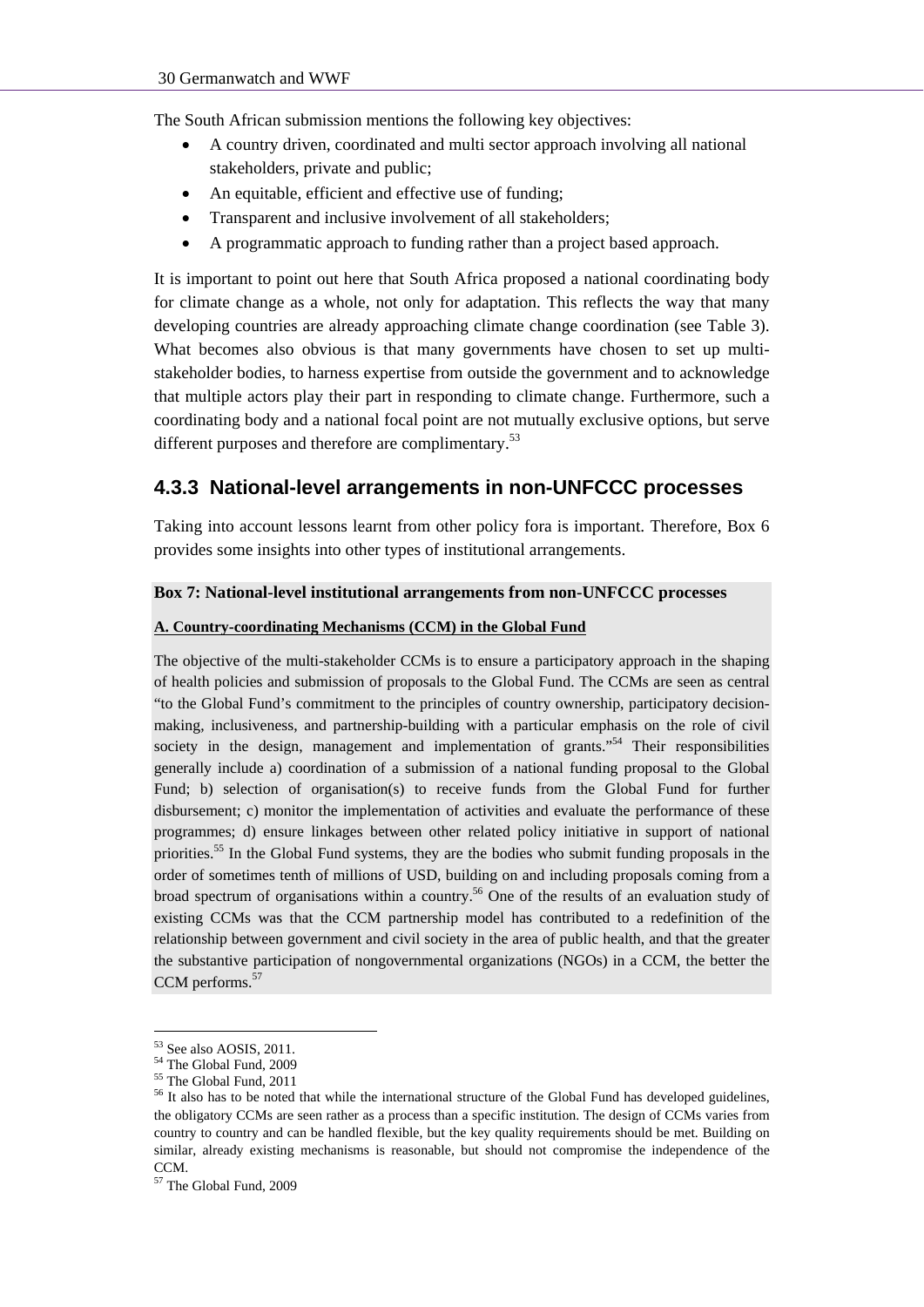The South African submission mentions the following key objectives:

- A country driven, coordinated and multi sector approach involving all national stakeholders, private and public;
- An equitable, efficient and effective use of funding;
- Transparent and inclusive involvement of all stakeholders;
- A programmatic approach to funding rather than a project based approach.

It is important to point out here that South Africa proposed a national coordinating body for climate change as a whole, not only for adaptation. This reflects the way that many developing countries are already approaching climate change coordination (see Table 3). What becomes also obvious is that many governments have chosen to set up multi-stakeholder bodies, to harness expertise from outside the government and to acknowledge that multiple actors play their part in responding to climate change. Furthermore, such a coordinating body and a national focal point are not mutually exclusive options, but serve different purposes and therefore are complimentary.[53]

### 4.3.3 National-level arrangements in non-UNFCCC processes

Taking into account lessons learnt from other policy fora is important. Therefore, Box 6 provides some insights into other types of institutional arrangements.

**Box 7: National-level institutional arrangements from non-UNFCCC processes**

**A. Country-coordinating Mechanisms (CCM) in the Global Fund**

The objective of the multi-stakeholder CCMs is to ensure a participatory approach in the shaping of health policies and submission of proposals to the Global Fund. The CCMs are seen as central "to the Global Fund's commitment to the principles of country ownership, participatory decision-making, inclusiveness, and partnership-building with a particular emphasis on the role of civil society in the design, management and implementation of grants."[54] Their responsibilities generally include a) coordination of a submission of a national funding proposal to the Global Fund; b) selection of organisation(s) to receive funds from the Global Fund for further disbursement; c) monitor the implementation of activities and evaluate the performance of these programmes; d) ensure linkages between other related policy initiative in support of national priorities.[55] In the Global Fund systems, they are the bodies who submit funding proposals in the order of sometimes tenth of millions of USD, building on and including proposals coming from a broad spectrum of organisations within a country.[56] One of the results of an evaluation study of existing CCMs was that the CCM partnership model has contributed to a redefinition of the relationship between government and civil society in the area of public health, and that the greater the substantive participation of nongovernmental organizations (NGOs) in a CCM, the better the CCM performs.[57]

---

[53] See also AOSIS, 2011.

[54] The Global Fund, 2009

[55] The Global Fund, 2011

[56] It also has to be noted that while the international structure of the Global Fund has developed guidelines, the obligatory CCMs are seen rather as a process than a specific institution. The design of CCMs varies from country to country and can be handled flexible, but the key quality requirements should be met. Building on similar, already existing mechanisms is reasonable, but should not compromise the independence of the CCM.

[57] The Global Fund, 2009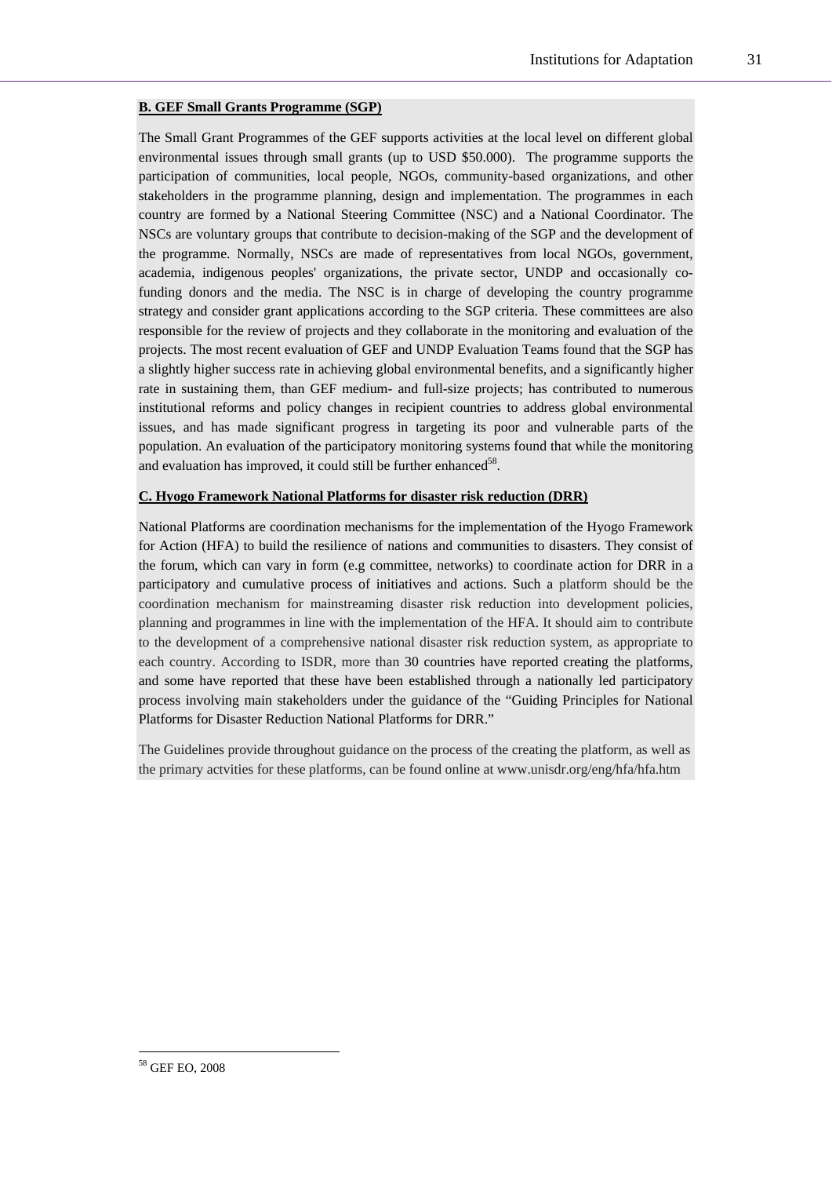**B. GEF Small Grants Programme (SGP)**

The Small Grant Programmes of the GEF supports activities at the local level on different global environmental issues through small grants (up to USD $50.000). The programme supports the participation of communities, local people, NGOs, community-based organizations, and other stakeholders in the programme planning, design and implementation. The programmes in each country are formed by a National Steering Committee (NSC) and a National Coordinator. The NSCs are voluntary groups that contribute to decision-making of the SGP and the development of the programme. Normally, NSCs are made of representatives from local NGOs, government, academia, indigenous peoples' organizations, the private sector, UNDP and occasionally co-funding donors and the media. The NSC is in charge of developing the country programme strategy and consider grant applications according to the SGP criteria. These committees are also responsible for the review of projects and they collaborate in the monitoring and evaluation of the projects. The most recent evaluation of GEF and UNDP Evaluation Teams found that the SGP has a slightly higher success rate in achieving global environmental benefits, and a significantly higher rate in sustaining them, than GEF medium- and full-size projects; has contributed to numerous institutional reforms and policy changes in recipient countries to address global environmental issues, and has made significant progress in targeting its poor and vulnerable parts of the population. An evaluation of the participatory monitoring systems found that while the monitoring and evaluation has improved, it could still be further enhanced[58].

**C. Hyogo Framework National Platforms for disaster risk reduction (DRR)**

National Platforms are coordination mechanisms for the implementation of the Hyogo Framework for Action (HFA) to build the resilience of nations and communities to disasters. They consist of the forum, which can vary in form (e.g committee, networks) to coordinate action for DRR in a participatory and cumulative process of initiatives and actions. Such a platform should be the coordination mechanism for mainstreaming disaster risk reduction into development policies, planning and programmes in line with the implementation of the HFA. It should aim to contribute to the development of a comprehensive national disaster risk reduction system, as appropriate to each country. According to ISDR, more than 30 countries have reported creating the platforms, and some have reported that these have been established through a nationally led participatory process involving main stakeholders under the guidance of the "Guiding Principles for National Platforms for Disaster Reduction National Platforms for DRR."

The Guidelines provide throughout guidance on the process of the creating the platform, as well as the primary actvities for these platforms, can be found online at www.unisdr.org/eng/hfa/hfa.htm

[58] GEF EO, 2008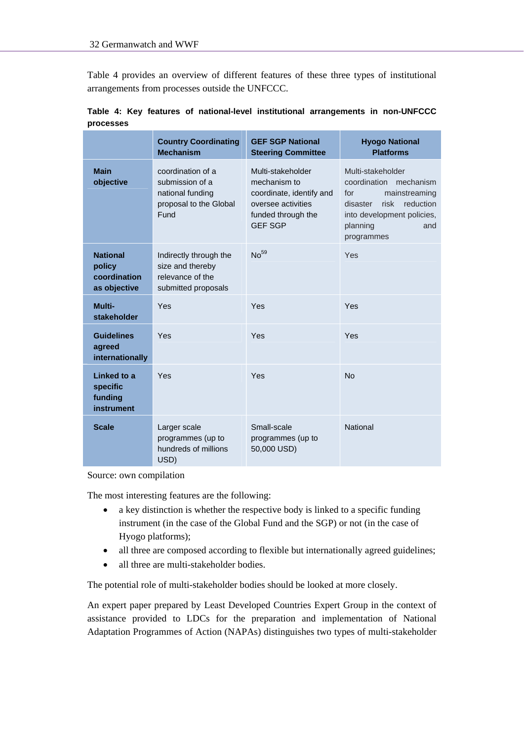Table 4 provides an overview of different features of these three types of institutional arrangements from processes outside the UNFCCC.

**Table 4: Key features of national-level institutional arrangements in non-UNFCCC processes**

| | Country Coordinating Mechanism | GEF SGP National Steering Committee | Hyogo National Platforms |
|---|---|---|---|
| **Main objective** | coordination of a submission of a national funding proposal to the Global Fund | Multi-stakeholder mechanism to coordinate, identify and oversee activities funded through the GEF SGP | Multi-stakeholder coordination mechanism for mainstreaming disaster risk reduction into development policies, planning and programmes |
| **National policy coordination as objective** | Indirectly through the size and thereby relevance of the submitted proposals | No[59] | Yes |
| **Multi-stakeholder** | Yes | Yes | Yes |
| **Guidelines agreed internationally** | Yes | Yes | Yes |
| **Linked to a specific funding instrument** | Yes | Yes | No |
| **Scale** | Larger scale programmes (up to hundreds of millions USD) | Small-scale programmes (up to 50,000 USD) | National |

Source: own compilation

The most interesting features are the following:

- a key distinction is whether the respective body is linked to a specific funding instrument (in the case of the Global Fund and the SGP) or not (in the case of Hyogo platforms);
- all three are composed according to flexible but internationally agreed guidelines;
- all three are multi-stakeholder bodies.

The potential role of multi-stakeholder bodies should be looked at more closely.

An expert paper prepared by Least Developed Countries Expert Group in the context of assistance provided to LDCs for the preparation and implementation of National Adaptation Programmes of Action (NAPAs) distinguishes two types of multi-stakeholder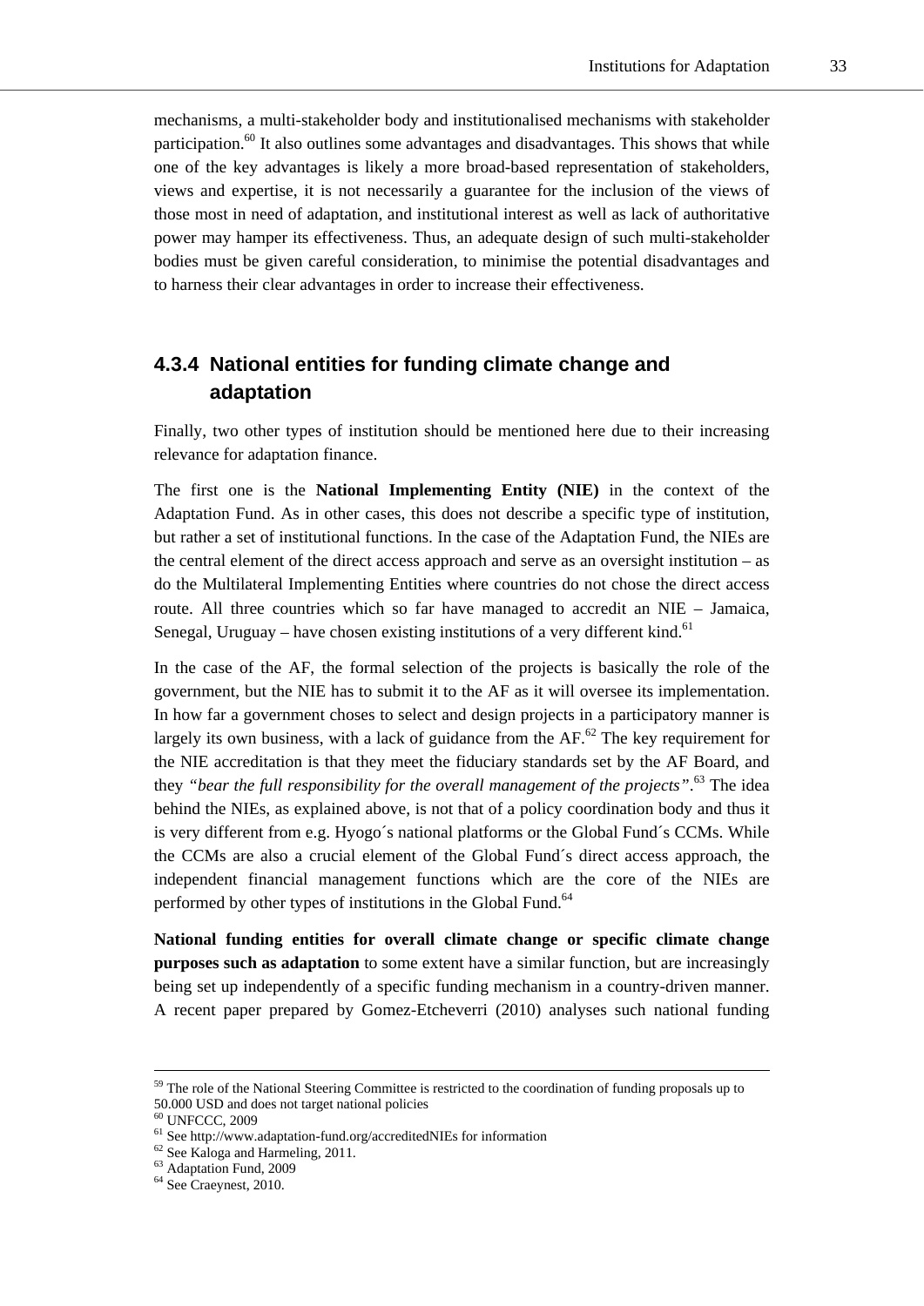mechanisms, a multi-stakeholder body and institutionalised mechanisms with stakeholder participation.[60] It also outlines some advantages and disadvantages. This shows that while one of the key advantages is likely a more broad-based representation of stakeholders, views and expertise, it is not necessarily a guarantee for the inclusion of the views of those most in need of adaptation, and institutional interest as well as lack of authoritative power may hamper its effectiveness. Thus, an adequate design of such multi-stakeholder bodies must be given careful consideration, to minimise the potential disadvantages and to harness their clear advantages in order to increase their effectiveness.

### 4.3.4 National entities for funding climate change and adaptation

Finally, two other types of institution should be mentioned here due to their increasing relevance for adaptation finance.

The first one is the **National Implementing Entity (NIE)** in the context of the Adaptation Fund. As in other cases, this does not describe a specific type of institution, but rather a set of institutional functions. In the case of the Adaptation Fund, the NIEs are the central element of the direct access approach and serve as an oversight institution – as do the Multilateral Implementing Entities where countries do not chose the direct access route. All three countries which so far have managed to accredit an NIE – Jamaica, Senegal, Uruguay – have chosen existing institutions of a very different kind.[61]

In the case of the AF, the formal selection of the projects is basically the role of the government, but the NIE has to submit it to the AF as it will oversee its implementation. In how far a government choses to select and design projects in a participatory manner is largely its own business, with a lack of guidance from the AF.[62] The key requirement for the NIE accreditation is that they meet the fiduciary standards set by the AF Board, and they *"bear the full responsibility for the overall management of the projects"*.[63] The idea behind the NIEs, as explained above, is not that of a policy coordination body and thus it is very different from e.g. Hyogo´s national platforms or the Global Fund´s CCMs. While the CCMs are also a crucial element of the Global Fund´s direct access approach, the independent financial management functions which are the core of the NIEs are performed by other types of institutions in the Global Fund.[64]

**National funding entities for overall climate change or specific climate change purposes such as adaptation** to some extent have a similar function, but are increasingly being set up independently of a specific funding mechanism in a country-driven manner. A recent paper prepared by Gomez-Etcheverri (2010) analyses such national funding

---

[59] The role of the National Steering Committee is restricted to the coordination of funding proposals up to 50.000 USD and does not target national policies

[60] UNFCCC, 2009

[61] See http://www.adaptation-fund.org/accreditedNIEs for information

[62] See Kaloga and Harmeling, 2011.

[63] Adaptation Fund, 2009

[64] See Craeynest, 2010.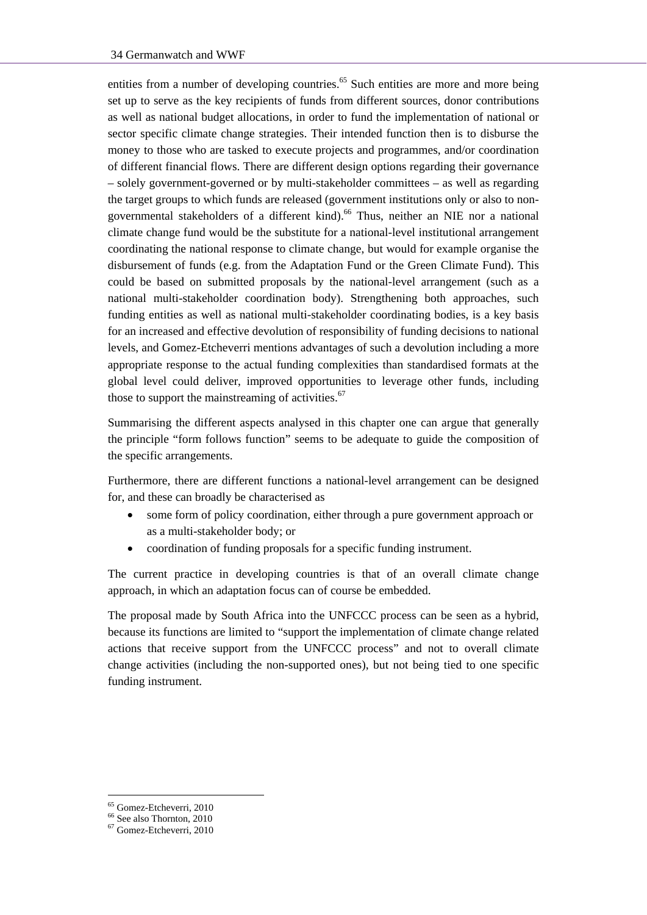entities from a number of developing countries.[65] Such entities are more and more being set up to serve as the key recipients of funds from different sources, donor contributions as well as national budget allocations, in order to fund the implementation of national or sector specific climate change strategies. Their intended function then is to disburse the money to those who are tasked to execute projects and programmes, and/or coordination of different financial flows. There are different design options regarding their governance – solely government-governed or by multi-stakeholder committees – as well as regarding the target groups to which funds are released (government institutions only or also to non-governmental stakeholders of a different kind).[66] Thus, neither an NIE nor a national climate change fund would be the substitute for a national-level institutional arrangement coordinating the national response to climate change, but would for example organise the disbursement of funds (e.g. from the Adaptation Fund or the Green Climate Fund). This could be based on submitted proposals by the national-level arrangement (such as a national multi-stakeholder coordination body). Strengthening both approaches, such funding entities as well as national multi-stakeholder coordinating bodies, is a key basis for an increased and effective devolution of responsibility of funding decisions to national levels, and Gomez-Etcheverri mentions advantages of such a devolution including a more appropriate response to the actual funding complexities than standardised formats at the global level could deliver, improved opportunities to leverage other funds, including those to support the mainstreaming of activities.[67]

Summarising the different aspects analysed in this chapter one can argue that generally the principle "form follows function" seems to be adequate to guide the composition of the specific arrangements.

Furthermore, there are different functions a national-level arrangement can be designed for, and these can broadly be characterised as

- some form of policy coordination, either through a pure government approach or as a multi-stakeholder body; or
- coordination of funding proposals for a specific funding instrument.

The current practice in developing countries is that of an overall climate change approach, in which an adaptation focus can of course be embedded.

The proposal made by South Africa into the UNFCCC process can be seen as a hybrid, because its functions are limited to "support the implementation of climate change related actions that receive support from the UNFCCC process" and not to overall climate change activities (including the non-supported ones), but not being tied to one specific funding instrument.

---

[65] Gomez-Etcheverri, 2010

[66] See also Thornton, 2010

[67] Gomez-Etcheverri, 2010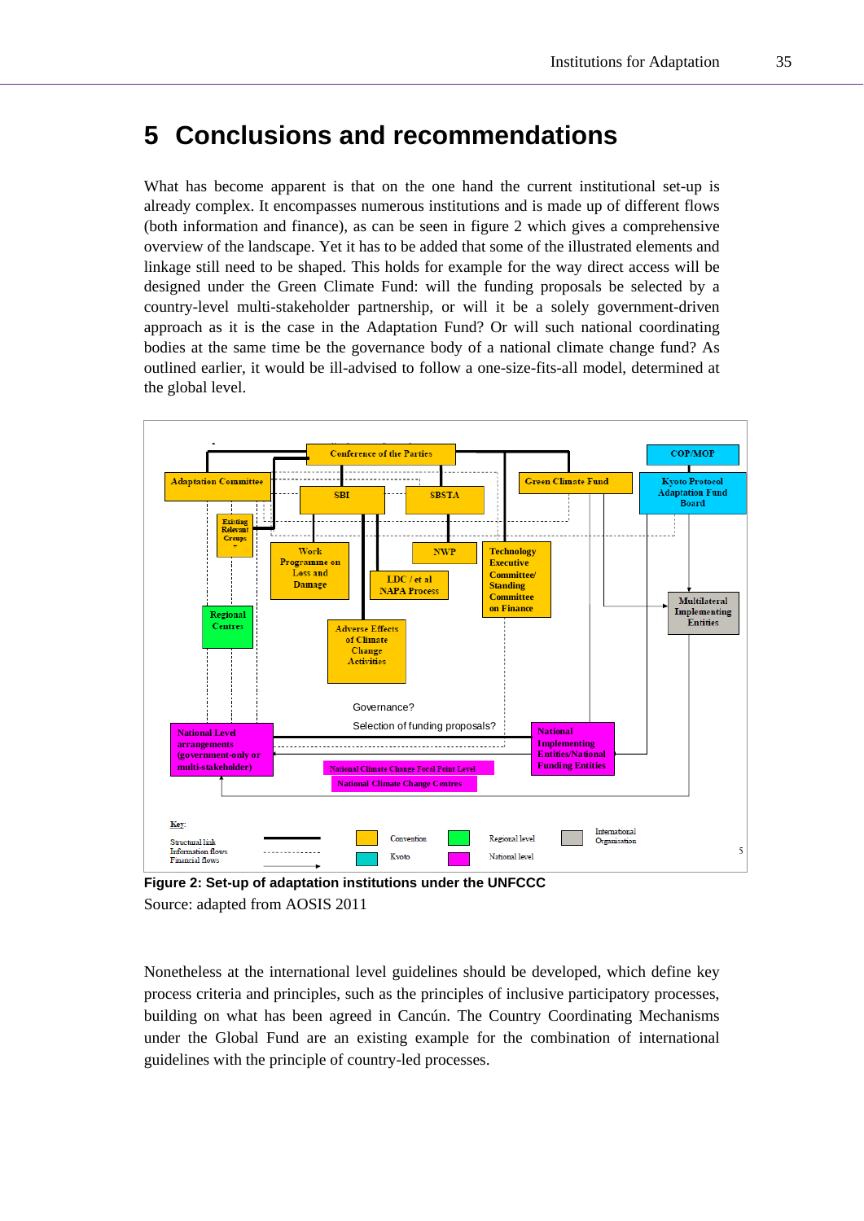# 5 Conclusions and recommendations

What has become apparent is that on the one hand the current institutional set-up is already complex. It encompasses numerous institutions and is made up of different flows (both information and finance), as can be seen in figure 2 which gives a comprehensive overview of the landscape. Yet it has to be added that some of the illustrated elements and linkage still need to be shaped. This holds for example for the way direct access will be designed under the Green Climate Fund: will the funding proposals be selected by a country-level multi-stakeholder partnership, or will it be a solely government-driven approach as it is the case in the Adaptation Fund? Or will such national coordinating bodies at the same time be the governance body of a national climate change fund? As outlined earlier, it would be ill-advised to follow a one-size-fits-all model, determined at the global level.

**Figure 2: Set-up of adaptation institutions under the UNFCCC**

Source: adapted from AOSIS 2011

Nonetheless at the international level guidelines should be developed, which define key process criteria and principles, such as the principles of inclusive participatory processes, building on what has been agreed in Cancún. The Country Coordinating Mechanisms under the Global Fund are an existing example for the combination of international guidelines with the principle of country-led processes.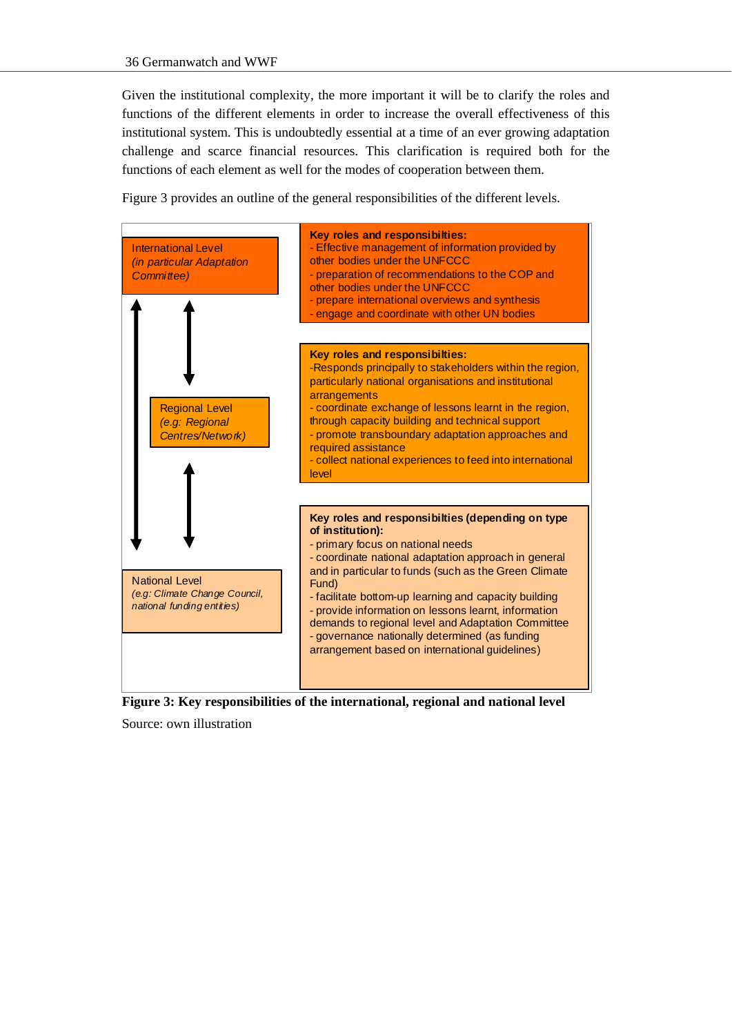Given the institutional complexity, the more important it will be to clarify the roles and functions of the different elements in order to increase the overall effectiveness of this institutional system. This is undoubtedly essential at a time of an ever growing adaptation challenge and scarce financial resources. This clarification is required both for the functions of each element as well for the modes of cooperation between them.

Figure 3 provides an outline of the general responsibilities of the different levels.

International Level
*(in particular Adaptation Committee)*

**Key roles and responsibilties:**
- Effective management of information provided by other bodies under the UNFCCC
- preparation of recommendations to the COP and other bodies under the UNFCCC
- prepare international overviews and synthesis
- engage and coordinate with other UN bodies

Regional Level
*(e.g: Regional Centres/Network)*

**Key roles and responsibilties:**
-Responds principally to stakeholders within the region, particularly national organisations and institutional arrangements
- coordinate exchange of lessons learnt in the region, through capacity building and technical support
- promote transboundary adaptation approaches and required assistance
- collect national experiences to feed into international level

National Level
*(e.g: Climate Change Council, national funding entities)*

**Key roles and responsibilties (depending on type of institution):**
- primary focus on national needs
- coordinate national adaptation approach in general and in particular to funds (such as the Green Climate Fund)
- facilitate bottom-up learning and capacity building
- provide information on lessons learnt, information demands to regional level and Adaptation Committee
- governance nationally determined (as funding arrangement based on international guidelines)

**Figure 3: Key responsibilities of the international, regional and national level**

Source: own illustration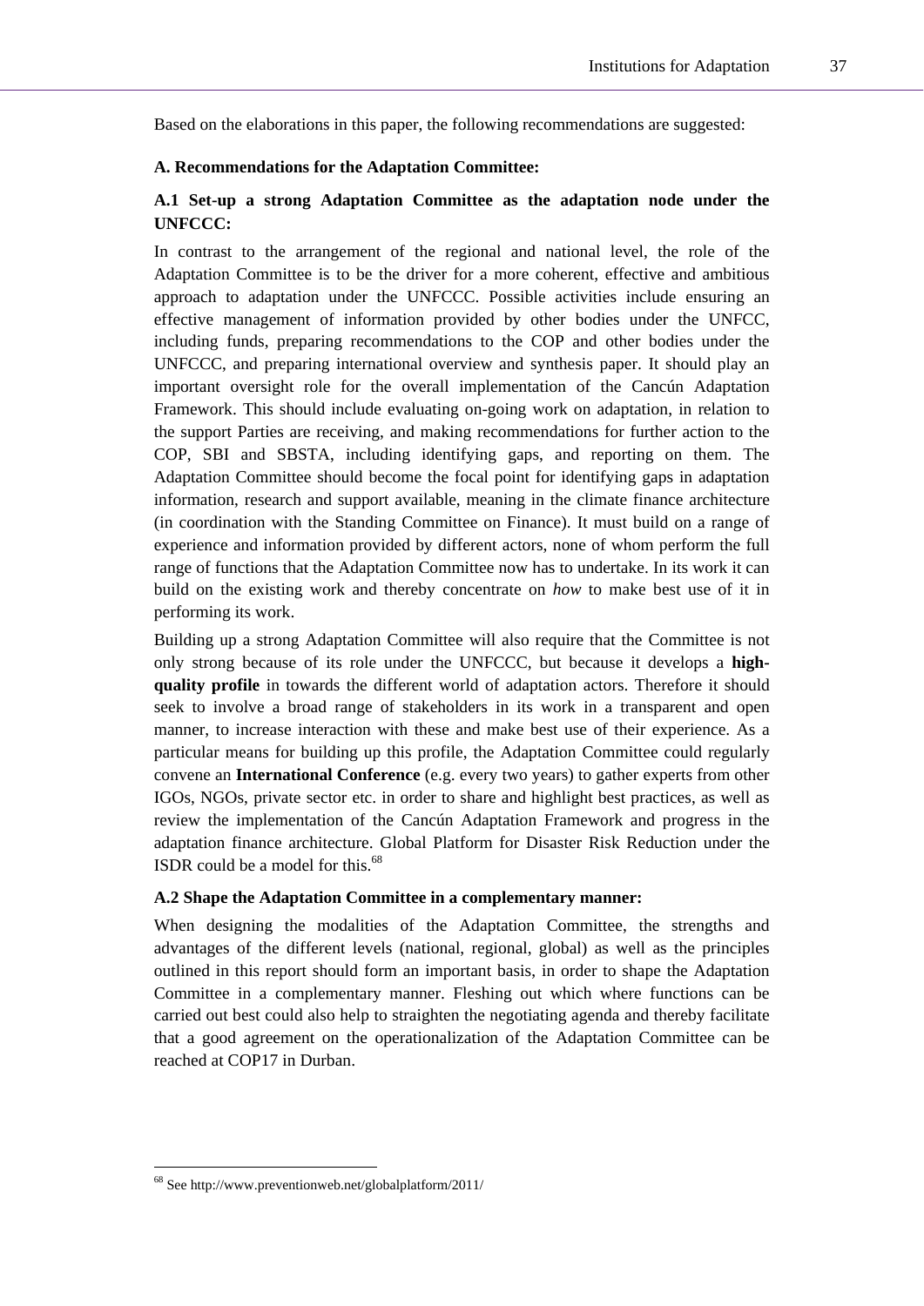Based on the elaborations in this paper, the following recommendations are suggested:

**A. Recommendations for the Adaptation Committee:**

**A.1 Set-up a strong Adaptation Committee as the adaptation node under the UNFCCC:**

In contrast to the arrangement of the regional and national level, the role of the Adaptation Committee is to be the driver for a more coherent, effective and ambitious approach to adaptation under the UNFCCC. Possible activities include ensuring an effective management of information provided by other bodies under the UNFCC, including funds, preparing recommendations to the COP and other bodies under the UNFCCC, and preparing international overview and synthesis paper. It should play an important oversight role for the overall implementation of the Cancún Adaptation Framework. This should include evaluating on-going work on adaptation, in relation to the support Parties are receiving, and making recommendations for further action to the COP, SBI and SBSTA, including identifying gaps, and reporting on them. The Adaptation Committee should become the focal point for identifying gaps in adaptation information, research and support available, meaning in the climate finance architecture (in coordination with the Standing Committee on Finance). It must build on a range of experience and information provided by different actors, none of whom perform the full range of functions that the Adaptation Committee now has to undertake. In its work it can build on the existing work and thereby concentrate on *how* to make best use of it in performing its work.

Building up a strong Adaptation Committee will also require that the Committee is not only strong because of its role under the UNFCCC, but because it develops a **high-quality profile** in towards the different world of adaptation actors. Therefore it should seek to involve a broad range of stakeholders in its work in a transparent and open manner, to increase interaction with these and make best use of their experience. As a particular means for building up this profile, the Adaptation Committee could regularly convene an **International Conference** (e.g. every two years) to gather experts from other IGOs, NGOs, private sector etc. in order to share and highlight best practices, as well as review the implementation of the Cancún Adaptation Framework and progress in the adaptation finance architecture. Global Platform for Disaster Risk Reduction under the ISDR could be a model for this.[68]

**A.2 Shape the Adaptation Committee in a complementary manner:**

When designing the modalities of the Adaptation Committee, the strengths and advantages of the different levels (national, regional, global) as well as the principles outlined in this report should form an important basis, in order to shape the Adaptation Committee in a complementary manner. Fleshing out which where functions can be carried out best could also help to straighten the negotiating agenda and thereby facilitate that a good agreement on the operationalization of the Adaptation Committee can be reached at COP17 in Durban.

[68] See http://www.preventionweb.net/globalplatform/2011/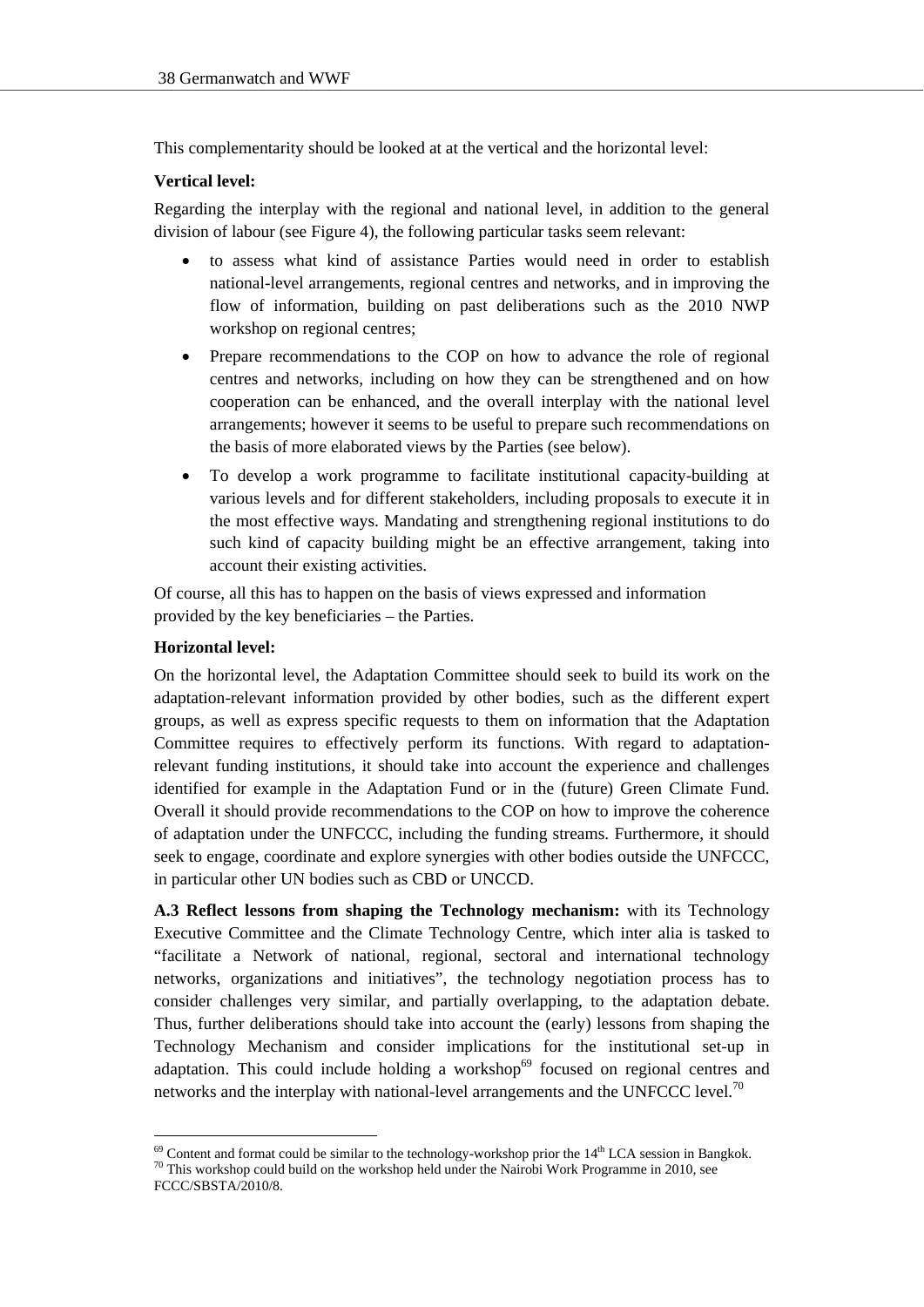This complementarity should be looked at at the vertical and the horizontal level:

**Vertical level:**

Regarding the interplay with the regional and national level, in addition to the general division of labour (see Figure 4), the following particular tasks seem relevant:

- to assess what kind of assistance Parties would need in order to establish national-level arrangements, regional centres and networks, and in improving the flow of information, building on past deliberations such as the 2010 NWP workshop on regional centres;
- Prepare recommendations to the COP on how to advance the role of regional centres and networks, including on how they can be strengthened and on how cooperation can be enhanced, and the overall interplay with the national level arrangements; however it seems to be useful to prepare such recommendations on the basis of more elaborated views by the Parties (see below).
- To develop a work programme to facilitate institutional capacity-building at various levels and for different stakeholders, including proposals to execute it in the most effective ways. Mandating and strengthening regional institutions to do such kind of capacity building might be an effective arrangement, taking into account their existing activities.

Of course, all this has to happen on the basis of views expressed and information provided by the key beneficiaries – the Parties.

**Horizontal level:**

On the horizontal level, the Adaptation Committee should seek to build its work on the adaptation-relevant information provided by other bodies, such as the different expert groups, as well as express specific requests to them on information that the Adaptation Committee requires to effectively perform its functions. With regard to adaptation-relevant funding institutions, it should take into account the experience and challenges identified for example in the Adaptation Fund or in the (future) Green Climate Fund. Overall it should provide recommendations to the COP on how to improve the coherence of adaptation under the UNFCCC, including the funding streams. Furthermore, it should seek to engage, coordinate and explore synergies with other bodies outside the UNFCCC, in particular other UN bodies such as CBD or UNCCD.

**A.3 Reflect lessons from shaping the Technology mechanism:** with its Technology Executive Committee and the Climate Technology Centre, which inter alia is tasked to "facilitate a Network of national, regional, sectoral and international technology networks, organizations and initiatives", the technology negotiation process has to consider challenges very similar, and partially overlapping, to the adaptation debate. Thus, further deliberations should take into account the (early) lessons from shaping the Technology Mechanism and consider implications for the institutional set-up in adaptation. This could include holding a workshop[69] focused on regional centres and networks and the interplay with national-level arrangements and the UNFCCC level.[70]

---

[69] Content and format could be similar to the technology-workshop prior the 14th LCA session in Bangkok.

[70] This workshop could build on the workshop held under the Nairobi Work Programme in 2010, see FCCC/SBSTA/2010/8.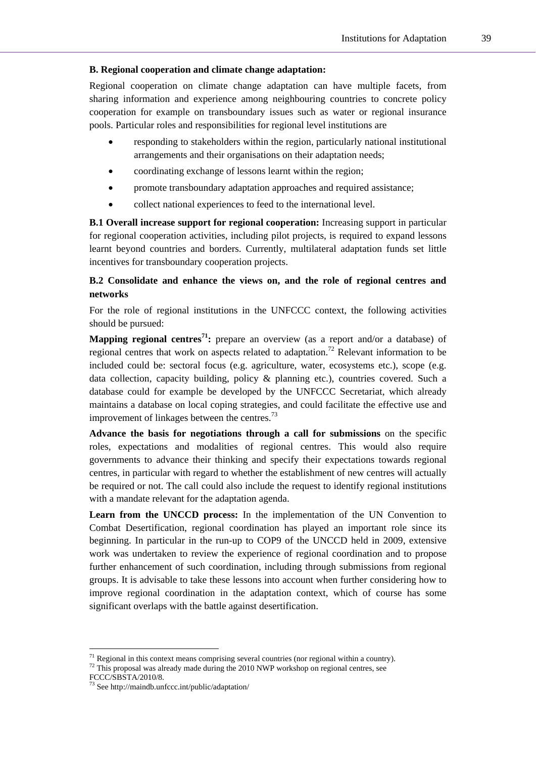**B. Regional cooperation and climate change adaptation:**

Regional cooperation on climate change adaptation can have multiple facets, from sharing information and experience among neighbouring countries to concrete policy cooperation for example on transboundary issues such as water or regional insurance pools. Particular roles and responsibilities for regional level institutions are

- responding to stakeholders within the region, particularly national institutional arrangements and their organisations on their adaptation needs;
- coordinating exchange of lessons learnt within the region;
- promote transboundary adaptation approaches and required assistance;
- collect national experiences to feed to the international level.

**B.1 Overall increase support for regional cooperation:** Increasing support in particular for regional cooperation activities, including pilot projects, is required to expand lessons learnt beyond countries and borders. Currently, multilateral adaptation funds set little incentives for transboundary cooperation projects.

**B.2 Consolidate and enhance the views on, and the role of regional centres and networks**

For the role of regional institutions in the UNFCCC context, the following activities should be pursued:

**Mapping regional centres[71]:** prepare an overview (as a report and/or a database) of regional centres that work on aspects related to adaptation.[72] Relevant information to be included could be: sectoral focus (e.g. agriculture, water, ecosystems etc.), scope (e.g. data collection, capacity building, policy & planning etc.), countries covered. Such a database could for example be developed by the UNFCCC Secretariat, which already maintains a database on local coping strategies, and could facilitate the effective use and improvement of linkages between the centres.[73]

**Advance the basis for negotiations through a call for submissions** on the specific roles, expectations and modalities of regional centres. This would also require governments to advance their thinking and specify their expectations towards regional centres, in particular with regard to whether the establishment of new centres will actually be required or not. The call could also include the request to identify regional institutions with a mandate relevant for the adaptation agenda.

**Learn from the UNCCD process:** In the implementation of the UN Convention to Combat Desertification, regional coordination has played an important role since its beginning. In particular in the run-up to COP9 of the UNCCD held in 2009, extensive work was undertaken to review the experience of regional coordination and to propose further enhancement of such coordination, including through submissions from regional groups. It is advisable to take these lessons into account when further considering how to improve regional coordination in the adaptation context, which of course has some significant overlaps with the battle against desertification.

---

[71] Regional in this context means comprising several countries (nor regional within a country).

[72] This proposal was already made during the 2010 NWP workshop on regional centres, see FCCC/SBSTA/2010/8.

[73] See http://maindb.unfccc.int/public/adaptation/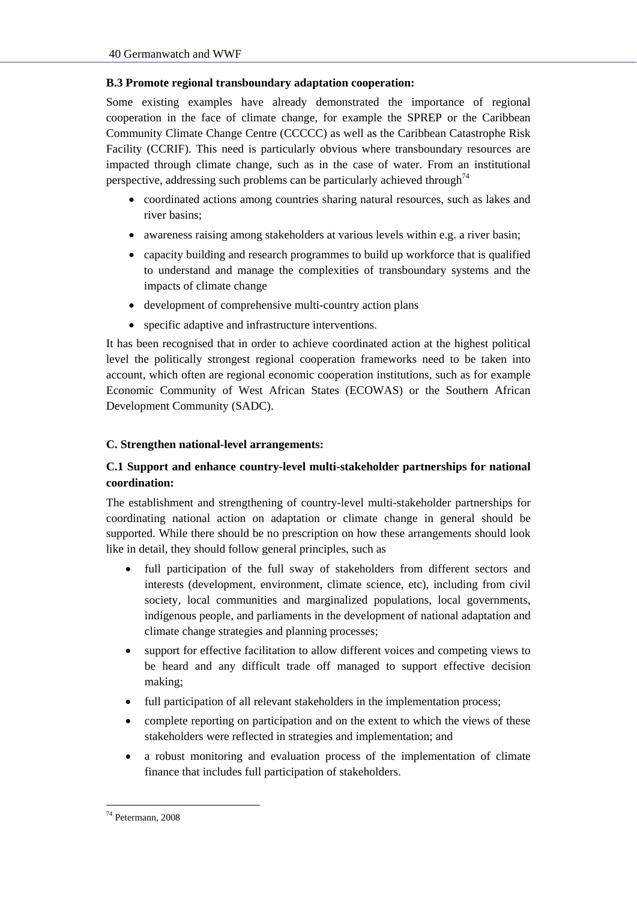**B.3 Promote regional transboundary adaptation cooperation:**

Some existing examples have already demonstrated the importance of regional cooperation in the face of climate change, for example the SPREP or the Caribbean Community Climate Change Centre (CCCCC) as well as the Caribbean Catastrophe Risk Facility (CCRIF). This need is particularly obvious where transboundary resources are impacted through climate change, such as in the case of water. From an institutional perspective, addressing such problems can be particularly achieved through[74]

- coordinated actions among countries sharing natural resources, such as lakes and river basins;
- awareness raising among stakeholders at various levels within e.g. a river basin;
- capacity building and research programmes to build up workforce that is qualified to understand and manage the complexities of transboundary systems and the impacts of climate change
- development of comprehensive multi-country action plans
- specific adaptive and infrastructure interventions.

It has been recognised that in order to achieve coordinated action at the highest political level the politically strongest regional cooperation frameworks need to be taken into account, which often are regional economic cooperation institutions, such as for example Economic Community of West African States (ECOWAS) or the Southern African Development Community (SADC).

**C. Strengthen national-level arrangements:**

**C.1 Support and enhance country-level multi-stakeholder partnerships for national coordination:**

The establishment and strengthening of country-level multi-stakeholder partnerships for coordinating national action on adaptation or climate change in general should be supported. While there should be no prescription on how these arrangements should look like in detail, they should follow general principles, such as

- full participation of the full sway of stakeholders from different sectors and interests (development, environment, climate science, etc), including from civil society, local communities and marginalized populations, local governments, indigenous people, and parliaments in the development of national adaptation and climate change strategies and planning processes;
- support for effective facilitation to allow different voices and competing views to be heard and any difficult trade off managed to support effective decision making;
- full participation of all relevant stakeholders in the implementation process;
- complete reporting on participation and on the extent to which the views of these stakeholders were reflected in strategies and implementation; and
- a robust monitoring and evaluation process of the implementation of climate finance that includes full participation of stakeholders.

[74] Petermann, 2008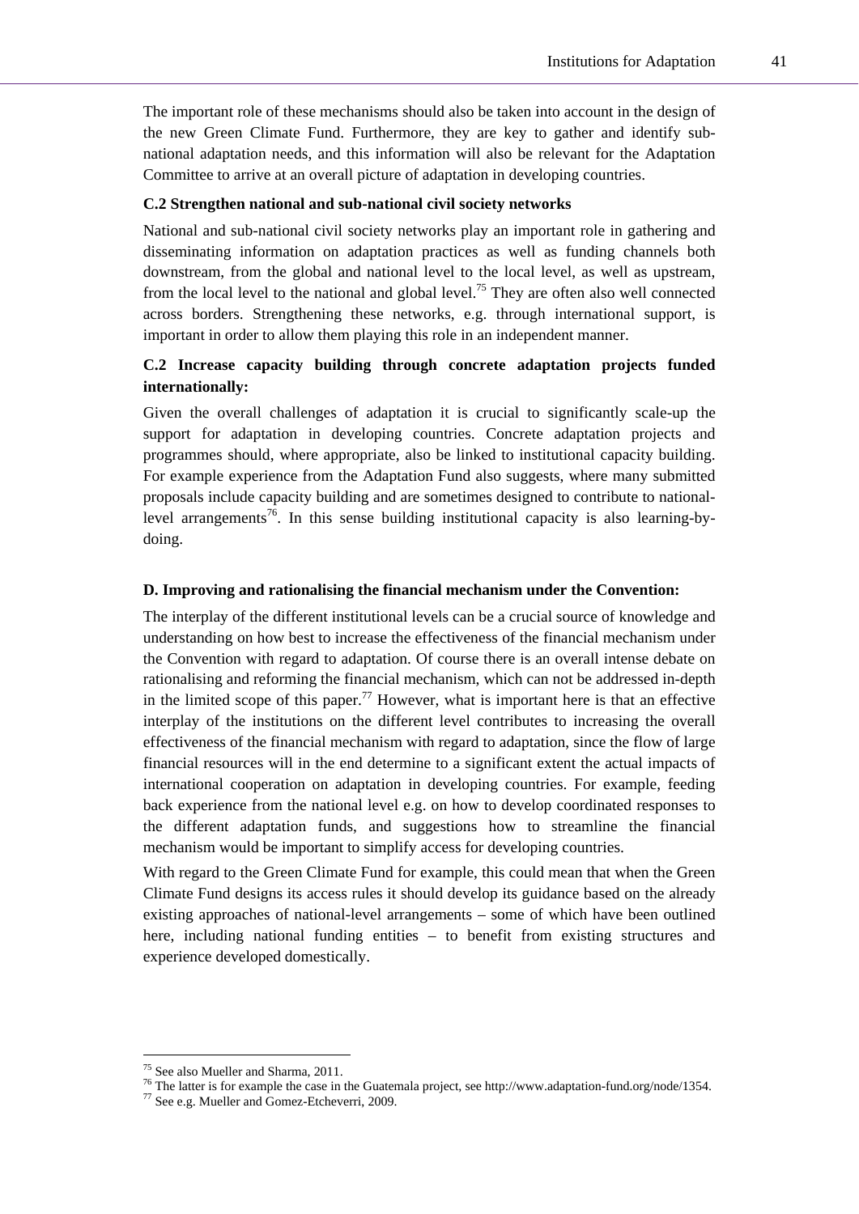The important role of these mechanisms should also be taken into account in the design of the new Green Climate Fund. Furthermore, they are key to gather and identify sub-national adaptation needs, and this information will also be relevant for the Adaptation Committee to arrive at an overall picture of adaptation in developing countries.

#### C.2 Strengthen national and sub-national civil society networks

National and sub-national civil society networks play an important role in gathering and disseminating information on adaptation practices as well as funding channels both downstream, from the global and national level to the local level, as well as upstream, from the local level to the national and global level.[75] They are often also well connected across borders. Strengthening these networks, e.g. through international support, is important in order to allow them playing this role in an independent manner.

#### C.2 Increase capacity building through concrete adaptation projects funded internationally:

Given the overall challenges of adaptation it is crucial to significantly scale-up the support for adaptation in developing countries. Concrete adaptation projects and programmes should, where appropriate, also be linked to institutional capacity building. For example experience from the Adaptation Fund also suggests, where many submitted proposals include capacity building and are sometimes designed to contribute to national-level arrangements[76]. In this sense building institutional capacity is also learning-by-doing.

#### D. Improving and rationalising the financial mechanism under the Convention:

The interplay of the different institutional levels can be a crucial source of knowledge and understanding on how best to increase the effectiveness of the financial mechanism under the Convention with regard to adaptation. Of course there is an overall intense debate on rationalising and reforming the financial mechanism, which can not be addressed in-depth in the limited scope of this paper.[77] However, what is important here is that an effective interplay of the institutions on the different level contributes to increasing the overall effectiveness of the financial mechanism with regard to adaptation, since the flow of large financial resources will in the end determine to a significant extent the actual impacts of international cooperation on adaptation in developing countries. For example, feeding back experience from the national level e.g. on how to develop coordinated responses to the different adaptation funds, and suggestions how to streamline the financial mechanism would be important to simplify access for developing countries.

With regard to the Green Climate Fund for example, this could mean that when the Green Climate Fund designs its access rules it should develop its guidance based on the already existing approaches of national-level arrangements – some of which have been outlined here, including national funding entities – to benefit from existing structures and experience developed domestically.

---

[75] See also Mueller and Sharma, 2011.

[76] The latter is for example the case in the Guatemala project, see http://www.adaptation-fund.org/node/1354.

[77] See e.g. Mueller and Gomez-Etcheverri, 2009.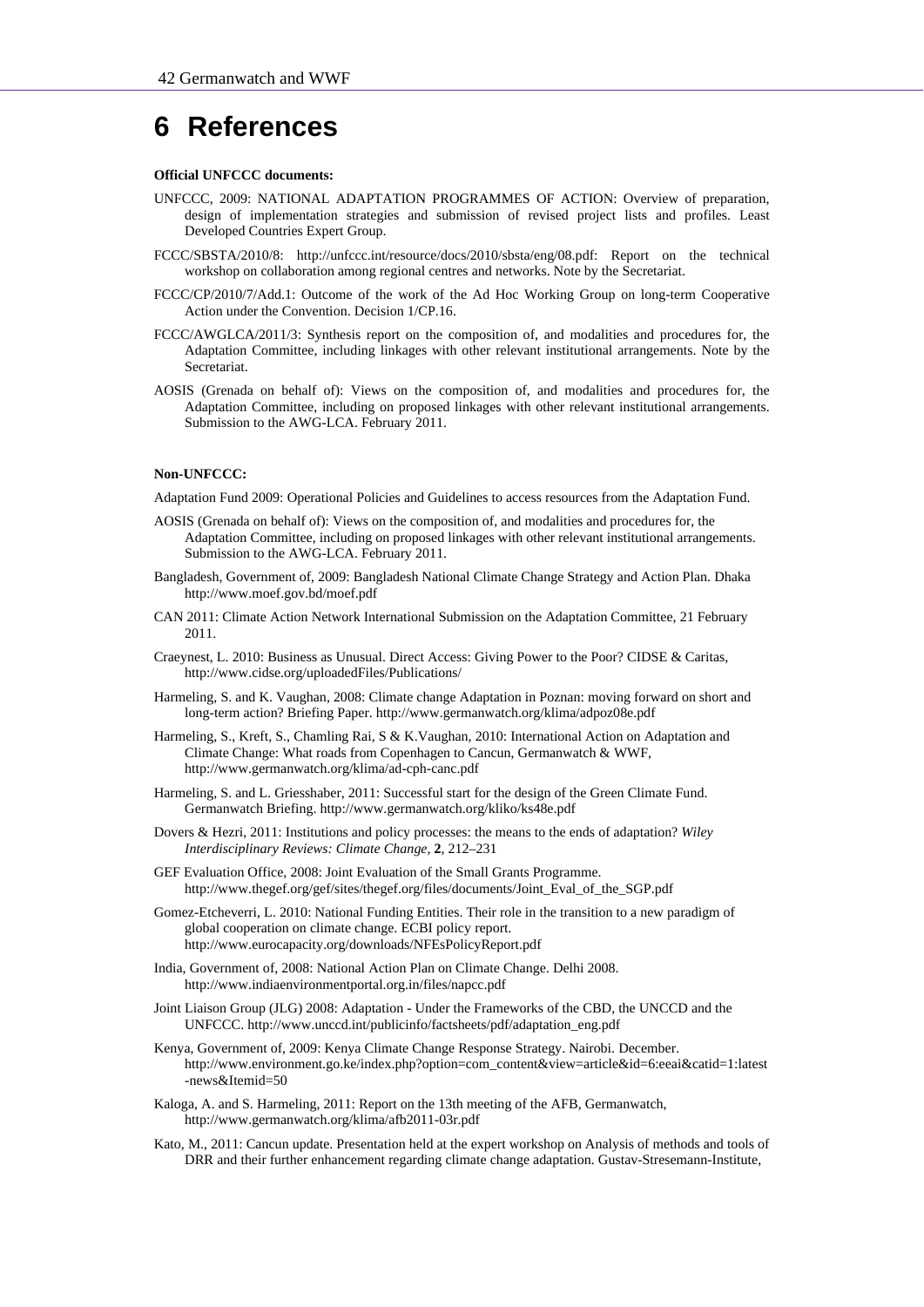# 6 References

**Official UNFCCC documents:**

UNFCCC, 2009: NATIONAL ADAPTATION PROGRAMMES OF ACTION: Overview of preparation, design of implementation strategies and submission of revised project lists and profiles. Least Developed Countries Expert Group.

FCCC/SBSTA/2010/8: http://unfccc.int/resource/docs/2010/sbsta/eng/08.pdf: Report on the technical workshop on collaboration among regional centres and networks. Note by the Secretariat.

FCCC/CP/2010/7/Add.1: Outcome of the work of the Ad Hoc Working Group on long-term Cooperative Action under the Convention. Decision 1/CP.16.

FCCC/AWGLCA/2011/3: Synthesis report on the composition of, and modalities and procedures for, the Adaptation Committee, including linkages with other relevant institutional arrangements. Note by the Secretariat.

AOSIS (Grenada on behalf of): Views on the composition of, and modalities and procedures for, the Adaptation Committee, including on proposed linkages with other relevant institutional arrangements. Submission to the AWG-LCA. February 2011.

**Non-UNFCCC:**

Adaptation Fund 2009: Operational Policies and Guidelines to access resources from the Adaptation Fund.

AOSIS (Grenada on behalf of): Views on the composition of, and modalities and procedures for, the Adaptation Committee, including on proposed linkages with other relevant institutional arrangements. Submission to the AWG-LCA. February 2011.

Bangladesh, Government of, 2009: Bangladesh National Climate Change Strategy and Action Plan. Dhaka http://www.moef.gov.bd/moef.pdf

CAN 2011: Climate Action Network International Submission on the Adaptation Committee, 21 February 2011.

Craeynest, L. 2010: Business as Unusual. Direct Access: Giving Power to the Poor? CIDSE & Caritas, http://www.cidse.org/uploadedFiles/Publications/

Harmeling, S. and K. Vaughan, 2008: Climate change Adaptation in Poznan: moving forward on short and long-term action? Briefing Paper. http://www.germanwatch.org/klima/adpoz08e.pdf

Harmeling, S., Kreft, S., Chamling Rai, S & K.Vaughan, 2010: International Action on Adaptation and Climate Change: What roads from Copenhagen to Cancun, Germanwatch & WWF, http://www.germanwatch.org/klima/ad-cph-canc.pdf

Harmeling, S. and L. Griesshaber, 2011: Successful start for the design of the Green Climate Fund. Germanwatch Briefing. http://www.germanwatch.org/kliko/ks48e.pdf

Dovers & Hezri, 2011: Institutions and policy processes: the means to the ends of adaptation? *Wiley Interdisciplinary Reviews: Climate Change*, **2**, 212–231

GEF Evaluation Office, 2008: Joint Evaluation of the Small Grants Programme. http://www.thegef.org/gef/sites/thegef.org/files/documents/Joint_Eval_of_the_SGP.pdf

Gomez-Etcheverri, L. 2010: National Funding Entities. Their role in the transition to a new paradigm of global cooperation on climate change. ECBI policy report. http://www.eurocapacity.org/downloads/NFEsPolicyReport.pdf

India, Government of, 2008: National Action Plan on Climate Change. Delhi 2008. http://www.indiaenvironmentportal.org.in/files/napcc.pdf

Joint Liaison Group (JLG) 2008: Adaptation - Under the Frameworks of the CBD, the UNCCD and the UNFCCC. http://www.unccd.int/publicinfo/factsheets/pdf/adaptation_eng.pdf

Kenya, Government of, 2009: Kenya Climate Change Response Strategy. Nairobi. December. http://www.environment.go.ke/index.php?option=com_content&view=article&id=6:eeai&catid=1:latest-news&Itemid=50

Kaloga, A. and S. Harmeling, 2011: Report on the 13th meeting of the AFB, Germanwatch, http://www.germanwatch.org/klima/afb2011-03r.pdf

Kato, M., 2011: Cancun update. Presentation held at the expert workshop on Analysis of methods and tools of DRR and their further enhancement regarding climate change adaptation. Gustav-Stresemann-Institute,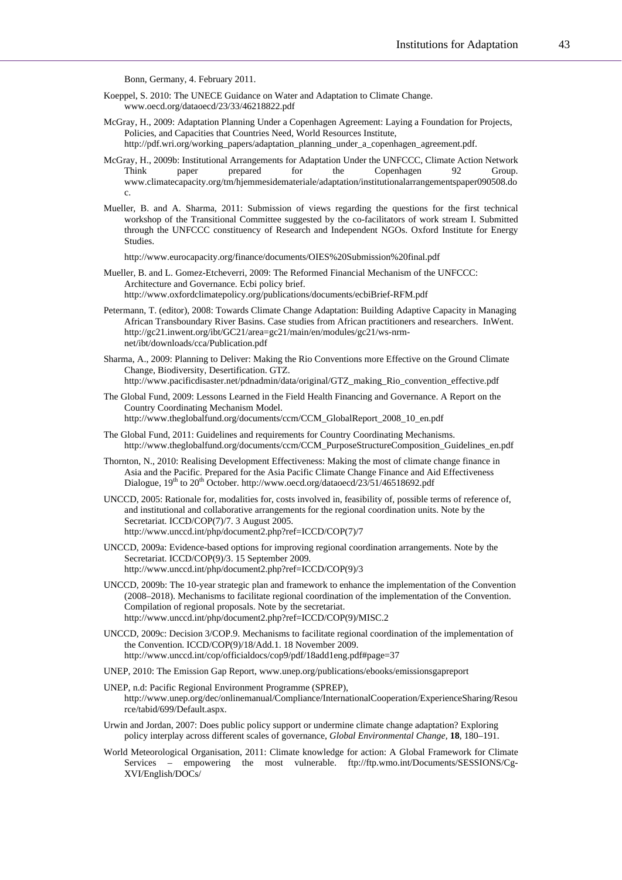Bonn, Germany, 4. February 2011.

Koeppel, S. 2010: The UNECE Guidance on Water and Adaptation to Climate Change. www.oecd.org/dataoecd/23/33/46218822.pdf

McGray, H., 2009: Adaptation Planning Under a Copenhagen Agreement: Laying a Foundation for Projects, Policies, and Capacities that Countries Need, World Resources Institute, http://pdf.wri.org/working_papers/adaptation_planning_under_a_copenhagen_agreement.pdf.

McGray, H., 2009b: Institutional Arrangements for Adaptation Under the UNFCCC, Climate Action Network Think paper prepared for the Copenhagen 92 Group. www.climatecapacity.org/tm/hjemmesidemateriale/adaptation/institutionalarrangementspaper090508.doc.

Mueller, B. and A. Sharma, 2011: Submission of views regarding the questions for the first technical workshop of the Transitional Committee suggested by the co-facilitators of work stream I. Submitted through the UNFCCC constituency of Research and Independent NGOs. Oxford Institute for Energy Studies.

http://www.eurocapacity.org/finance/documents/OIES%20Submission%20final.pdf

Mueller, B. and L. Gomez-Etcheverri, 2009: The Reformed Financial Mechanism of the UNFCCC: Architecture and Governance. Ecbi policy brief. http://www.oxfordclimatepolicy.org/publications/documents/ecbiBrief-RFM.pdf

Petermann, T. (editor), 2008: Towards Climate Change Adaptation: Building Adaptive Capacity in Managing African Transboundary River Basins. Case studies from African practitioners and researchers. InWent. http://gc21.inwent.org/ibt/GC21/area=gc21/main/en/modules/gc21/ws-nrm-net/ibt/downloads/cca/Publication.pdf

Sharma, A., 2009: Planning to Deliver: Making the Rio Conventions more Effective on the Ground Climate Change, Biodiversity, Desertification. GTZ. http://www.pacificdisaster.net/pdnadmin/data/original/GTZ_making_Rio_convention_effective.pdf

The Global Fund, 2009: Lessons Learned in the Field Health Financing and Governance. A Report on the Country Coordinating Mechanism Model. http://www.theglobalfund.org/documents/ccm/CCM_GlobalReport_2008_10_en.pdf

The Global Fund, 2011: Guidelines and requirements for Country Coordinating Mechanisms. http://www.theglobalfund.org/documents/ccm/CCM_PurposeStructureComposition_Guidelines_en.pdf

Thornton, N., 2010: Realising Development Effectiveness: Making the most of climate change finance in Asia and the Pacific. Prepared for the Asia Pacific Climate Change Finance and Aid Effectiveness Dialogue, 19th to 20th October. http://www.oecd.org/dataoecd/23/51/46518692.pdf

UNCCD, 2005: Rationale for, modalities for, costs involved in, feasibility of, possible terms of reference of, and institutional and collaborative arrangements for the regional coordination units. Note by the Secretariat. ICCD/COP(7)/7. 3 August 2005. http://www.unccd.int/php/document2.php?ref=ICCD/COP(7)/7

UNCCD, 2009a: Evidence-based options for improving regional coordination arrangements. Note by the Secretariat. ICCD/COP(9)/3. 15 September 2009. http://www.unccd.int/php/document2.php?ref=ICCD/COP(9)/3

UNCCD, 2009b: The 10-year strategic plan and framework to enhance the implementation of the Convention (2008–2018). Mechanisms to facilitate regional coordination of the implementation of the Convention. Compilation of regional proposals. Note by the secretariat. http://www.unccd.int/php/document2.php?ref=ICCD/COP(9)/MISC.2

UNCCD, 2009c: Decision 3/COP.9. Mechanisms to facilitate regional coordination of the implementation of the Convention. ICCD/COP(9)/18/Add.1. 18 November 2009. http://www.unccd.int/cop/officialdocs/cop9/pdf/18add1eng.pdf#page=37

UNEP, 2010: The Emission Gap Report, www.unep.org/publications/ebooks/emissionsgapreport

UNEP, n.d: Pacific Regional Environment Programme (SPREP), http://www.unep.org/dec/onlinemanual/Compliance/InternationalCooperation/ExperienceSharing/Resource/tabid/699/Default.aspx.

Urwin and Jordan, 2007: Does public policy support or undermine climate change adaptation? Exploring policy interplay across different scales of governance, *Global Environmental Change*, **18**, 180–191.

World Meteorological Organisation, 2011: Climate knowledge for action: A Global Framework for Climate Services – empowering the most vulnerable. ftp://ftp.wmo.int/Documents/SESSIONS/Cg-XVI/English/DOCs/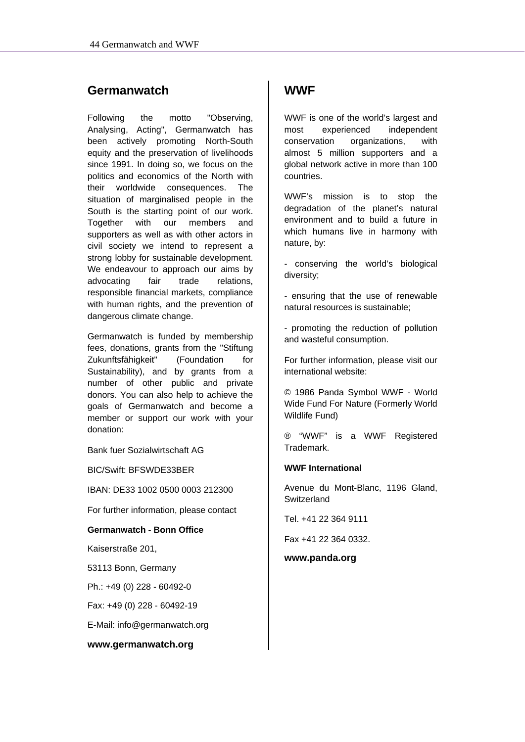## Germanwatch

Following the motto "Observing, Analysing, Acting", Germanwatch has been actively promoting North-South equity and the preservation of livelihoods since 1991. In doing so, we focus on the politics and economics of the North with their worldwide consequences. The situation of marginalised people in the South is the starting point of our work. Together with our members and supporters as well as with other actors in civil society we intend to represent a strong lobby for sustainable development. We endeavour to approach our aims by advocating fair trade relations, responsible financial markets, compliance with human rights, and the prevention of dangerous climate change.

Germanwatch is funded by membership fees, donations, grants from the "Stiftung Zukunftsfähigkeit" (Foundation for Sustainability), and by grants from a number of other public and private donors. You can also help to achieve the goals of Germanwatch and become a member or support our work with your donation:

Bank fuer Sozialwirtschaft AG

BIC/Swift: BFSWDE33BER

IBAN: DE33 1002 0500 0003 212300

For further information, please contact

**Germanwatch - Bonn Office**

Kaiserstraße 201,

53113 Bonn, Germany

Ph.: +49 (0) 228 - 60492-0

Fax: +49 (0) 228 - 60492-19

E-Mail: info@germanwatch.org

**www.germanwatch.org**

## WWF

WWF is one of the world's largest and most experienced independent conservation organizations, with almost 5 million supporters and a global network active in more than 100 countries.

WWF's mission is to stop the degradation of the planet's natural environment and to build a future in which humans live in harmony with nature, by:

- conserving the world's biological diversity;
- ensuring that the use of renewable natural resources is sustainable;
- promoting the reduction of pollution and wasteful consumption.

For further information, please visit our international website:

© 1986 Panda Symbol WWF - World Wide Fund For Nature (Formerly World Wildlife Fund)

® "WWF" is a WWF Registered Trademark.

**WWF International**

Avenue du Mont-Blanc, 1196 Gland, Switzerland

Tel. +41 22 364 9111

Fax +41 22 364 0332.

**www.panda.org**